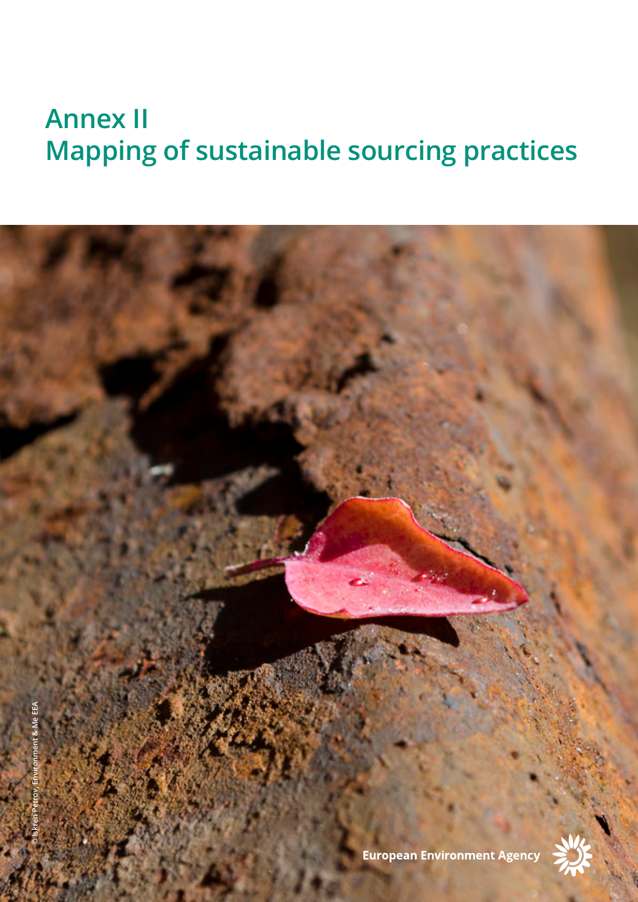# Annex II
# Mapping of sustainable sourcing practices

© Iskren Petrov, Environment & Me EEA

European Environment Agency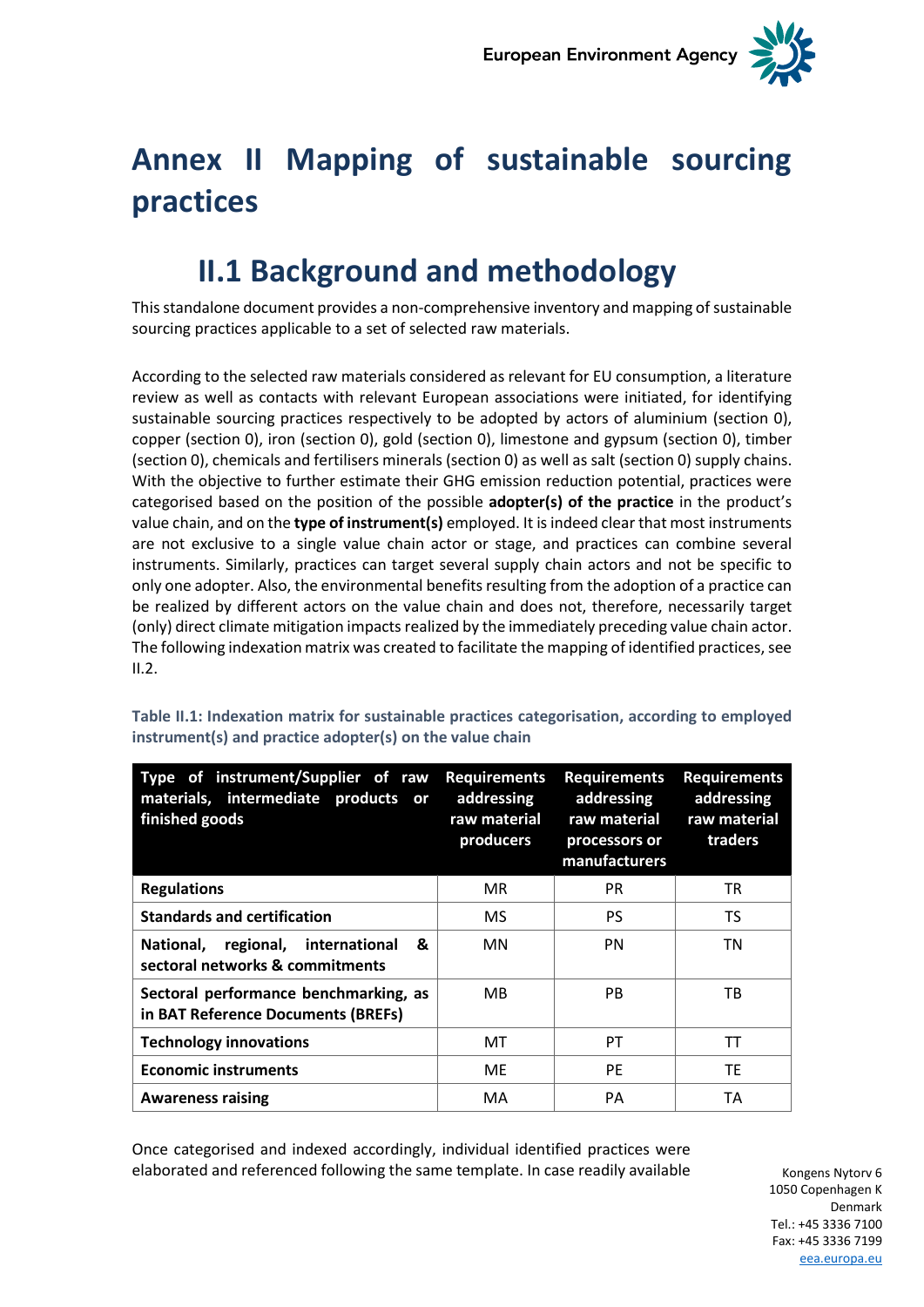# Annex II Mapping of sustainable sourcing practices

## II.1 Background and methodology

This standalone document provides a non-comprehensive inventory and mapping of sustainable sourcing practices applicable to a set of selected raw materials.

According to the selected raw materials considered as relevant for EU consumption, a literature review as well as contacts with relevant European associations were initiated, for identifying sustainable sourcing practices respectively to be adopted by actors of aluminium (section 0), copper (section 0), iron (section 0), gold (section 0), limestone and gypsum (section 0), timber (section 0), chemicals and fertilisers minerals (section 0) as well as salt (section 0) supply chains. With the objective to further estimate their GHG emission reduction potential, practices were categorised based on the position of the possible **adopter(s) of the practice** in the product's value chain, and on the **type of instrument(s)** employed. It is indeed clear that most instruments are not exclusive to a single value chain actor or stage, and practices can combine several instruments. Similarly, practices can target several supply chain actors and not be specific to only one adopter. Also, the environmental benefits resulting from the adoption of a practice can be realized by different actors on the value chain and does not, therefore, necessarily target (only) direct climate mitigation impacts realized by the immediately preceding value chain actor. The following indexation matrix was created to facilitate the mapping of identified practices, see II.2.

**Table II.1: Indexation matrix for sustainable practices categorisation, according to employed instrument(s) and practice adopter(s) on the value chain**

| Type of instrument/Supplier of raw materials, intermediate products or finished goods | Requirements addressing raw material producers | Requirements addressing raw material processors or manufacturers | Requirements addressing raw material traders |
|---|---|---|---|
| **Regulations** | MR | PR | TR |
| **Standards and certification** | MS | PS | TS |
| **National, regional, international & sectoral networks & commitments** | MN | PN | TN |
| **Sectoral performance benchmarking, as in BAT Reference Documents (BREFs)** | MB | PB | TB |
| **Technology innovations** | MT | PT | TT |
| **Economic instruments** | ME | PE | TE |
| **Awareness raising** | MA | PA | TA |

Once categorised and indexed accordingly, individual identified practices were elaborated and referenced following the same template. In case readily available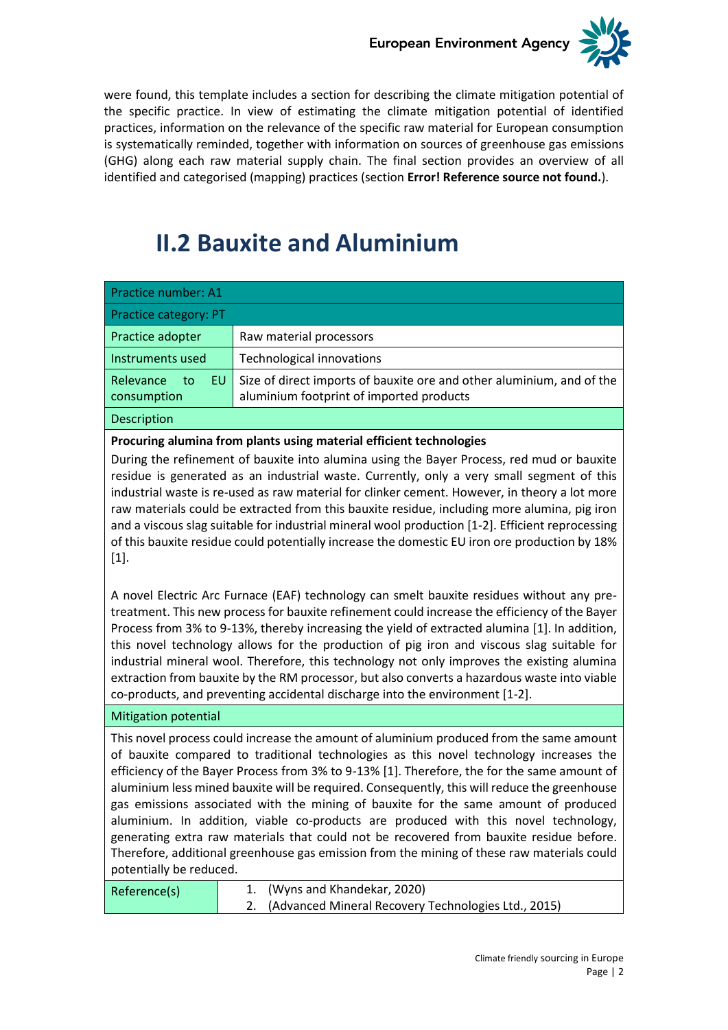were found, this template includes a section for describing the climate mitigation potential of the specific practice. In view of estimating the climate mitigation potential of identified practices, information on the relevance of the specific raw material for European consumption is systematically reminded, together with information on sources of greenhouse gas emissions (GHG) along each raw material supply chain. The final section provides an overview of all identified and categorised (mapping) practices (section **Error! Reference source not found.**).

# II.2 Bauxite and Aluminium

| Practice number: A1 | |
|---|---|
| Practice category: PT | |
| Practice adopter | Raw material processors |
| Instruments used | Technological innovations |
| Relevance to EU consumption | Size of direct imports of bauxite ore and other aluminium, and of the aluminium footprint of imported products |
| Description | |
| **Procuring alumina from plants using material efficient technologies**<br>During the refinement of bauxite into alumina using the Bayer Process, red mud or bauxite residue is generated as an industrial waste. Currently, only a very small segment of this industrial waste is re-used as raw material for clinker cement. However, in theory a lot more raw materials could be extracted from this bauxite residue, including more alumina, pig iron and a viscous slag suitable for industrial mineral wool production [1-2]. Efficient reprocessing of this bauxite residue could potentially increase the domestic EU iron ore production by 18% [1].<br><br>A novel Electric Arc Furnace (EAF) technology can smelt bauxite residues without any pre-treatment. This new process for bauxite refinement could increase the efficiency of the Bayer Process from 3% to 9-13%, thereby increasing the yield of extracted alumina [1]. In addition, this novel technology allows for the production of pig iron and viscous slag suitable for industrial mineral wool. Therefore, this technology not only improves the existing alumina extraction from bauxite by the RM processor, but also converts a hazardous waste into viable co-products, and preventing accidental discharge into the environment [1-2]. | |
| Mitigation potential | |
| This novel process could increase the amount of aluminium produced from the same amount of bauxite compared to traditional technologies as this novel technology increases the efficiency of the Bayer Process from 3% to 9-13% [1]. Therefore, the for the same amount of aluminium less mined bauxite will be required. Consequently, this will reduce the greenhouse gas emissions associated with the mining of bauxite for the same amount of produced aluminium. In addition, viable co-products are produced with this novel technology, generating extra raw materials that could not be recovered from bauxite residue before. Therefore, additional greenhouse gas emission from the mining of these raw materials could potentially be reduced. | |
| Reference(s) | 1. (Wyns and Khandekar, 2020)<br>2. (Advanced Mineral Recovery Technologies Ltd., 2015) |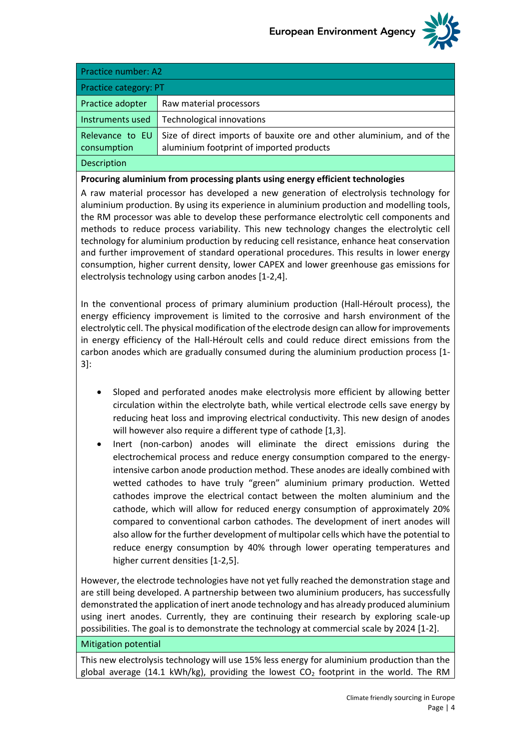| Practice number: A2 | |
|---|---|
| Practice category: PT | |
| Practice adopter | Raw material processors |
| Instruments used | Technological innovations |
| Relevance to EU consumption | Size of direct imports of bauxite ore and other aluminium, and of the aluminium footprint of imported products |

**Description**

**Procuring aluminium from processing plants using energy efficient technologies**

A raw material processor has developed a new generation of electrolysis technology for aluminium production. By using its experience in aluminium production and modelling tools, the RM processor was able to develop these performance electrolytic cell components and methods to reduce process variability. This new technology changes the electrolytic cell technology for aluminium production by reducing cell resistance, enhance heat conservation and further improvement of standard operational procedures. This results in lower energy consumption, higher current density, lower CAPEX and lower greenhouse gas emissions for electrolysis technology using carbon anodes [1-2,4].

In the conventional process of primary aluminium production (Hall-Héroult process), the energy efficiency improvement is limited to the corrosive and harsh environment of the electrolytic cell. The physical modification of the electrode design can allow for improvements in energy efficiency of the Hall-Héroult cells and could reduce direct emissions from the carbon anodes which are gradually consumed during the aluminium production process [1-3]:

- Sloped and perforated anodes make electrolysis more efficient by allowing better circulation within the electrolyte bath, while vertical electrode cells save energy by reducing heat loss and improving electrical conductivity. This new design of anodes will however also require a different type of cathode [1,3].
- Inert (non-carbon) anodes will eliminate the direct emissions during the electrochemical process and reduce energy consumption compared to the energy-intensive carbon anode production method. These anodes are ideally combined with wetted cathodes to have truly "green" aluminium primary production. Wetted cathodes improve the electrical contact between the molten aluminium and the cathode, which will allow for reduced energy consumption of approximately 20% compared to conventional carbon cathodes. The development of inert anodes will also allow for the further development of multipolar cells which have the potential to reduce energy consumption by 40% through lower operating temperatures and higher current densities [1-2,5].

However, the electrode technologies have not yet fully reached the demonstration stage and are still being developed. A partnership between two aluminium producers, has successfully demonstrated the application of inert anode technology and has already produced aluminium using inert anodes. Currently, they are continuing their research by exploring scale-up possibilities. The goal is to demonstrate the technology at commercial scale by 2024 [1-2].

**Mitigation potential**

This new electrolysis technology will use 15% less energy for aluminium production than the global average (14.1 kWh/kg), providing the lowest $CO_2$ footprint in the world. The RM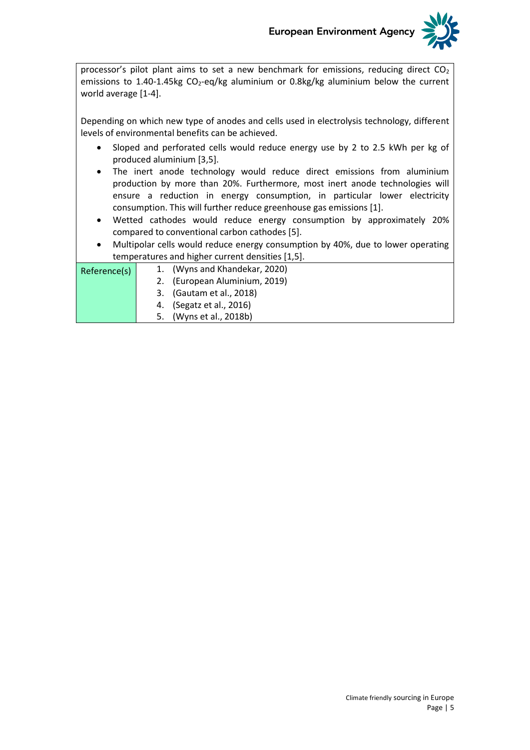processor's pilot plant aims to set a new benchmark for emissions, reducing direct $CO_2$ emissions to 1.40-1.45kg $CO_2$-eq/kg aluminium or 0.8kg/kg aluminium below the current world average [1-4].

Depending on which new type of anodes and cells used in electrolysis technology, different levels of environmental benefits can be achieved.

- Sloped and perforated cells would reduce energy use by 2 to 2.5 kWh per kg of produced aluminium [3,5].
- The inert anode technology would reduce direct emissions from aluminium production by more than 20%. Furthermore, most inert anode technologies will ensure a reduction in energy consumption, in particular lower electricity consumption. This will further reduce greenhouse gas emissions [1].
- Wetted cathodes would reduce energy consumption by approximately 20% compared to conventional carbon cathodes [5].
- Multipolar cells would reduce energy consumption by 40%, due to lower operating temperatures and higher current densities [1,5].

| Reference(s) | 1. (Wyns and Khandekar, 2020)<br>2. (European Aluminium, 2019)<br>3. (Gautam et al., 2018)<br>4. (Segatz et al., 2016)<br>5. (Wyns et al., 2018b) |
|---|---|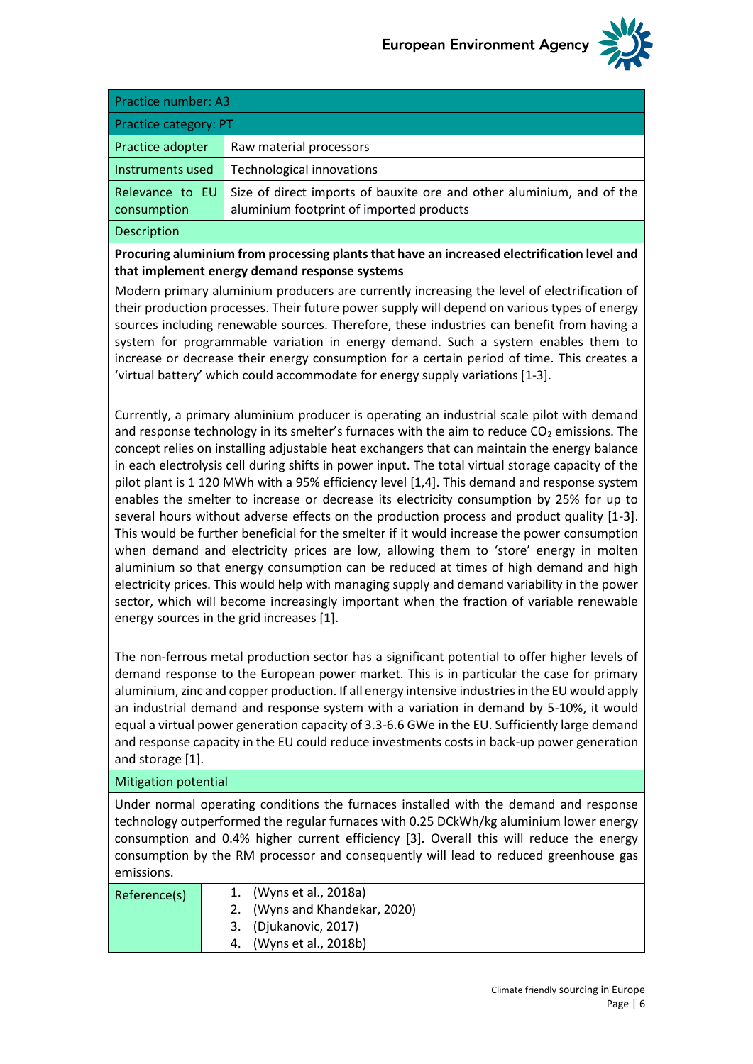| Practice number: A3 | |
|---|---|
| Practice category: PT | |
| Practice adopter | Raw material processors |
| Instruments used | Technological innovations |
| Relevance to EU consumption | Size of direct imports of bauxite ore and other aluminium, and of the aluminium footprint of imported products |

**Description**

**Procuring aluminium from processing plants that have an increased electrification level and that implement energy demand response systems**

Modern primary aluminium producers are currently increasing the level of electrification of their production processes. Their future power supply will depend on various types of energy sources including renewable sources. Therefore, these industries can benefit from having a system for programmable variation in energy demand. Such a system enables them to increase or decrease their energy consumption for a certain period of time. This creates a 'virtual battery' which could accommodate for energy supply variations [1-3].

Currently, a primary aluminium producer is operating an industrial scale pilot with demand and response technology in its smelter's furnaces with the aim to reduce $CO_2$ emissions. The concept relies on installing adjustable heat exchangers that can maintain the energy balance in each electrolysis cell during shifts in power input. The total virtual storage capacity of the pilot plant is 1 120 MWh with a 95% efficiency level [1,4]. This demand and response system enables the smelter to increase or decrease its electricity consumption by 25% for up to several hours without adverse effects on the production process and product quality [1-3]. This would be further beneficial for the smelter if it would increase the power consumption when demand and electricity prices are low, allowing them to 'store' energy in molten aluminium so that energy consumption can be reduced at times of high demand and high electricity prices. This would help with managing supply and demand variability in the power sector, which will become increasingly important when the fraction of variable renewable energy sources in the grid increases [1].

The non-ferrous metal production sector has a significant potential to offer higher levels of demand response to the European power market. This is in particular the case for primary aluminium, zinc and copper production. If all energy intensive industries in the EU would apply an industrial demand and response system with a variation in demand by 5-10%, it would equal a virtual power generation capacity of 3.3-6.6 GWe in the EU. Sufficiently large demand and response capacity in the EU could reduce investments costs in back-up power generation and storage [1].

**Mitigation potential**

Under normal operating conditions the furnaces installed with the demand and response technology outperformed the regular furnaces with 0.25 DCkWh/kg aluminium lower energy consumption and 0.4% higher current efficiency [3]. Overall this will reduce the energy consumption by the RM processor and consequently will lead to reduced greenhouse gas emissions.

| Reference(s) | 1. (Wyns et al., 2018a)<br>2. (Wyns and Khandekar, 2020)<br>3. (Djukanovic, 2017)<br>4. (Wyns et al., 2018b) |
|---|---|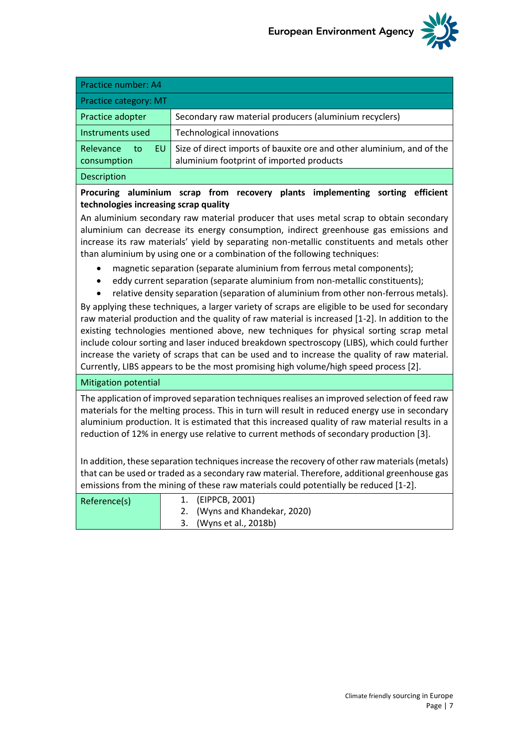| Practice number: A4 | |
|---|---|
| Practice category: MT | |
| Practice adopter | Secondary raw material producers (aluminium recyclers) |
| Instruments used | Technological innovations |
| Relevance to EU consumption | Size of direct imports of bauxite ore and other aluminium, and of the aluminium footprint of imported products |

**Description**

**Procuring aluminium scrap from recovery plants implementing sorting efficient technologies increasing scrap quality**

An aluminium secondary raw material producer that uses metal scrap to obtain secondary aluminium can decrease its energy consumption, indirect greenhouse gas emissions and increase its raw materials' yield by separating non-metallic constituents and metals other than aluminium by using one or a combination of the following techniques:

- magnetic separation (separate aluminium from ferrous metal components);
- eddy current separation (separate aluminium from non-metallic constituents);
- relative density separation (separation of aluminium from other non-ferrous metals).

By applying these techniques, a larger variety of scraps are eligible to be used for secondary raw material production and the quality of raw material is increased [1-2]. In addition to the existing technologies mentioned above, new techniques for physical sorting scrap metal include colour sorting and laser induced breakdown spectroscopy (LIBS), which could further increase the variety of scraps that can be used and to increase the quality of raw material. Currently, LIBS appears to be the most promising high volume/high speed process [2].

**Mitigation potential**

The application of improved separation techniques realises an improved selection of feed raw materials for the melting process. This in turn will result in reduced energy use in secondary aluminium production. It is estimated that this increased quality of raw material results in a reduction of 12% in energy use relative to current methods of secondary production [3].

In addition, these separation techniques increase the recovery of other raw materials (metals) that can be used or traded as a secondary raw material. Therefore, additional greenhouse gas emissions from the mining of these raw materials could potentially be reduced [1-2].

| Reference(s) | 1. (EIPPCB, 2001)<br>2. (Wyns and Khandekar, 2020)<br>3. (Wyns et al., 2018b) |
|---|---|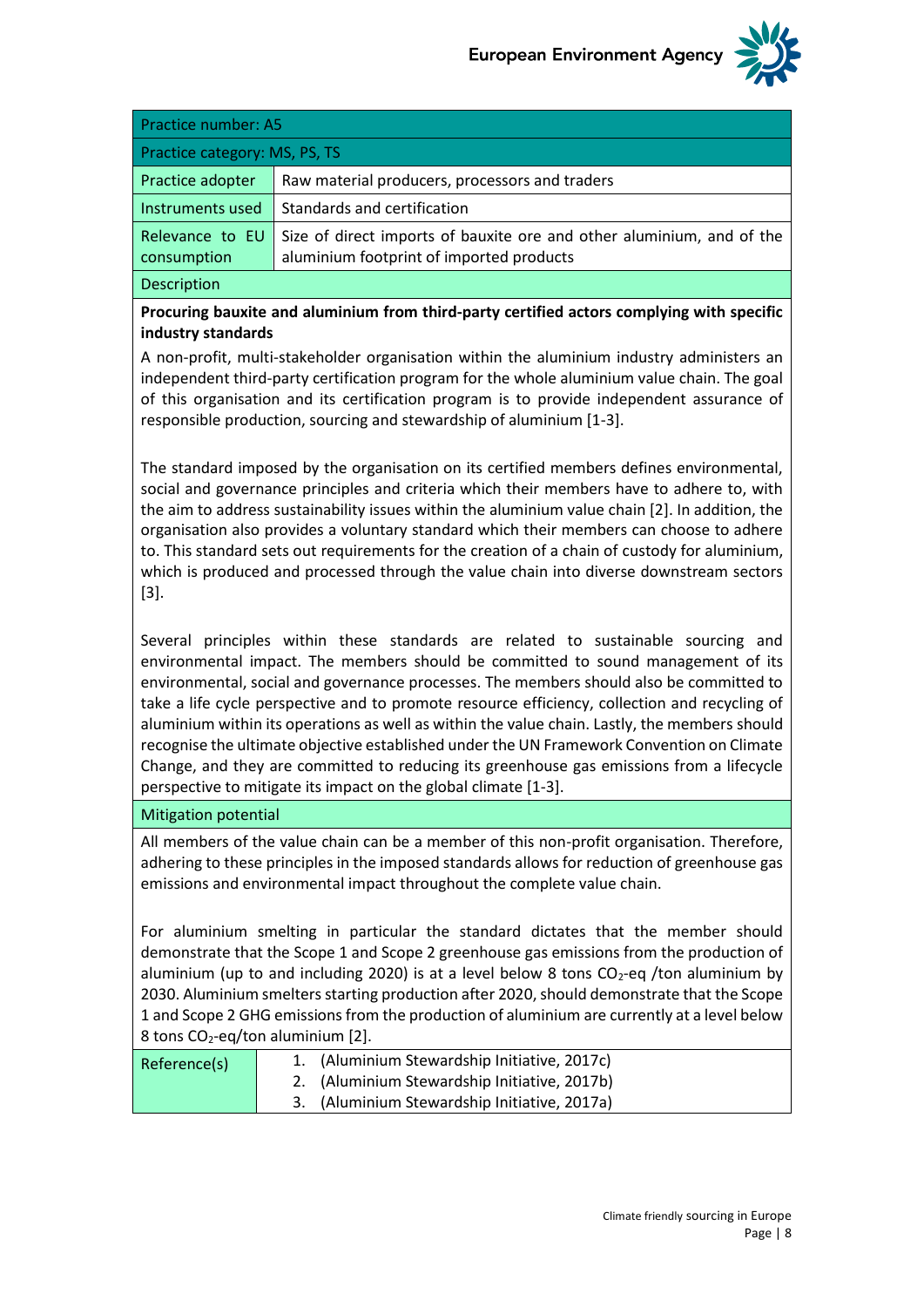| Practice number: A5 | |
|---|---|
| Practice category: MS, PS, TS | |
| Practice adopter | Raw material producers, processors and traders |
| Instruments used | Standards and certification |
| Relevance to EU consumption | Size of direct imports of bauxite ore and other aluminium, and of the aluminium footprint of imported products |

**Description**

**Procuring bauxite and aluminium from third-party certified actors complying with specific industry standards**

A non-profit, multi-stakeholder organisation within the aluminium industry administers an independent third-party certification program for the whole aluminium value chain. The goal of this organisation and its certification program is to provide independent assurance of responsible production, sourcing and stewardship of aluminium [1-3].

The standard imposed by the organisation on its certified members defines environmental, social and governance principles and criteria which their members have to adhere to, with the aim to address sustainability issues within the aluminium value chain [2]. In addition, the organisation also provides a voluntary standard which their members can choose to adhere to. This standard sets out requirements for the creation of a chain of custody for aluminium, which is produced and processed through the value chain into diverse downstream sectors [3].

Several principles within these standards are related to sustainable sourcing and environmental impact. The members should be committed to sound management of its environmental, social and governance processes. The members should also be committed to take a life cycle perspective and to promote resource efficiency, collection and recycling of aluminium within its operations as well as within the value chain. Lastly, the members should recognise the ultimate objective established under the UN Framework Convention on Climate Change, and they are committed to reducing its greenhouse gas emissions from a lifecycle perspective to mitigate its impact on the global climate [1-3].

**Mitigation potential**

All members of the value chain can be a member of this non-profit organisation. Therefore, adhering to these principles in the imposed standards allows for reduction of greenhouse gas emissions and environmental impact throughout the complete value chain.

For aluminium smelting in particular the standard dictates that the member should demonstrate that the Scope 1 and Scope 2 greenhouse gas emissions from the production of aluminium (up to and including 2020) is at a level below 8 tons $CO_2$-eq /ton aluminium by 2030. Aluminium smelters starting production after 2020, should demonstrate that the Scope 1 and Scope 2 GHG emissions from the production of aluminium are currently at a level below 8 tons $CO_2$-eq/ton aluminium [2].

| Reference(s) | 1. (Aluminium Stewardship Initiative, 2017c)<br>2. (Aluminium Stewardship Initiative, 2017b)<br>3. (Aluminium Stewardship Initiative, 2017a) |
|---|---|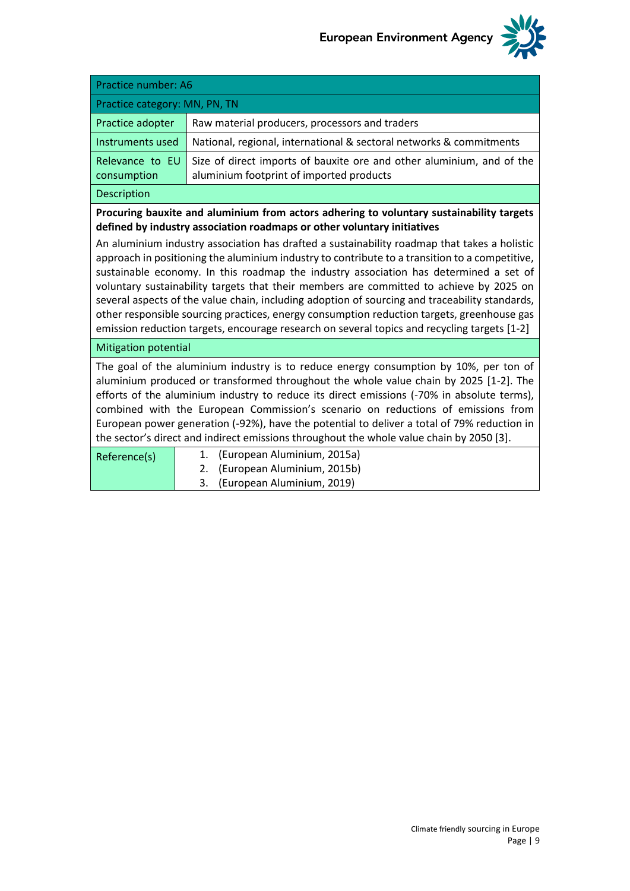| Practice number: A6 | |
|---|---|
| Practice category: MN, PN, TN | |
| Practice adopter | Raw material producers, processors and traders |
| Instruments used | National, regional, international & sectoral networks & commitments |
| Relevance to EU consumption | Size of direct imports of bauxite ore and other aluminium, and of the aluminium footprint of imported products |

**Description**

**Procuring bauxite and aluminium from actors adhering to voluntary sustainability targets defined by industry association roadmaps or other voluntary initiatives**

An aluminium industry association has drafted a sustainability roadmap that takes a holistic approach in positioning the aluminium industry to contribute to a transition to a competitive, sustainable economy. In this roadmap the industry association has determined a set of voluntary sustainability targets that their members are committed to achieve by 2025 on several aspects of the value chain, including adoption of sourcing and traceability standards, other responsible sourcing practices, energy consumption reduction targets, greenhouse gas emission reduction targets, encourage research on several topics and recycling targets [1-2]

**Mitigation potential**

The goal of the aluminium industry is to reduce energy consumption by 10%, per ton of aluminium produced or transformed throughout the whole value chain by 2025 [1-2]. The efforts of the aluminium industry to reduce its direct emissions (-70% in absolute terms), combined with the European Commission's scenario on reductions of emissions from European power generation (-92%), have the potential to deliver a total of 79% reduction in the sector's direct and indirect emissions throughout the whole value chain by 2050 [3].

**Reference(s)**

1. (European Aluminium, 2015a)
2. (European Aluminium, 2015b)
3. (European Aluminium, 2019)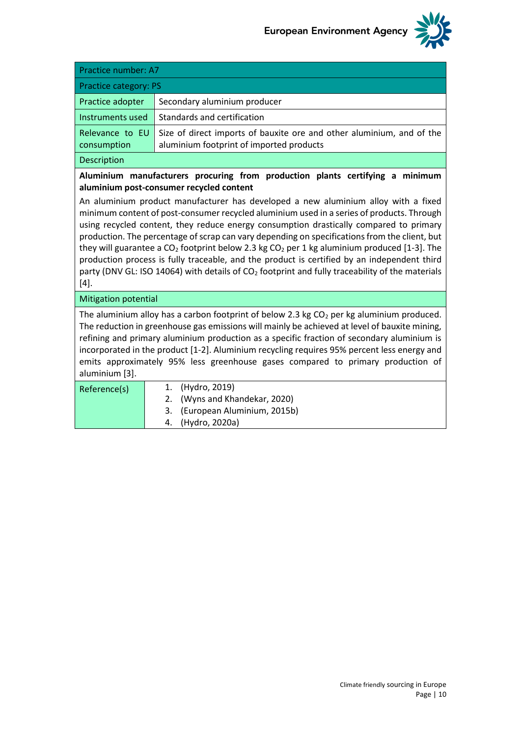| Practice number: A7 | |
|---|---|
| Practice category: PS | |
| Practice adopter | Secondary aluminium producer |
| Instruments used | Standards and certification |
| Relevance to EU consumption | Size of direct imports of bauxite ore and other aluminium, and of the aluminium footprint of imported products |

**Description**

**Aluminium manufacturers procuring from production plants certifying a minimum aluminium post-consumer recycled content**

An aluminium product manufacturer has developed a new aluminium alloy with a fixed minimum content of post-consumer recycled aluminium used in a series of products. Through using recycled content, they reduce energy consumption drastically compared to primary production. The percentage of scrap can vary depending on specifications from the client, but they will guarantee a $CO_2$ footprint below 2.3 kg $CO_2$ per 1 kg aluminium produced [1-3]. The production process is fully traceable, and the product is certified by an independent third party (DNV GL: ISO 14064) with details of $CO_2$ footprint and fully traceability of the materials [4].

**Mitigation potential**

The aluminium alloy has a carbon footprint of below 2.3 kg $CO_2$ per kg aluminium produced. The reduction in greenhouse gas emissions will mainly be achieved at level of bauxite mining, refining and primary aluminium production as a specific fraction of secondary aluminium is incorporated in the product [1-2]. Aluminium recycling requires 95% percent less energy and emits approximately 95% less greenhouse gases compared to primary production of aluminium [3].

| Reference(s) | 1. (Hydro, 2019)<br>2. (Wyns and Khandekar, 2020)<br>3. (European Aluminium, 2015b)<br>4. (Hydro, 2020a) |
|---|---|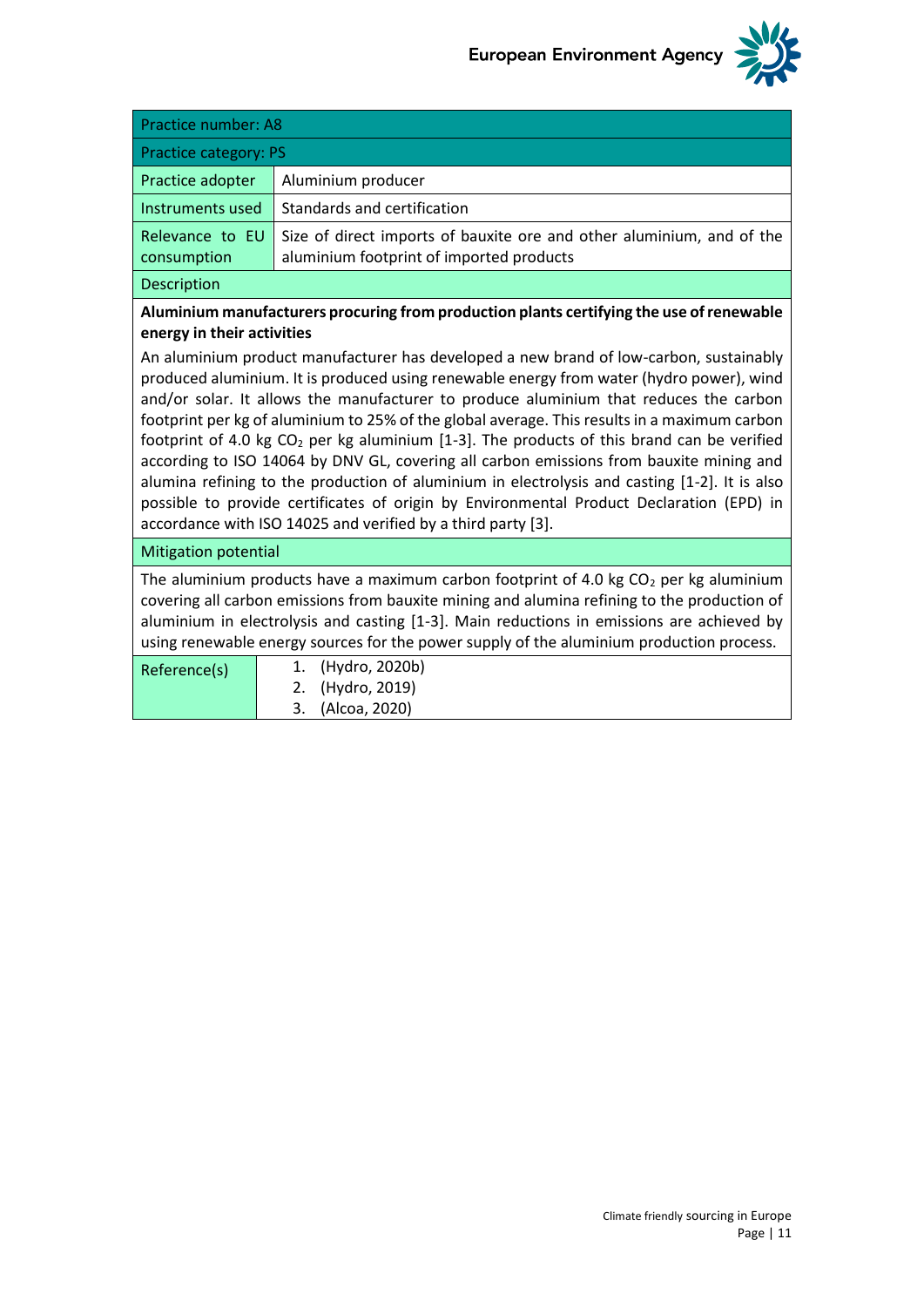| Practice number: A8 | |
|---|---|
| Practice category: PS | |
| Practice adopter | Aluminium producer |
| Instruments used | Standards and certification |
| Relevance to EU consumption | Size of direct imports of bauxite ore and other aluminium, and of the aluminium footprint of imported products |

**Description**

**Aluminium manufacturers procuring from production plants certifying the use of renewable energy in their activities**

An aluminium product manufacturer has developed a new brand of low-carbon, sustainably produced aluminium. It is produced using renewable energy from water (hydro power), wind and/or solar. It allows the manufacturer to produce aluminium that reduces the carbon footprint per kg of aluminium to 25% of the global average. This results in a maximum carbon footprint of 4.0 kg $CO_2$ per kg aluminium [1-3]. The products of this brand can be verified according to ISO 14064 by DNV GL, covering all carbon emissions from bauxite mining and alumina refining to the production of aluminium in electrolysis and casting [1-2]. It is also possible to provide certificates of origin by Environmental Product Declaration (EPD) in accordance with ISO 14025 and verified by a third party [3].

**Mitigation potential**

The aluminium products have a maximum carbon footprint of 4.0 kg $CO_2$ per kg aluminium covering all carbon emissions from bauxite mining and alumina refining to the production of aluminium in electrolysis and casting [1-3]. Main reductions in emissions are achieved by using renewable energy sources for the power supply of the aluminium production process.

**Reference(s)**

1. (Hydro, 2020b)
2. (Hydro, 2019)
3. (Alcoa, 2020)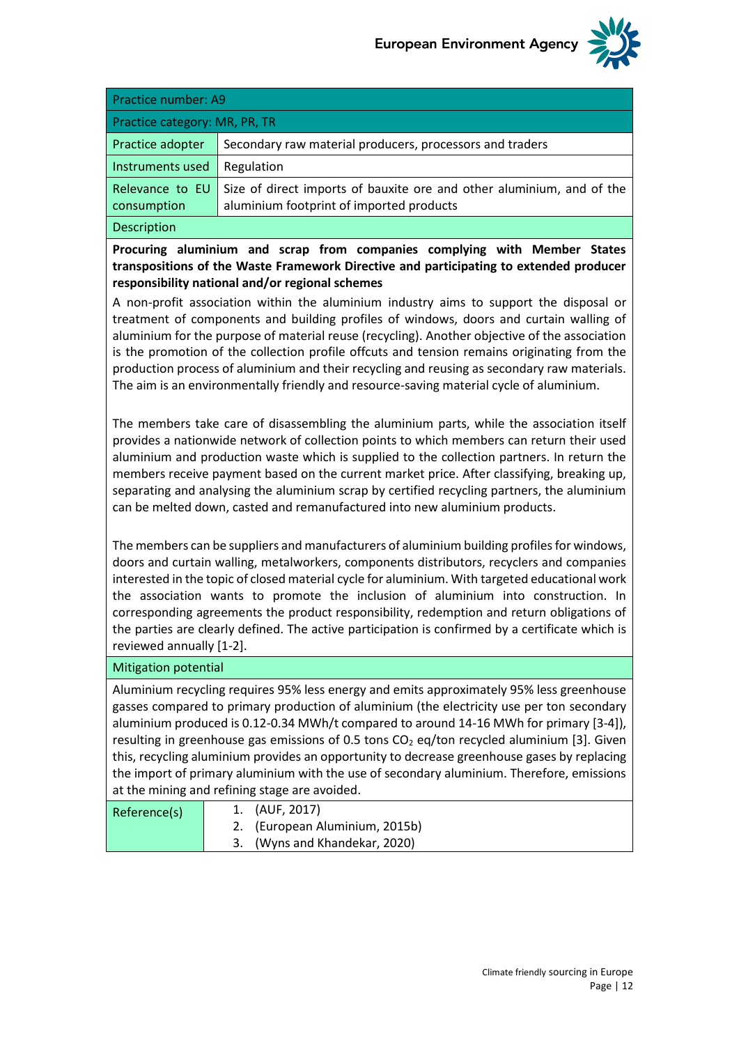| Practice number: A9 | |
|---|---|
| Practice category: MR, PR, TR | |
| Practice adopter | Secondary raw material producers, processors and traders |
| Instruments used | Regulation |
| Relevance to EU consumption | Size of direct imports of bauxite ore and other aluminium, and of the aluminium footprint of imported products |

**Description**

**Procuring aluminium and scrap from companies complying with Member States transpositions of the Waste Framework Directive and participating to extended producer responsibility national and/or regional schemes**

A non-profit association within the aluminium industry aims to support the disposal or treatment of components and building profiles of windows, doors and curtain walling of aluminium for the purpose of material reuse (recycling). Another objective of the association is the promotion of the collection profile offcuts and tension remains originating from the production process of aluminium and their recycling and reusing as secondary raw materials. The aim is an environmentally friendly and resource-saving material cycle of aluminium.

The members take care of disassembling the aluminium parts, while the association itself provides a nationwide network of collection points to which members can return their used aluminium and production waste which is supplied to the collection partners. In return the members receive payment based on the current market price. After classifying, breaking up, separating and analysing the aluminium scrap by certified recycling partners, the aluminium can be melted down, casted and remanufactured into new aluminium products.

The members can be suppliers and manufacturers of aluminium building profiles for windows, doors and curtain walling, metalworkers, components distributors, recyclers and companies interested in the topic of closed material cycle for aluminium. With targeted educational work the association wants to promote the inclusion of aluminium into construction. In corresponding agreements the product responsibility, redemption and return obligations of the parties are clearly defined. The active participation is confirmed by a certificate which is reviewed annually [1-2].

**Mitigation potential**

Aluminium recycling requires 95% less energy and emits approximately 95% less greenhouse gasses compared to primary production of aluminium (the electricity use per ton secondary aluminium produced is 0.12-0.34 MWh/t compared to around 14-16 MWh for primary [3-4]), resulting in greenhouse gas emissions of 0.5 tons $CO_2$ eq/ton recycled aluminium [3]. Given this, recycling aluminium provides an opportunity to decrease greenhouse gases by replacing the import of primary aluminium with the use of secondary aluminium. Therefore, emissions at the mining and refining stage are avoided.

| Reference(s) | 1. (AUF, 2017)<br>2. (European Aluminium, 2015b)<br>3. (Wyns and Khandekar, 2020) |
|---|---|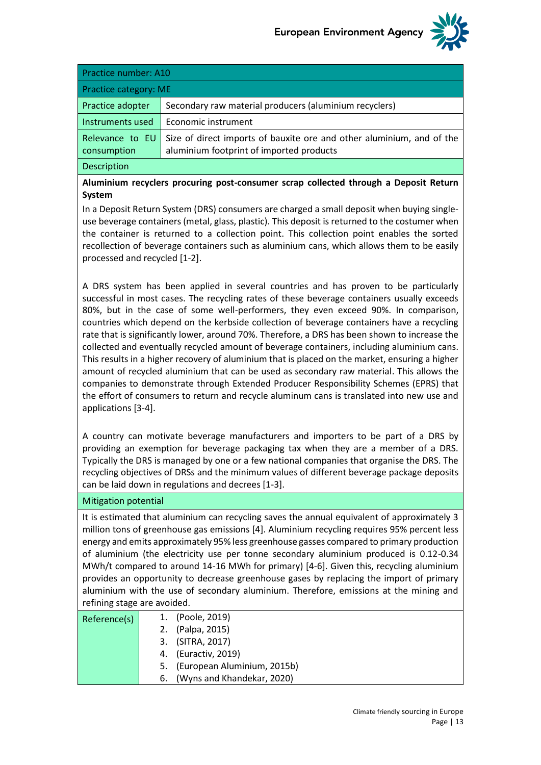| Practice number: A10 | |
|---|---|
| Practice category: ME | |
| Practice adopter | Secondary raw material producers (aluminium recyclers) |
| Instruments used | Economic instrument |
| Relevance to EU consumption | Size of direct imports of bauxite ore and other aluminium, and of the aluminium footprint of imported products |

**Description**

**Aluminium recyclers procuring post-consumer scrap collected through a Deposit Return System**

In a Deposit Return System (DRS) consumers are charged a small deposit when buying single-use beverage containers (metal, glass, plastic). This deposit is returned to the costumer when the container is returned to a collection point. This collection point enables the sorted recollection of beverage containers such as aluminium cans, which allows them to be easily processed and recycled [1-2].

A DRS system has been applied in several countries and has proven to be particularly successful in most cases. The recycling rates of these beverage containers usually exceeds 80%, but in the case of some well-performers, they even exceed 90%. In comparison, countries which depend on the kerbside collection of beverage containers have a recycling rate that is significantly lower, around 70%. Therefore, a DRS has been shown to increase the collected and eventually recycled amount of beverage containers, including aluminium cans. This results in a higher recovery of aluminium that is placed on the market, ensuring a higher amount of recycled aluminium that can be used as secondary raw material. This allows the companies to demonstrate through Extended Producer Responsibility Schemes (EPRS) that the effort of consumers to return and recycle aluminum cans is translated into new use and applications [3-4].

A country can motivate beverage manufacturers and importers to be part of a DRS by providing an exemption for beverage packaging tax when they are a member of a DRS. Typically the DRS is managed by one or a few national companies that organise the DRS. The recycling objectives of DRSs and the minimum values of different beverage package deposits can be laid down in regulations and decrees [1-3].

**Mitigation potential**

It is estimated that aluminium can recycling saves the annual equivalent of approximately 3 million tons of greenhouse gas emissions [4]. Aluminium recycling requires 95% percent less energy and emits approximately 95% less greenhouse gasses compared to primary production of aluminium (the electricity use per tonne secondary aluminium produced is 0.12-0.34 MWh/t compared to around 14-16 MWh for primary) [4-6]. Given this, recycling aluminium provides an opportunity to decrease greenhouse gases by replacing the import of primary aluminium with the use of secondary aluminium. Therefore, emissions at the mining and refining stage are avoided.

**Reference(s)**

1. (Poole, 2019)
2. (Palpa, 2015)
3. (SITRA, 2017)
4. (Euractiv, 2019)
5. (European Aluminium, 2015b)
6. (Wyns and Khandekar, 2020)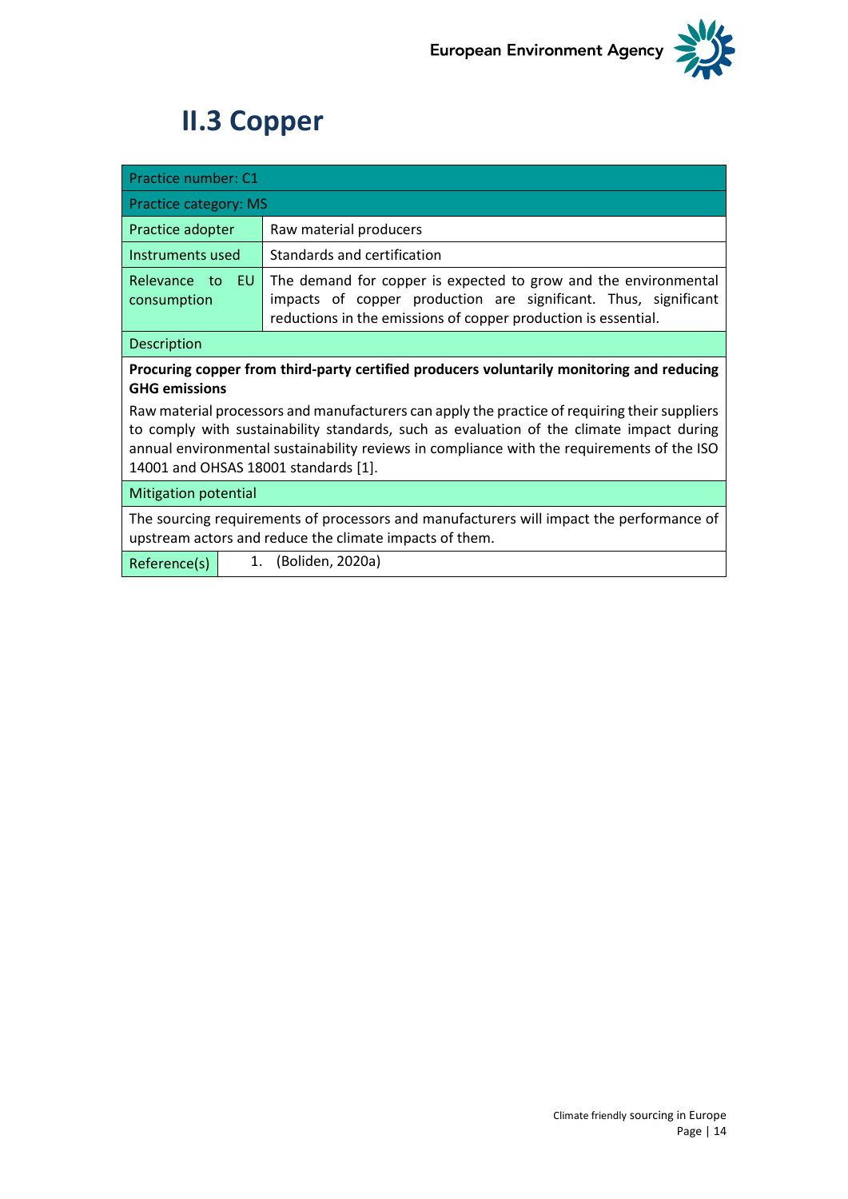## II.3 Copper

| Practice number: C1 | |
|---|---|
| Practice category: MS | |
| Practice adopter | Raw material producers |
| Instruments used | Standards and certification |
| Relevance to EU consumption | The demand for copper is expected to grow and the environmental impacts of copper production are significant. Thus, significant reductions in the emissions of copper production is essential. |
| Description | |
| **Procuring copper from third-party certified producers voluntarily monitoring and reducing GHG emissions**<br><br>Raw material processors and manufacturers can apply the practice of requiring their suppliers to comply with sustainability standards, such as evaluation of the climate impact during annual environmental sustainability reviews in compliance with the requirements of the ISO 14001 and OHSAS 18001 standards [1]. | |
| Mitigation potential | |
| The sourcing requirements of processors and manufacturers will impact the performance of upstream actors and reduce the climate impacts of them. | |
| Reference(s) | 1. (Boliden, 2020a) |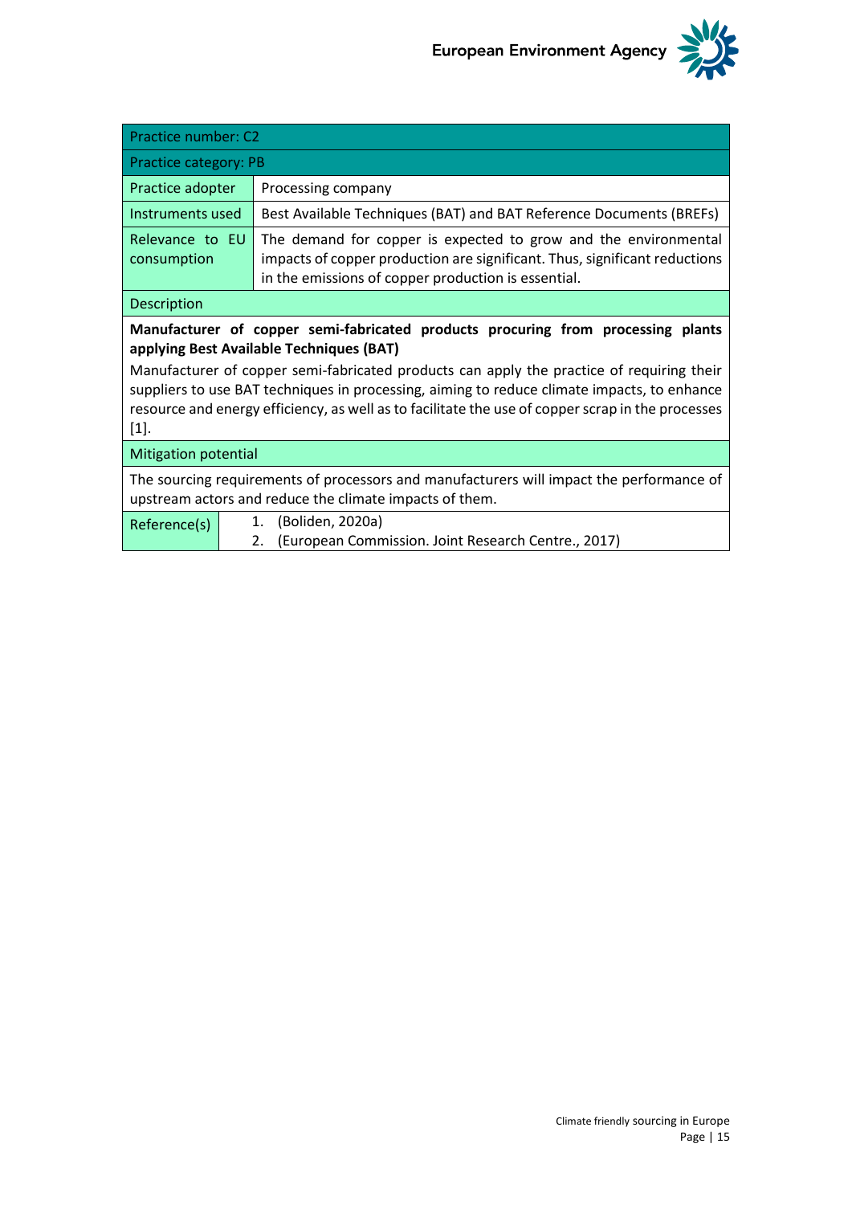| Practice number: C2 | |
|---|---|
| Practice category: PB | |
| Practice adopter | Processing company |
| Instruments used | Best Available Techniques (BAT) and BAT Reference Documents (BREFs) |
| Relevance to EU consumption | The demand for copper is expected to grow and the environmental impacts of copper production are significant. Thus, significant reductions in the emissions of copper production is essential. |
| Description | |
| **Manufacturer of copper semi-fabricated products procuring from processing plants applying Best Available Techniques (BAT)**<br>Manufacturer of copper semi-fabricated products can apply the practice of requiring their suppliers to use BAT techniques in processing, aiming to reduce climate impacts, to enhance resource and energy efficiency, as well as to facilitate the use of copper scrap in the processes [1]. | |
| Mitigation potential | |
| The sourcing requirements of processors and manufacturers will impact the performance of upstream actors and reduce the climate impacts of them. | |
| Reference(s) | 1. (Boliden, 2020a)<br>2. (European Commission. Joint Research Centre., 2017) |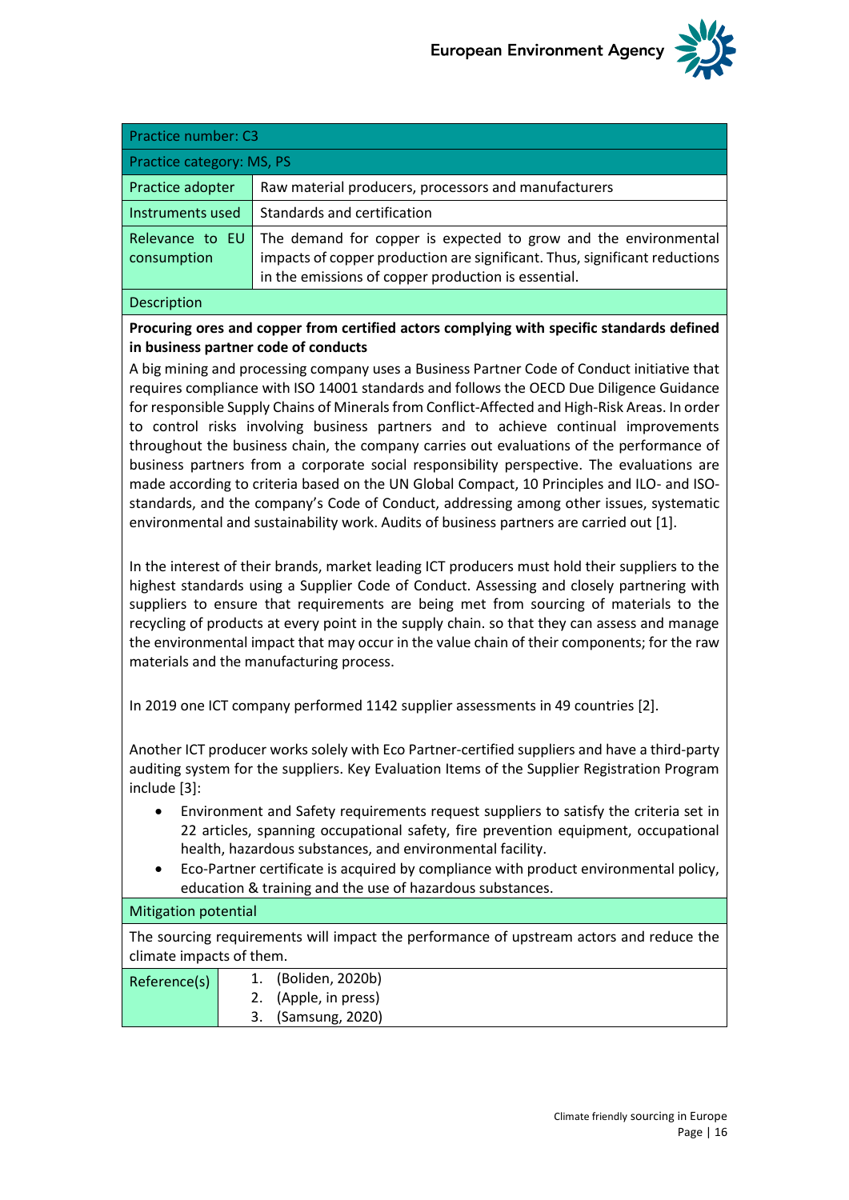| Practice number: C3 | |
|---|---|
| Practice category: MS, PS | |
| Practice adopter | Raw material producers, processors and manufacturers |
| Instruments used | Standards and certification |
| Relevance to EU consumption | The demand for copper is expected to grow and the environmental impacts of copper production are significant. Thus, significant reductions in the emissions of copper production is essential. |

**Description**

**Procuring ores and copper from certified actors complying with specific standards defined in business partner code of conducts**

A big mining and processing company uses a Business Partner Code of Conduct initiative that requires compliance with ISO 14001 standards and follows the OECD Due Diligence Guidance for responsible Supply Chains of Minerals from Conflict-Affected and High-Risk Areas. In order to control risks involving business partners and to achieve continual improvements throughout the business chain, the company carries out evaluations of the performance of business partners from a corporate social responsibility perspective. The evaluations are made according to criteria based on the UN Global Compact, 10 Principles and ILO- and ISO-standards, and the company's Code of Conduct, addressing among other issues, systematic environmental and sustainability work. Audits of business partners are carried out [1].

In the interest of their brands, market leading ICT producers must hold their suppliers to the highest standards using a Supplier Code of Conduct. Assessing and closely partnering with suppliers to ensure that requirements are being met from sourcing of materials to the recycling of products at every point in the supply chain. so that they can assess and manage the environmental impact that may occur in the value chain of their components; for the raw materials and the manufacturing process.

In 2019 one ICT company performed 1142 supplier assessments in 49 countries [2].

Another ICT producer works solely with Eco Partner-certified suppliers and have a third-party auditing system for the suppliers. Key Evaluation Items of the Supplier Registration Program include [3]:

- Environment and Safety requirements request suppliers to satisfy the criteria set in 22 articles, spanning occupational safety, fire prevention equipment, occupational health, hazardous substances, and environmental facility.
- Eco-Partner certificate is acquired by compliance with product environmental policy, education & training and the use of hazardous substances.

**Mitigation potential**

The sourcing requirements will impact the performance of upstream actors and reduce the climate impacts of them.

| Reference(s) | 1. (Boliden, 2020b)<br>2. (Apple, in press)<br>3. (Samsung, 2020) |
|---|---|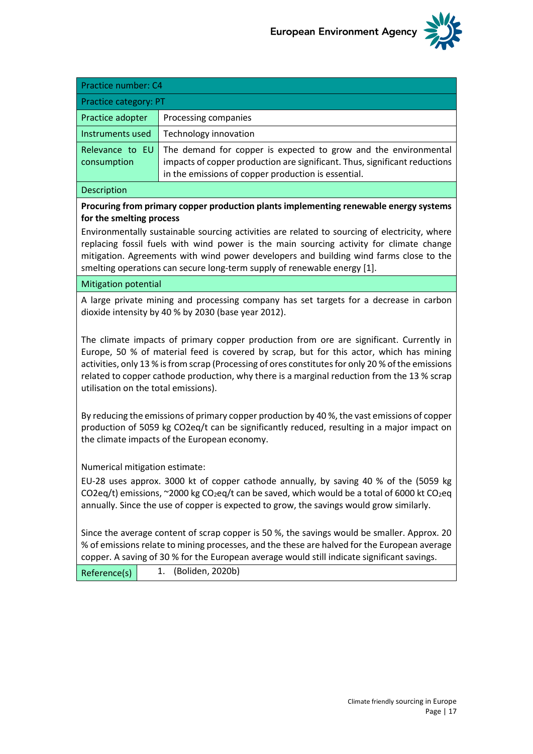| Practice number: C4 | |
|---|---|
| Practice category: PT | |
| Practice adopter | Processing companies |
| Instruments used | Technology innovation |
| Relevance to EU consumption | The demand for copper is expected to grow and the environmental impacts of copper production are significant. Thus, significant reductions in the emissions of copper production is essential. |

**Description**

**Procuring from primary copper production plants implementing renewable energy systems for the smelting process**

Environmentally sustainable sourcing activities are related to sourcing of electricity, where replacing fossil fuels with wind power is the main sourcing activity for climate change mitigation. Agreements with wind power developers and building wind farms close to the smelting operations can secure long-term supply of renewable energy [1].

**Mitigation potential**

A large private mining and processing company has set targets for a decrease in carbon dioxide intensity by 40 % by 2030 (base year 2012).

The climate impacts of primary copper production from ore are significant. Currently in Europe, 50 % of material feed is covered by scrap, but for this actor, which has mining activities, only 13 % is from scrap (Processing of ores constitutes for only 20 % of the emissions related to copper cathode production, why there is a marginal reduction from the 13 % scrap utilisation on the total emissions).

By reducing the emissions of primary copper production by 40 %, the vast emissions of copper production of 5059 kg CO2eq/t can be significantly reduced, resulting in a major impact on the climate impacts of the European economy.

Numerical mitigation estimate:

EU-28 uses approx. 3000 kt of copper cathode annually, by saving 40 % of the (5059 kg CO2eq/t) emissions, ~2000 kg $CO_2$eq/t can be saved, which would be a total of 6000 kt $CO_2$eq annually. Since the use of copper is expected to grow, the savings would grow similarly.

Since the average content of scrap copper is 50 %, the savings would be smaller. Approx. 20 % of emissions relate to mining processes, and the these are halved for the European average copper. A saving of 30 % for the European average would still indicate significant savings.

| Reference(s) | 1. (Boliden, 2020b) |
|---|---|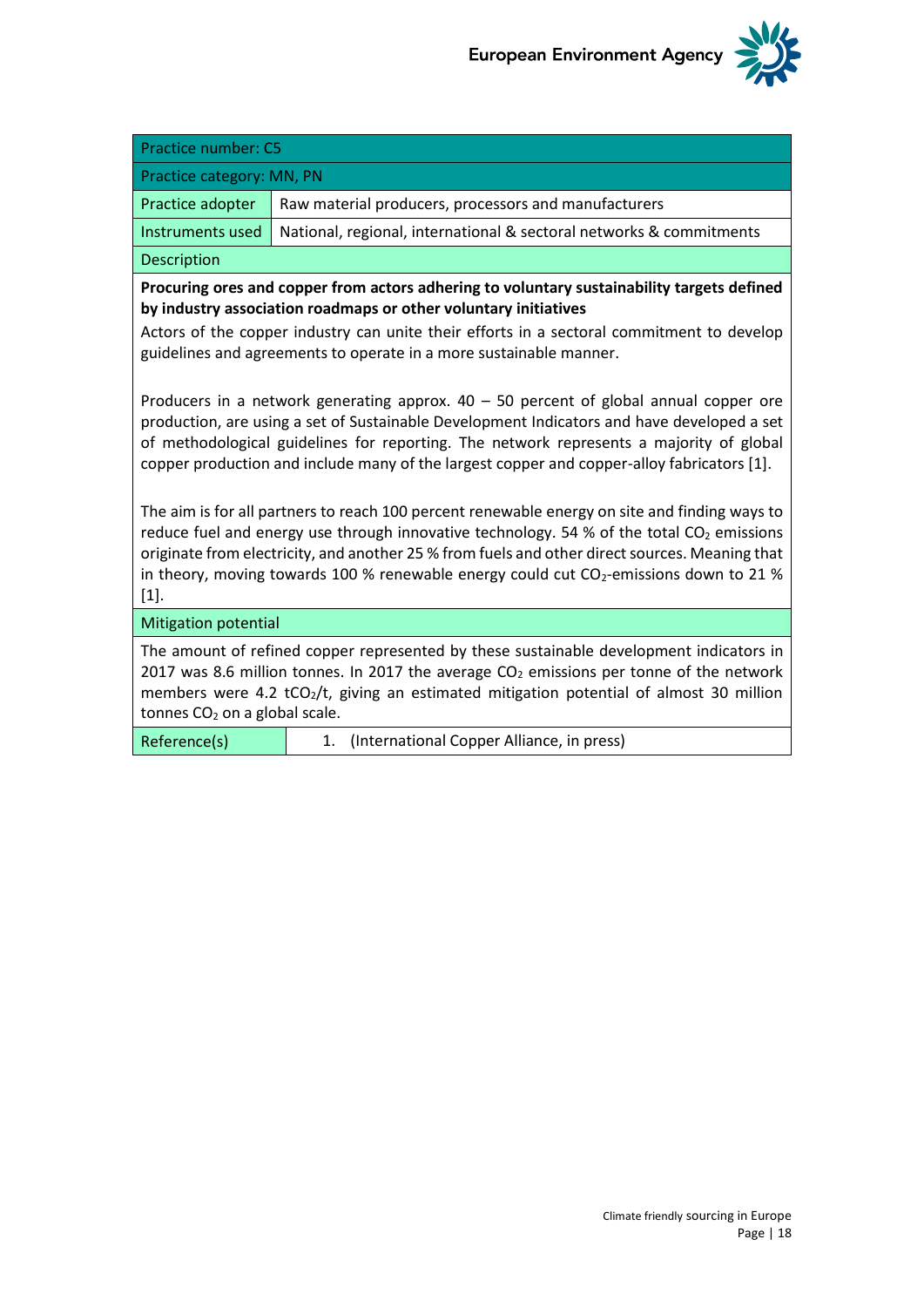| Practice number: C5 | |
|---|---|
| Practice category: MN, PN | |
| Practice adopter | Raw material producers, processors and manufacturers |
| Instruments used | National, regional, international & sectoral networks & commitments |
| Description | |
| **Procuring ores and copper from actors adhering to voluntary sustainability targets defined by industry association roadmaps or other voluntary initiatives**<br>Actors of the copper industry can unite their efforts in a sectoral commitment to develop guidelines and agreements to operate in a more sustainable manner.<br><br>Producers in a network generating approx. 40 – 50 percent of global annual copper ore production, are using a set of Sustainable Development Indicators and have developed a set of methodological guidelines for reporting. The network represents a majority of global copper production and include many of the largest copper and copper-alloy fabricators [1].<br><br>The aim is for all partners to reach 100 percent renewable energy on site and finding ways to reduce fuel and energy use through innovative technology. 54 % of the total $CO_2$ emissions originate from electricity, and another 25 % from fuels and other direct sources. Meaning that in theory, moving towards 100 % renewable energy could cut $CO_2$-emissions down to 21 % [1]. | |
| Mitigation potential | |
| The amount of refined copper represented by these sustainable development indicators in 2017 was 8.6 million tonnes. In 2017 the average $CO_2$ emissions per tonne of the network members were 4.2 $tCO_2/t$, giving an estimated mitigation potential of almost 30 million tonnes $CO_2$ on a global scale. | |
| Reference(s) | 1. (International Copper Alliance, in press) |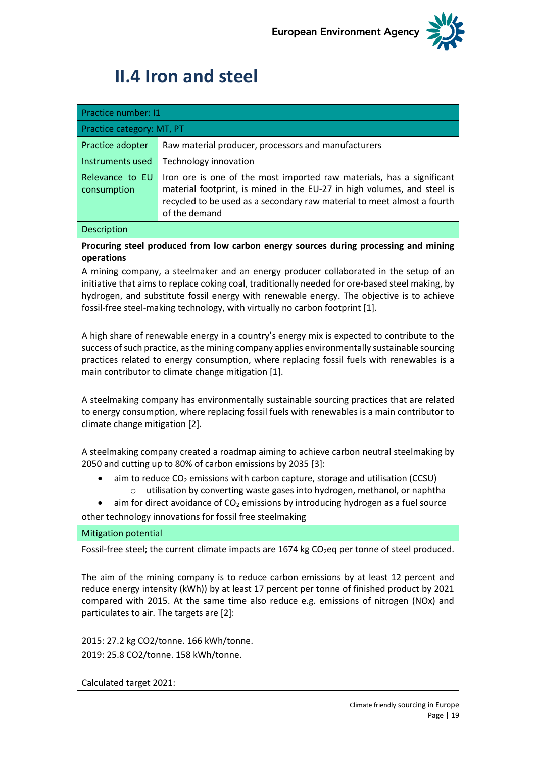# II.4 Iron and steel

| Practice number: I1 | |
|---|---|
| Practice category: MT, PT | |
| Practice adopter | Raw material producer, processors and manufacturers |
| Instruments used | Technology innovation |
| Relevance to EU consumption | Iron ore is one of the most imported raw materials, has a significant material footprint, is mined in the EU-27 in high volumes, and steel is recycled to be used as a secondary raw material to meet almost a fourth of the demand |

**Description**

**Procuring steel produced from low carbon energy sources during processing and mining operations**

A mining company, a steelmaker and an energy producer collaborated in the setup of an initiative that aims to replace coking coal, traditionally needed for ore-based steel making, by hydrogen, and substitute fossil energy with renewable energy. The objective is to achieve fossil-free steel-making technology, with virtually no carbon footprint [1].

A high share of renewable energy in a country's energy mix is expected to contribute to the success of such practice, as the mining company applies environmentally sustainable sourcing practices related to energy consumption, where replacing fossil fuels with renewables is a main contributor to climate change mitigation [1].

A steelmaking company has environmentally sustainable sourcing practices that are related to energy consumption, where replacing fossil fuels with renewables is a main contributor to climate change mitigation [2].

A steelmaking company created a roadmap aiming to achieve carbon neutral steelmaking by 2050 and cutting up to 80% of carbon emissions by 2035 [3]:

- aim to reduce $CO_2$ emissions with carbon capture, storage and utilisation (CCSU)
  - utilisation by converting waste gases into hydrogen, methanol, or naphtha
- aim for direct avoidance of $CO_2$ emissions by introducing hydrogen as a fuel source

other technology innovations for fossil free steelmaking

**Mitigation potential**

Fossil-free steel; the current climate impacts are 1674 kg $CO_2$eq per tonne of steel produced.

The aim of the mining company is to reduce carbon emissions by at least 12 percent and reduce energy intensity (kWh)) by at least 17 percent per tonne of finished product by 2021 compared with 2015. At the same time also reduce e.g. emissions of nitrogen (NOx) and particulates to air. The targets are [2]:

2015: 27.2 kg CO2/tonne. 166 kWh/tonne.
2019: 25.8 CO2/tonne. 158 kWh/tonne.

Calculated target 2021: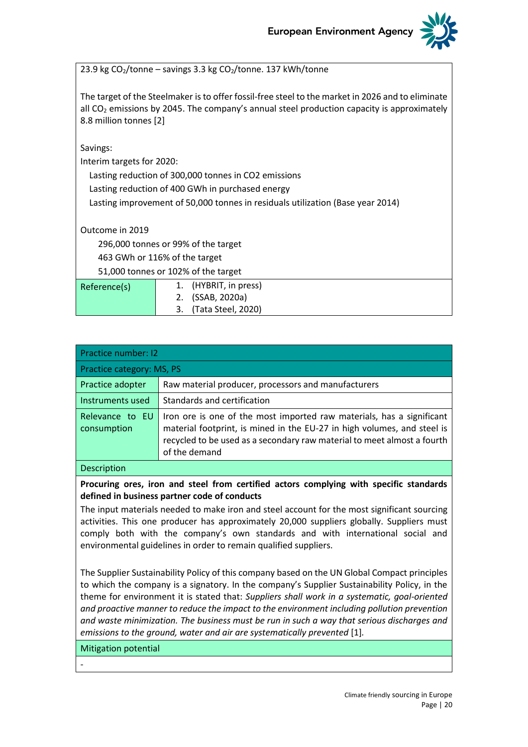| |
|---|
| 23.9 kg $CO_2$/tonne – savings 3.3 kg $CO_2$/tonne. 137 kWh/tonne<br><br>The target of the Steelmaker is to offer fossil-free steel to the market in 2026 and to eliminate all $CO_2$ emissions by 2045. The company's annual steel production capacity is approximately 8.8 million tonnes [2]<br><br>Savings:<br>Interim targets for 2020:<br>Lasting reduction of 300,000 tonnes in CO2 emissions<br>Lasting reduction of 400 GWh in purchased energy<br>Lasting improvement of 50,000 tonnes in residuals utilization (Base year 2014)<br><br>Outcome in 2019<br>296,000 tonnes or 99% of the target<br>463 GWh or 116% of the target<br>51,000 tonnes or 102% of the target |

| Reference(s) | 1. (HYBRIT, in press)<br>2. (SSAB, 2020a)<br>3. (Tata Steel, 2020) |
|---|---|

| Practice number: I2 | |
|---|---|
| Practice category: MS, PS | |
| Practice adopter | Raw material producer, processors and manufacturers |
| Instruments used | Standards and certification |
| Relevance to EU consumption | Iron ore is one of the most imported raw materials, has a significant material footprint, is mined in the EU-27 in high volumes, and steel is recycled to be used as a secondary raw material to meet almost a fourth of the demand |
| Description | |
| **Procuring ores, iron and steel from certified actors complying with specific standards defined in business partner code of conducts**<br>The input materials needed to make iron and steel account for the most significant sourcing activities. This one producer has approximately 20,000 suppliers globally. Suppliers must comply both with the company's own standards and with international social and environmental guidelines in order to remain qualified suppliers.<br><br>The Supplier Sustainability Policy of this company based on the UN Global Compact principles to which the company is a signatory. In the company's Supplier Sustainability Policy, in the theme for environment it is stated that: *Suppliers shall work in a systematic, goal-oriented and proactive manner to reduce the impact to the environment including pollution prevention and waste minimization. The business must be run in such a way that serious discharges and emissions to the ground, water and air are systematically prevented* [1]. | |
| Mitigation potential | |
| - | |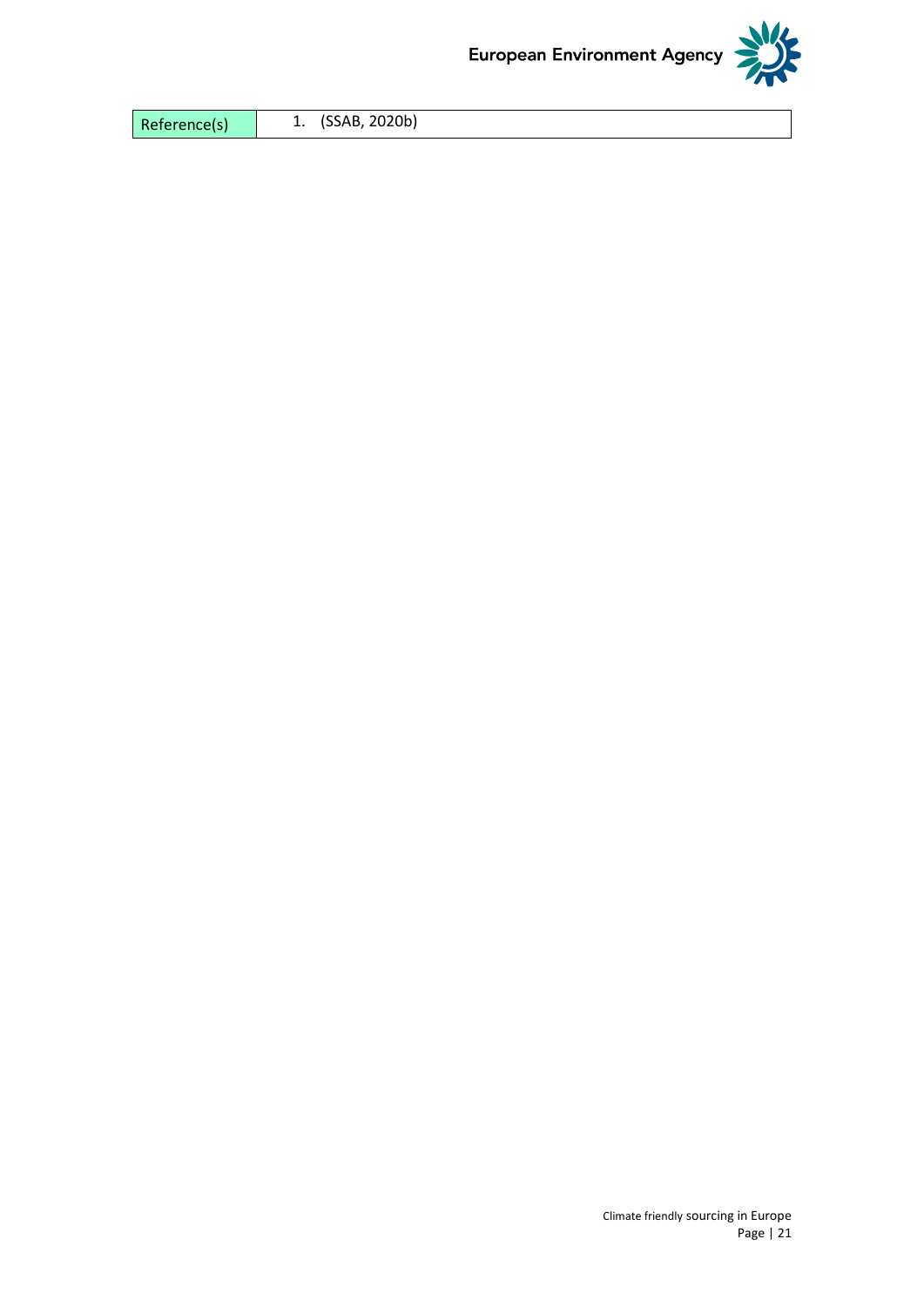| Reference(s) | 1. (SSAB, 2020b) |
| --- | --- |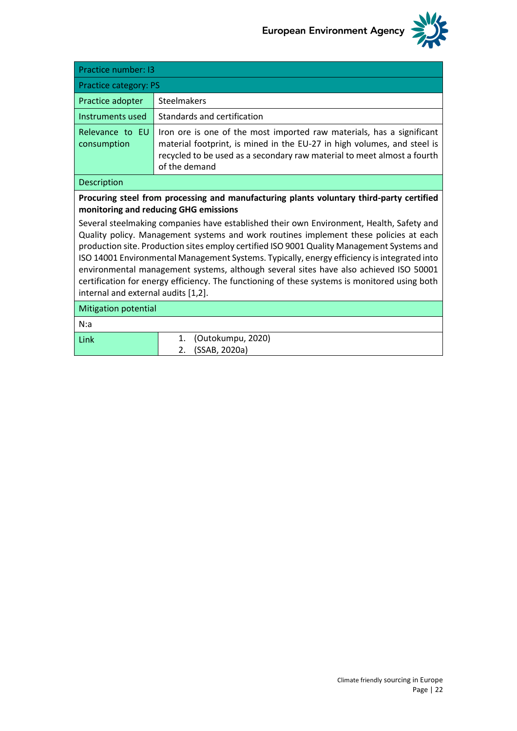| Practice number: I3 | |
|---|---|
| Practice category: PS | |
| Practice adopter | Steelmakers |
| Instruments used | Standards and certification |
| Relevance to EU consumption | Iron ore is one of the most imported raw materials, has a significant material footprint, is mined in the EU-27 in high volumes, and steel is recycled to be used as a secondary raw material to meet almost a fourth of the demand |
| Description | |
| **Procuring steel from processing and manufacturing plants voluntary third-party certified monitoring and reducing GHG emissions**<br><br>Several steelmaking companies have established their own Environment, Health, Safety and Quality policy. Management systems and work routines implement these policies at each production site. Production sites employ certified ISO 9001 Quality Management Systems and ISO 14001 Environmental Management Systems. Typically, energy efficiency is integrated into environmental management systems, although several sites have also achieved ISO 50001 certification for energy efficiency. The functioning of these systems is monitored using both internal and external audits [1,2]. | |
| Mitigation potential | |
| N:a | |
| Link | 1. (Outokumpu, 2020)<br>2. (SSAB, 2020a) |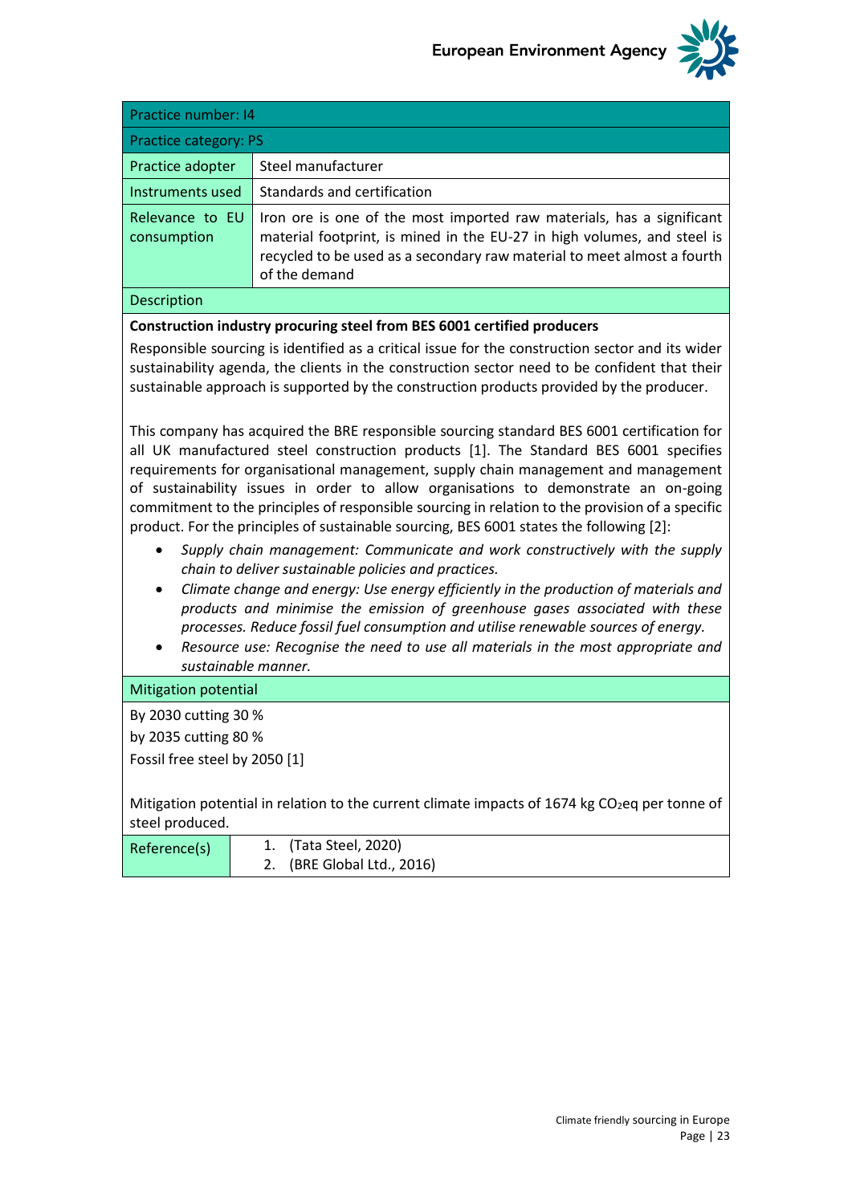| Practice number: I4 | |
|---|---|
| Practice category: PS | |
| Practice adopter | Steel manufacturer |
| Instruments used | Standards and certification |
| Relevance to EU consumption | Iron ore is one of the most imported raw materials, has a significant material footprint, is mined in the EU-27 in high volumes, and steel is recycled to be used as a secondary raw material to meet almost a fourth of the demand |

**Description**

**Construction industry procuring steel from BES 6001 certified producers**

Responsible sourcing is identified as a critical issue for the construction sector and its wider sustainability agenda, the clients in the construction sector need to be confident that their sustainable approach is supported by the construction products provided by the producer.

This company has acquired the BRE responsible sourcing standard BES 6001 certification for all UK manufactured steel construction products [1]. The Standard BES 6001 specifies requirements for organisational management, supply chain management and management of sustainability issues in order to allow organisations to demonstrate an on-going commitment to the principles of responsible sourcing in relation to the provision of a specific product. For the principles of sustainable sourcing, BES 6001 states the following [2]:

- *Supply chain management: Communicate and work constructively with the supply chain to deliver sustainable policies and practices.*
- *Climate change and energy: Use energy efficiently in the production of materials and products and minimise the emission of greenhouse gases associated with these processes. Reduce fossil fuel consumption and utilise renewable sources of energy.*
- *Resource use: Recognise the need to use all materials in the most appropriate and sustainable manner.*

**Mitigation potential**

By 2030 cutting 30 %

by 2035 cutting 80 %

Fossil free steel by 2050 [1]

Mitigation potential in relation to the current climate impacts of 1674 kg $CO_2$eq per tonne of steel produced.

**Reference(s)**

1. (Tata Steel, 2020)
2. (BRE Global Ltd., 2016)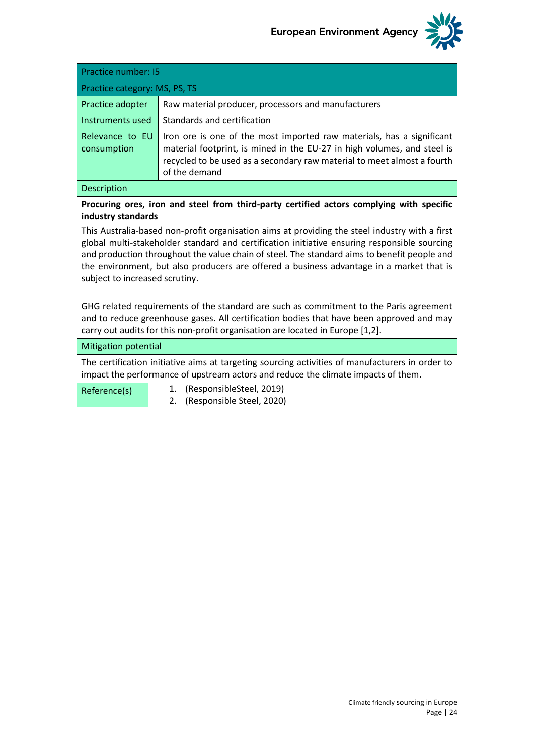| Practice number: I5 | |
|---|---|
| Practice category: MS, PS, TS | |
| Practice adopter | Raw material producer, processors and manufacturers |
| Instruments used | Standards and certification |
| Relevance to EU consumption | Iron ore is one of the most imported raw materials, has a significant material footprint, is mined in the EU-27 in high volumes, and steel is recycled to be used as a secondary raw material to meet almost a fourth of the demand |

**Description**

**Procuring ores, iron and steel from third-party certified actors complying with specific industry standards**

This Australia-based non-profit organisation aims at providing the steel industry with a first global multi-stakeholder standard and certification initiative ensuring responsible sourcing and production throughout the value chain of steel. The standard aims to benefit people and the environment, but also producers are offered a business advantage in a market that is subject to increased scrutiny.

GHG related requirements of the standard are such as commitment to the Paris agreement and to reduce greenhouse gases. All certification bodies that have been approved and may carry out audits for this non-profit organisation are located in Europe [1,2].

**Mitigation potential**

The certification initiative aims at targeting sourcing activities of manufacturers in order to impact the performance of upstream actors and reduce the climate impacts of them.

| Reference(s) | 1. (ResponsibleSteel, 2019)<br>2. (Responsible Steel, 2020) |
|---|---|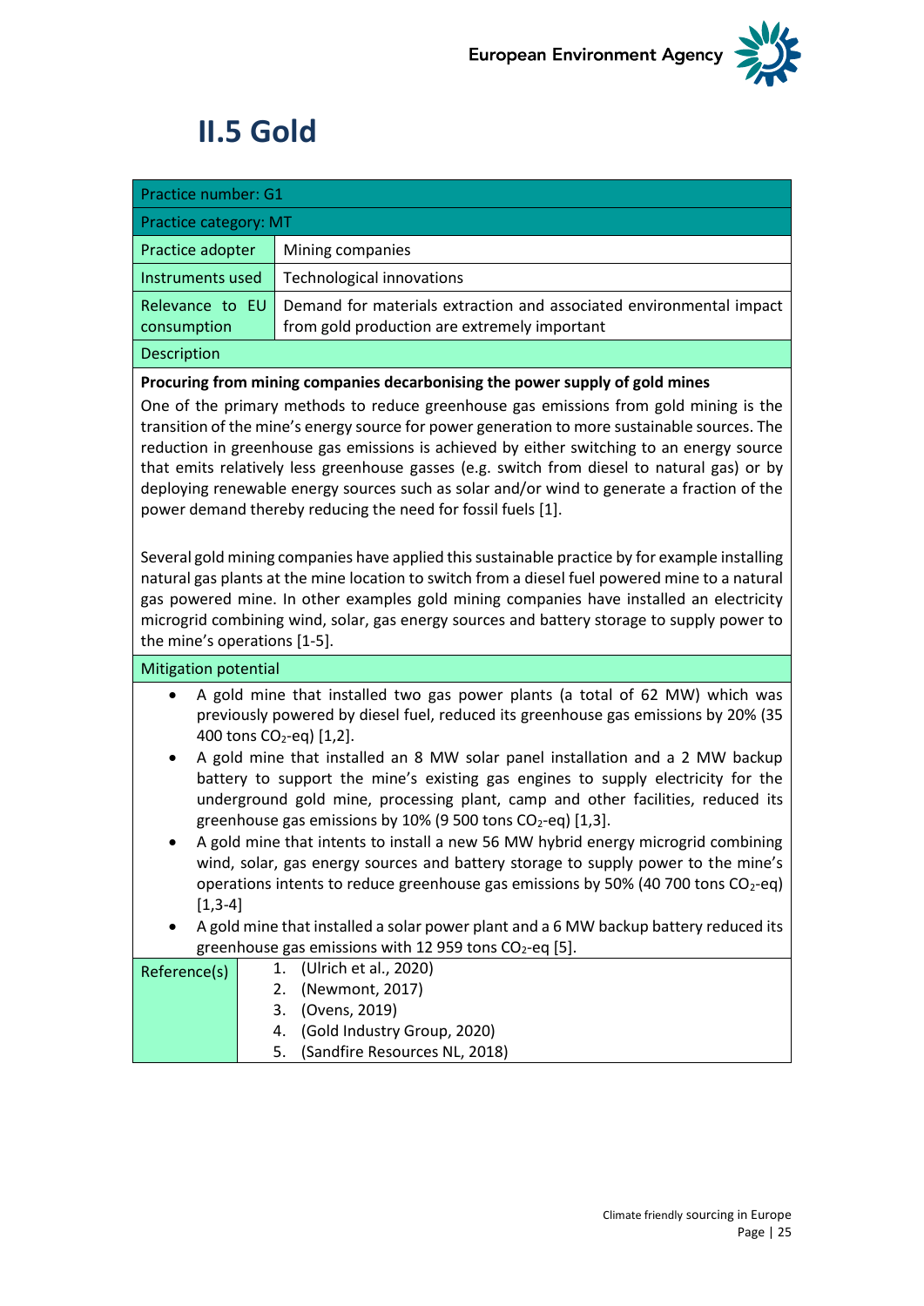## II.5 Gold

| Practice number: G1 | |
|---|---|
| Practice category: MT | |
| Practice adopter | Mining companies |
| Instruments used | Technological innovations |
| Relevance to EU consumption | Demand for materials extraction and associated environmental impact from gold production are extremely important |

**Description**

**Procuring from mining companies decarbonising the power supply of gold mines**

One of the primary methods to reduce greenhouse gas emissions from gold mining is the transition of the mine's energy source for power generation to more sustainable sources. The reduction in greenhouse gas emissions is achieved by either switching to an energy source that emits relatively less greenhouse gasses (e.g. switch from diesel to natural gas) or by deploying renewable energy sources such as solar and/or wind to generate a fraction of the power demand thereby reducing the need for fossil fuels [1].

Several gold mining companies have applied this sustainable practice by for example installing natural gas plants at the mine location to switch from a diesel fuel powered mine to a natural gas powered mine. In other examples gold mining companies have installed an electricity microgrid combining wind, solar, gas energy sources and battery storage to supply power to the mine's operations [1-5].

**Mitigation potential**

- A gold mine that installed two gas power plants (a total of 62 MW) which was previously powered by diesel fuel, reduced its greenhouse gas emissions by 20% (35 400 tons $CO_2$-eq) [1,2].
- A gold mine that installed an 8 MW solar panel installation and a 2 MW backup battery to support the mine's existing gas engines to supply electricity for the underground gold mine, processing plant, camp and other facilities, reduced its greenhouse gas emissions by 10% (9 500 tons $CO_2$-eq) [1,3].
- A gold mine that intents to install a new 56 MW hybrid energy microgrid combining wind, solar, gas energy sources and battery storage to supply power to the mine's operations intents to reduce greenhouse gas emissions by 50% (40 700 tons $CO_2$-eq) [1,3-4]
- A gold mine that installed a solar power plant and a 6 MW backup battery reduced its greenhouse gas emissions with 12 959 tons $CO_2$-eq [5].

**Reference(s)**

1. (Ulrich et al., 2020)
2. (Newmont, 2017)
3. (Ovens, 2019)
4. (Gold Industry Group, 2020)
5. (Sandfire Resources NL, 2018)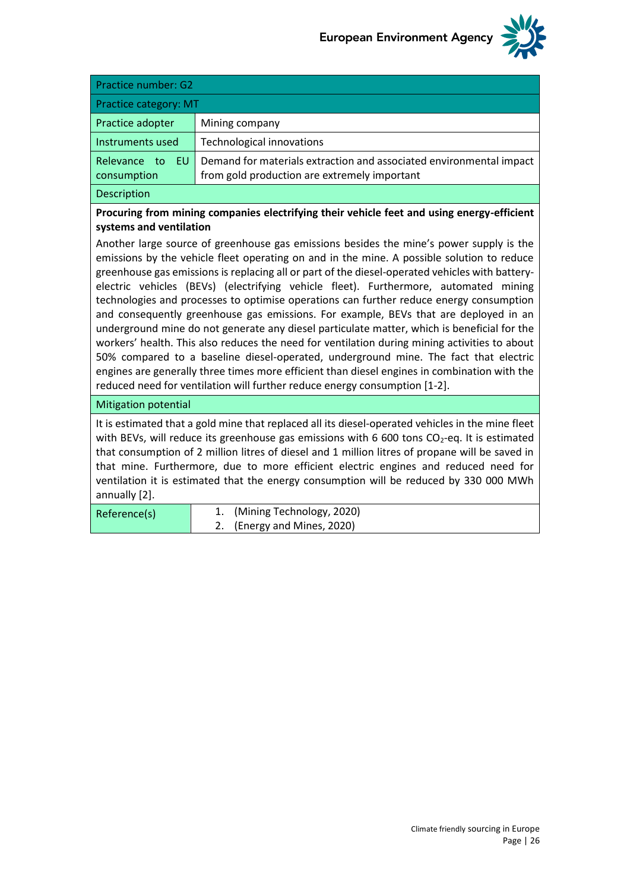| Practice number: G2 | |
|---|---|
| Practice category: MT | |
| Practice adopter | Mining company |
| Instruments used | Technological innovations |
| Relevance to EU consumption | Demand for materials extraction and associated environmental impact from gold production are extremely important |

**Description**

**Procuring from mining companies electrifying their vehicle feet and using energy-efficient systems and ventilation**

Another large source of greenhouse gas emissions besides the mine's power supply is the emissions by the vehicle fleet operating on and in the mine. A possible solution to reduce greenhouse gas emissions is replacing all or part of the diesel-operated vehicles with battery-electric vehicles (BEVs) (electrifying vehicle fleet). Furthermore, automated mining technologies and processes to optimise operations can further reduce energy consumption and consequently greenhouse gas emissions. For example, BEVs that are deployed in an underground mine do not generate any diesel particulate matter, which is beneficial for the workers' health. This also reduces the need for ventilation during mining activities to about 50% compared to a baseline diesel-operated, underground mine. The fact that electric engines are generally three times more efficient than diesel engines in combination with the reduced need for ventilation will further reduce energy consumption [1-2].

**Mitigation potential**

It is estimated that a gold mine that replaced all its diesel-operated vehicles in the mine fleet with BEVs, will reduce its greenhouse gas emissions with 6 600 tons $CO_2$-eq. It is estimated that consumption of 2 million litres of diesel and 1 million litres of propane will be saved in that mine. Furthermore, due to more efficient electric engines and reduced need for ventilation it is estimated that the energy consumption will be reduced by 330 000 MWh annually [2].

| Reference(s) | 1. (Mining Technology, 2020)<br>2. (Energy and Mines, 2020) |
|---|---|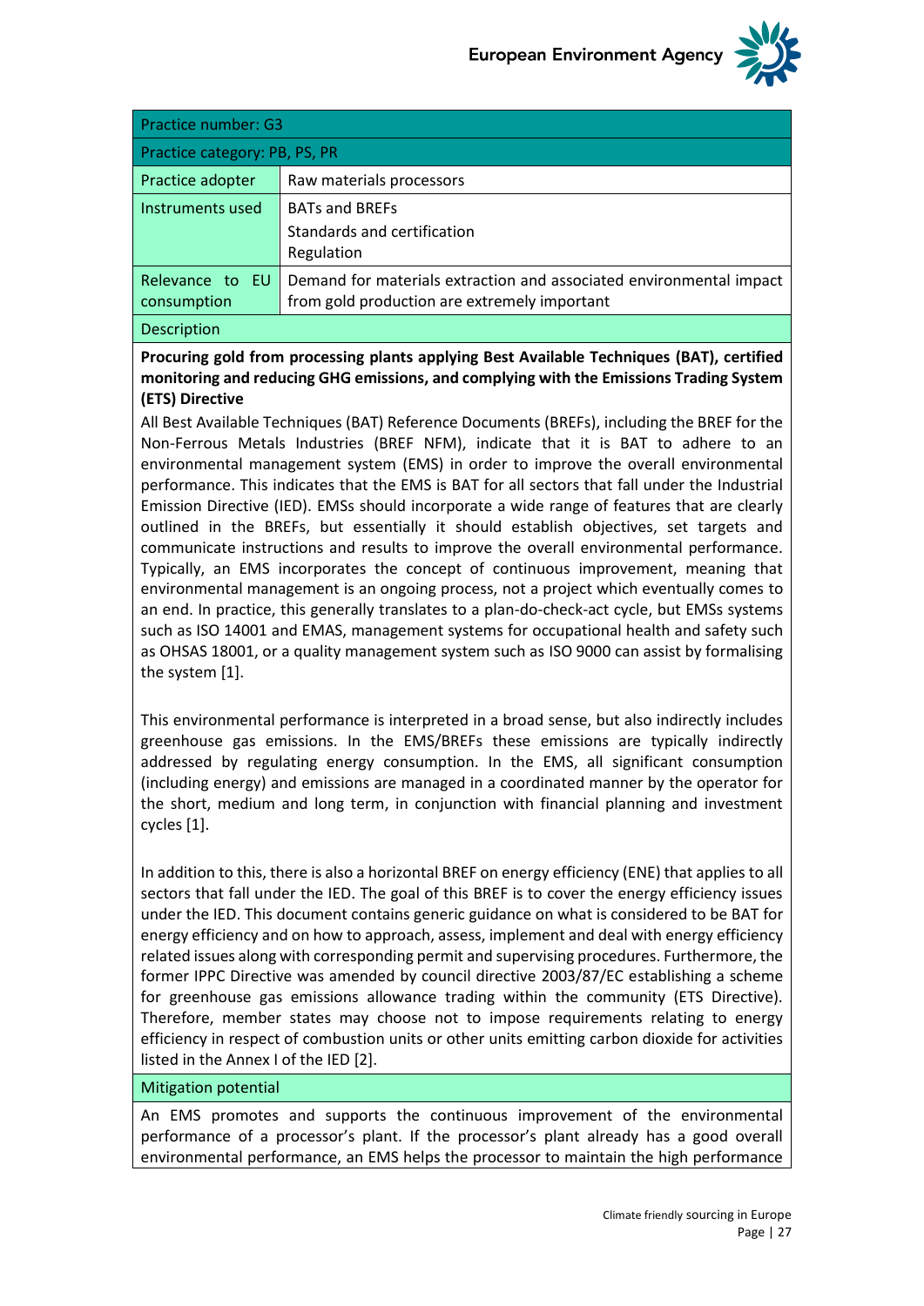| Practice number: G3 | |
|---|---|
| Practice category: PB, PS, PR | |
| Practice adopter | Raw materials processors |
| Instruments used | BATs and BREFs<br>Standards and certification<br>Regulation |
| Relevance to EU consumption | Demand for materials extraction and associated environmental impact from gold production are extremely important |

Description

**Procuring gold from processing plants applying Best Available Techniques (BAT), certified monitoring and reducing GHG emissions, and complying with the Emissions Trading System (ETS) Directive**

All Best Available Techniques (BAT) Reference Documents (BREFs), including the BREF for the Non-Ferrous Metals Industries (BREF NFM), indicate that it is BAT to adhere to an environmental management system (EMS) in order to improve the overall environmental performance. This indicates that the EMS is BAT for all sectors that fall under the Industrial Emission Directive (IED). EMSs should incorporate a wide range of features that are clearly outlined in the BREFs, but essentially it should establish objectives, set targets and communicate instructions and results to improve the overall environmental performance. Typically, an EMS incorporates the concept of continuous improvement, meaning that environmental management is an ongoing process, not a project which eventually comes to an end. In practice, this generally translates to a plan-do-check-act cycle, but EMSs systems such as ISO 14001 and EMAS, management systems for occupational health and safety such as OHSAS 18001, or a quality management system such as ISO 9000 can assist by formalising the system [1].

This environmental performance is interpreted in a broad sense, but also indirectly includes greenhouse gas emissions. In the EMS/BREFs these emissions are typically indirectly addressed by regulating energy consumption. In the EMS, all significant consumption (including energy) and emissions are managed in a coordinated manner by the operator for the short, medium and long term, in conjunction with financial planning and investment cycles [1].

In addition to this, there is also a horizontal BREF on energy efficiency (ENE) that applies to all sectors that fall under the IED. The goal of this BREF is to cover the energy efficiency issues under the IED. This document contains generic guidance on what is considered to be BAT for energy efficiency and on how to approach, assess, implement and deal with energy efficiency related issues along with corresponding permit and supervising procedures. Furthermore, the former IPPC Directive was amended by council directive 2003/87/EC establishing a scheme for greenhouse gas emissions allowance trading within the community (ETS Directive). Therefore, member states may choose not to impose requirements relating to energy efficiency in respect of combustion units or other units emitting carbon dioxide for activities listed in the Annex I of the IED [2].

Mitigation potential

An EMS promotes and supports the continuous improvement of the environmental performance of a processor's plant. If the processor's plant already has a good overall environmental performance, an EMS helps the processor to maintain the high performance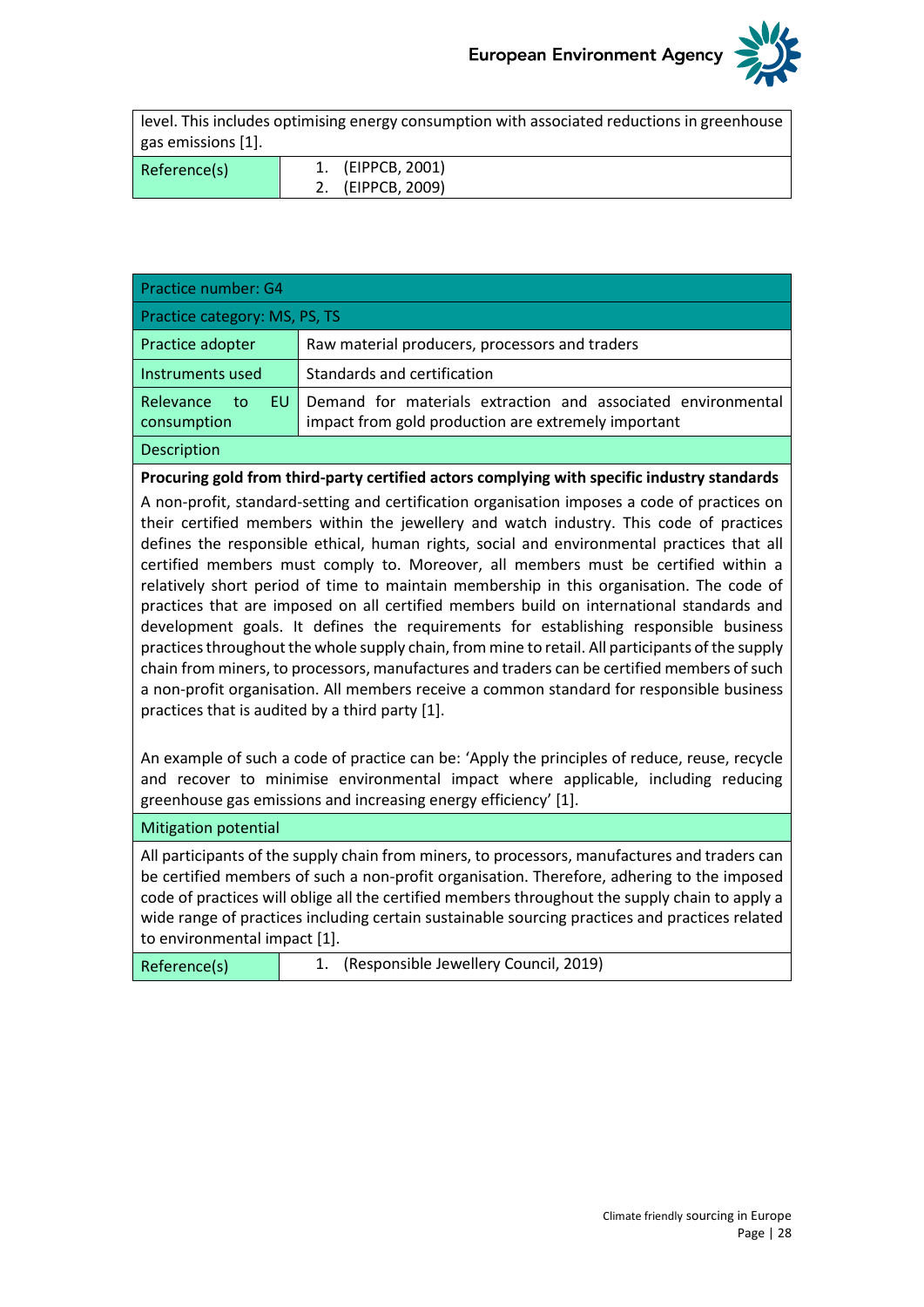| level. This includes optimising energy consumption with associated reductions in greenhouse gas emissions [1]. | |
|---|---|
| Reference(s) | 1. (EIPPCB, 2001)<br>2. (EIPPCB, 2009) |

| Practice number: G4 | |
|---|---|
| Practice category: MS, PS, TS | |
| Practice adopter | Raw material producers, processors and traders |
| Instruments used | Standards and certification |
| Relevance to EU consumption | Demand for materials extraction and associated environmental impact from gold production are extremely important |
| Description | |
| **Procuring gold from third-party certified actors complying with specific industry standards**<br>A non-profit, standard-setting and certification organisation imposes a code of practices on their certified members within the jewellery and watch industry. This code of practices defines the responsible ethical, human rights, social and environmental practices that all certified members must comply to. Moreover, all members must be certified within a relatively short period of time to maintain membership in this organisation. The code of practices that are imposed on all certified members build on international standards and development goals. It defines the requirements for establishing responsible business practices throughout the whole supply chain, from mine to retail. All participants of the supply chain from miners, to processors, manufactures and traders can be certified members of such a non-profit organisation. All members receive a common standard for responsible business practices that is audited by a third party [1].<br><br>An example of such a code of practice can be: 'Apply the principles of reduce, reuse, recycle and recover to minimise environmental impact where applicable, including reducing greenhouse gas emissions and increasing energy efficiency' [1]. | |
| Mitigation potential | |
| All participants of the supply chain from miners, to processors, manufactures and traders can be certified members of such a non-profit organisation. Therefore, adhering to the imposed code of practices will oblige all the certified members throughout the supply chain to apply a wide range of practices including certain sustainable sourcing practices and practices related to environmental impact [1]. | |
| Reference(s) | 1. (Responsible Jewellery Council, 2019) |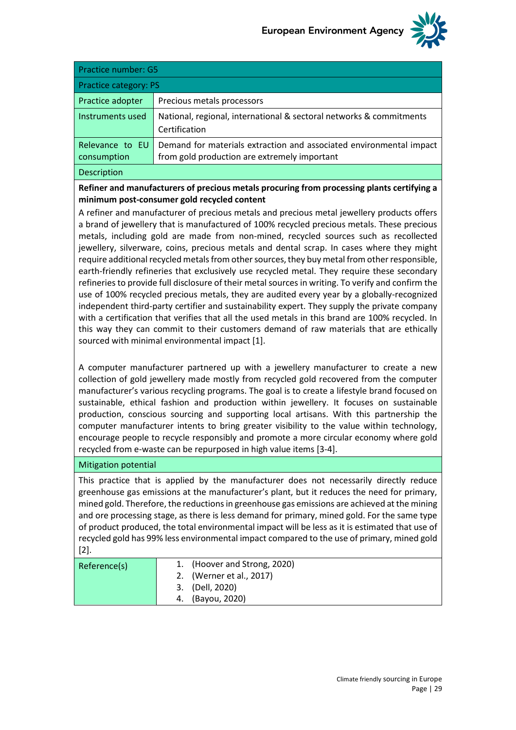| Practice number: G5 | |
|---|---|
| Practice category: PS | |
| Practice adopter | Precious metals processors |
| Instruments used | National, regional, international & sectoral networks & commitments<br>Certification |
| Relevance to EU consumption | Demand for materials extraction and associated environmental impact from gold production are extremely important |

**Description**

**Refiner and manufacturers of precious metals procuring from processing plants certifying a minimum post-consumer gold recycled content**

A refiner and manufacturer of precious metals and precious metal jewellery products offers a brand of jewellery that is manufactured of 100% recycled precious metals. These precious metals, including gold are made from non-mined, recycled sources such as recollected jewellery, silverware, coins, precious metals and dental scrap. In cases where they might require additional recycled metals from other sources, they buy metal from other responsible, earth-friendly refineries that exclusively use recycled metal. They require these secondary refineries to provide full disclosure of their metal sources in writing. To verify and confirm the use of 100% recycled precious metals, they are audited every year by a globally-recognized independent third-party certifier and sustainability expert. They supply the private company with a certification that verifies that all the used metals in this brand are 100% recycled. In this way they can commit to their customers demand of raw materials that are ethically sourced with minimal environmental impact [1].

A computer manufacturer partnered up with a jewellery manufacturer to create a new collection of gold jewellery made mostly from recycled gold recovered from the computer manufacturer's various recycling programs. The goal is to create a lifestyle brand focused on sustainable, ethical fashion and production within jewellery. It focuses on sustainable production, conscious sourcing and supporting local artisans. With this partnership the computer manufacturer intents to bring greater visibility to the value within technology, encourage people to recycle responsibly and promote a more circular economy where gold recycled from e-waste can be repurposed in high value items [3-4].

**Mitigation potential**

This practice that is applied by the manufacturer does not necessarily directly reduce greenhouse gas emissions at the manufacturer's plant, but it reduces the need for primary, mined gold. Therefore, the reductions in greenhouse gas emissions are achieved at the mining and ore processing stage, as there is less demand for primary, mined gold. For the same type of product produced, the total environmental impact will be less as it is estimated that use of recycled gold has 99% less environmental impact compared to the use of primary, mined gold [2].

| Reference(s) | 1. (Hoover and Strong, 2020)<br>2. (Werner et al., 2017)<br>3. (Dell, 2020)<br>4. (Bayou, 2020) |
|---|---|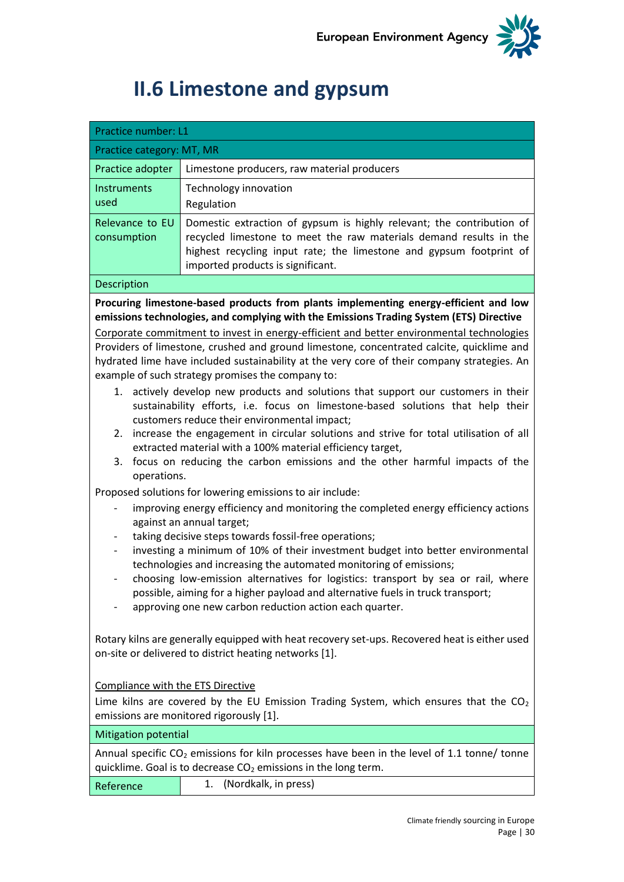# II.6 Limestone and gypsum

| Practice number: L1 | |
|---|---|
| Practice category: MT, MR | |
| Practice adopter | Limestone producers, raw material producers |
| Instruments used | Technology innovation<br>Regulation |
| Relevance to EU consumption | Domestic extraction of gypsum is highly relevant; the contribution of recycled limestone to meet the raw materials demand results in the highest recycling input rate; the limestone and gypsum footprint of imported products is significant. |

**Description**

**Procuring limestone-based products from plants implementing energy-efficient and low emissions technologies, and complying with the Emissions Trading System (ETS) Directive**

Corporate commitment to invest in energy-efficient and better environmental technologies

Providers of limestone, crushed and ground limestone, concentrated calcite, quicklime and hydrated lime have included sustainability at the very core of their company strategies. An example of such strategy promises the company to:

1. actively develop new products and solutions that support our customers in their sustainability efforts, i.e. focus on limestone-based solutions that help their customers reduce their environmental impact;
2. increase the engagement in circular solutions and strive for total utilisation of all extracted material with a 100% material efficiency target,
3. focus on reducing the carbon emissions and the other harmful impacts of the operations.

Proposed solutions for lowering emissions to air include:

- improving energy efficiency and monitoring the completed energy efficiency actions against an annual target;
- taking decisive steps towards fossil-free operations;
- investing a minimum of 10% of their investment budget into better environmental technologies and increasing the automated monitoring of emissions;
- choosing low-emission alternatives for logistics: transport by sea or rail, where possible, aiming for a higher payload and alternative fuels in truck transport;
- approving one new carbon reduction action each quarter.

Rotary kilns are generally equipped with heat recovery set-ups. Recovered heat is either used on-site or delivered to district heating networks [1].

Compliance with the ETS Directive

Lime kilns are covered by the EU Emission Trading System, which ensures that the $CO_2$ emissions are monitored rigorously [1].

**Mitigation potential**

Annual specific $CO_2$ emissions for kiln processes have been in the level of 1.1 tonne/ tonne quicklime. Goal is to decrease $CO_2$ emissions in the long term.

| Reference | 1. (Nordkalk, in press) |
|---|---|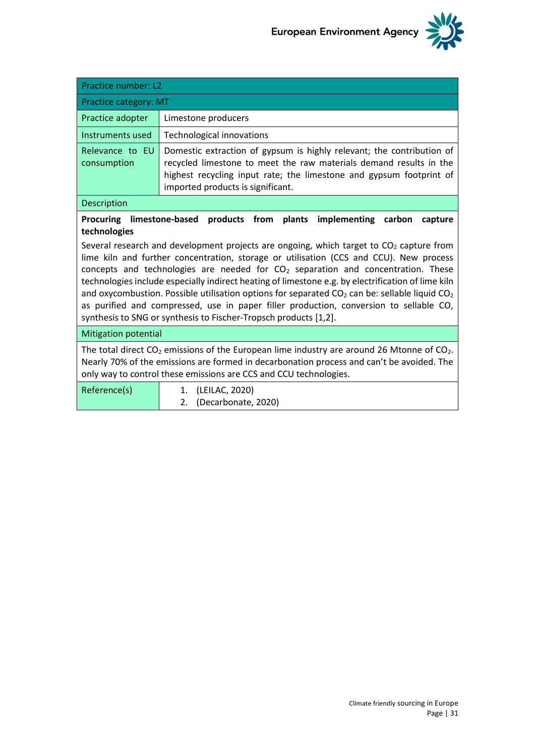| Practice number: L2 | |
|---|---|
| Practice category: MT | |
| Practice adopter | Limestone producers |
| Instruments used | Technological innovations |
| Relevance to EU consumption | Domestic extraction of gypsum is highly relevant; the contribution of recycled limestone to meet the raw materials demand results in the highest recycling input rate; the limestone and gypsum footprint of imported products is significant. |
| Description | |
| **Procuring limestone-based products from plants implementing carbon capture technologies**<br><br>Several research and development projects are ongoing, which target to $CO_2$ capture from lime kiln and further concentration, storage or utilisation (CCS and CCU). New process concepts and technologies are needed for $CO_2$ separation and concentration. These technologies include especially indirect heating of limestone e.g. by electrification of lime kiln and oxycombustion. Possible utilisation options for separated $CO_2$ can be: sellable liquid $CO_2$ as purified and compressed, use in paper filler production, conversion to sellable CO, synthesis to SNG or synthesis to Fischer-Tropsch products [1,2]. | |
| Mitigation potential | |
| The total direct $CO_2$ emissions of the European lime industry are around 26 Mtonne of $CO_2$. Nearly 70% of the emissions are formed in decarbonation process and can't be avoided. The only way to control these emissions are CCS and CCU technologies. | |
| Reference(s) | 1. (LEILAC, 2020)<br>2. (Decarbonate, 2020) |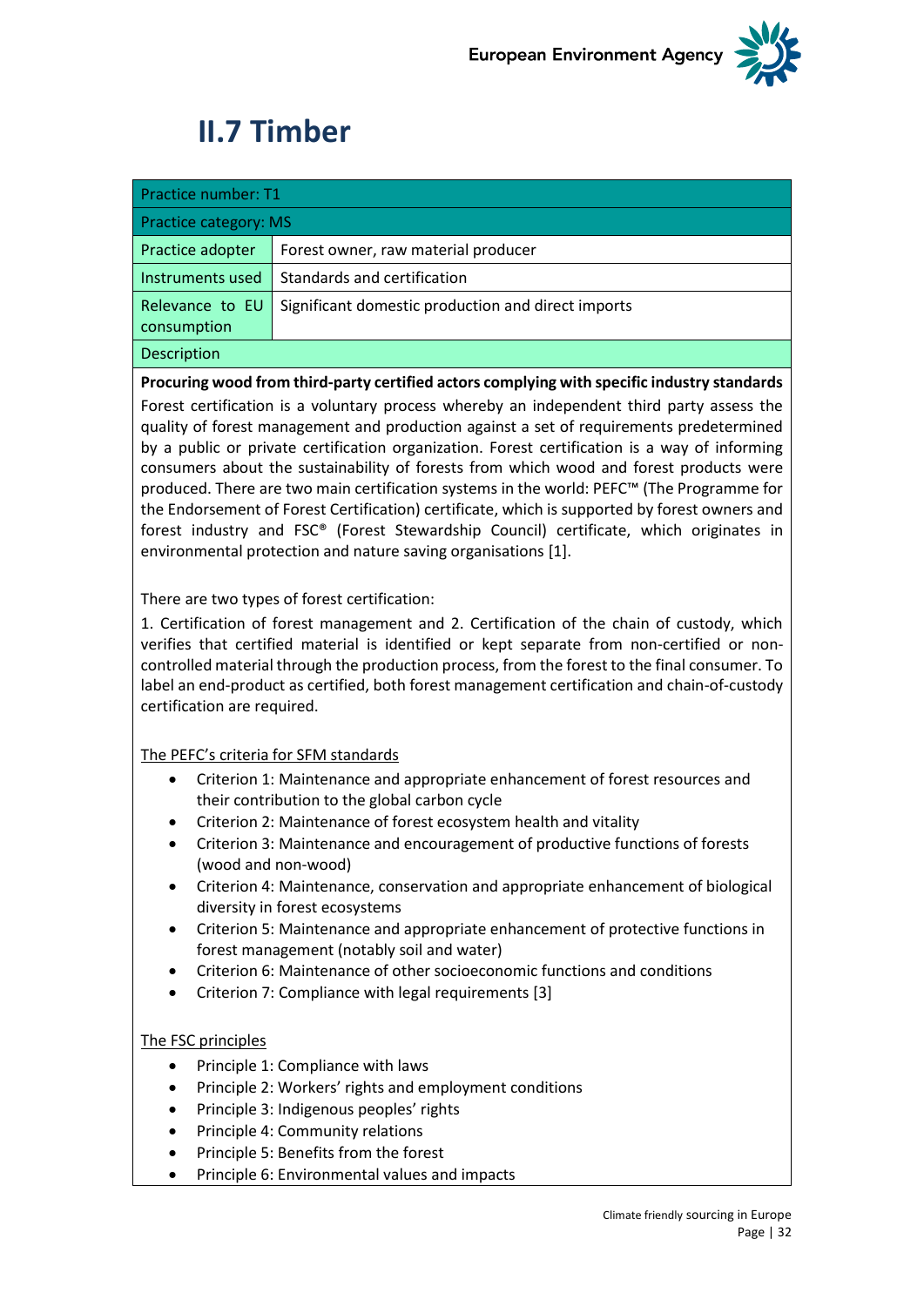# II.7 Timber

| Practice number: T1 | |
|---|---|
| Practice category: MS | |
| Practice adopter | Forest owner, raw material producer |
| Instruments used | Standards and certification |
| Relevance to EU consumption | Significant domestic production and direct imports |
| Description | |

**Procuring wood from third-party certified actors complying with specific industry standards**

Forest certification is a voluntary process whereby an independent third party assess the quality of forest management and production against a set of requirements predetermined by a public or private certification organization. Forest certification is a way of informing consumers about the sustainability of forests from which wood and forest products were produced. There are two main certification systems in the world: PEFC™ (The Programme for the Endorsement of Forest Certification) certificate, which is supported by forest owners and forest industry and FSC® (Forest Stewardship Council) certificate, which originates in environmental protection and nature saving organisations [1].

There are two types of forest certification:

1. Certification of forest management and 2. Certification of the chain of custody, which verifies that certified material is identified or kept separate from non-certified or non-controlled material through the production process, from the forest to the final consumer. To label an end-product as certified, both forest management certification and chain-of-custody certification are required.

<u>The PEFC's criteria for SFM standards</u>

- Criterion 1: Maintenance and appropriate enhancement of forest resources and their contribution to the global carbon cycle
- Criterion 2: Maintenance of forest ecosystem health and vitality
- Criterion 3: Maintenance and encouragement of productive functions of forests (wood and non-wood)
- Criterion 4: Maintenance, conservation and appropriate enhancement of biological diversity in forest ecosystems
- Criterion 5: Maintenance and appropriate enhancement of protective functions in forest management (notably soil and water)
- Criterion 6: Maintenance of other socioeconomic functions and conditions
- Criterion 7: Compliance with legal requirements [3]

<u>The FSC principles</u>

- Principle 1: Compliance with laws
- Principle 2: Workers' rights and employment conditions
- Principle 3: Indigenous peoples' rights
- Principle 4: Community relations
- Principle 5: Benefits from the forest
- Principle 6: Environmental values and impacts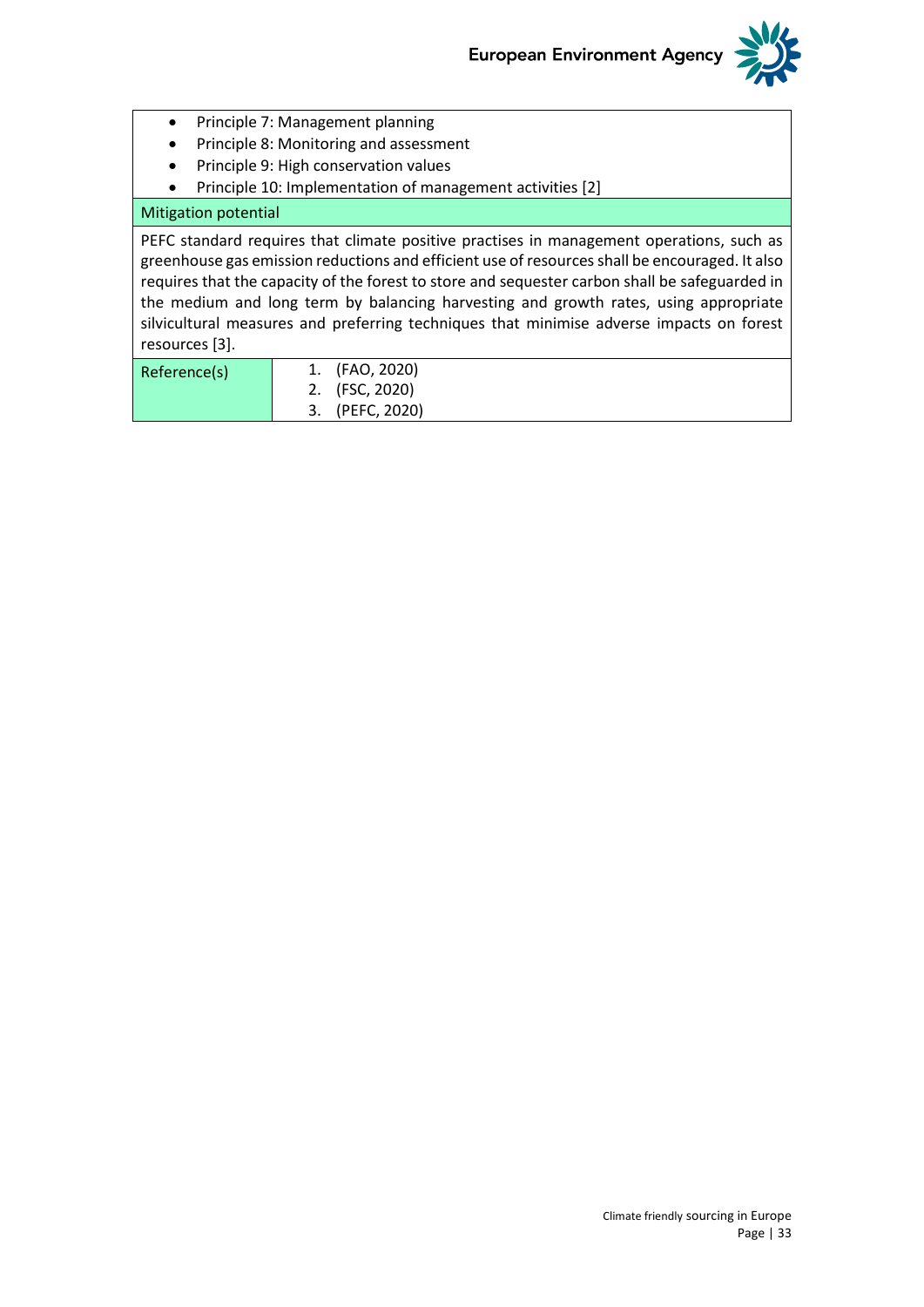- Principle 7: Management planning
- Principle 8: Monitoring and assessment
- Principle 9: High conservation values
- Principle 10: Implementation of management activities [2]

| Mitigation potential | |
|---|---|
| PEFC standard requires that climate positive practises in management operations, such as greenhouse gas emission reductions and efficient use of resources shall be encouraged. It also requires that the capacity of the forest to store and sequester carbon shall be safeguarded in the medium and long term by balancing harvesting and growth rates, using appropriate silvicultural measures and preferring techniques that minimise adverse impacts on forest resources [3]. | |
| Reference(s) | 1. (FAO, 2020)<br>2. (FSC, 2020)<br>3. (PEFC, 2020) |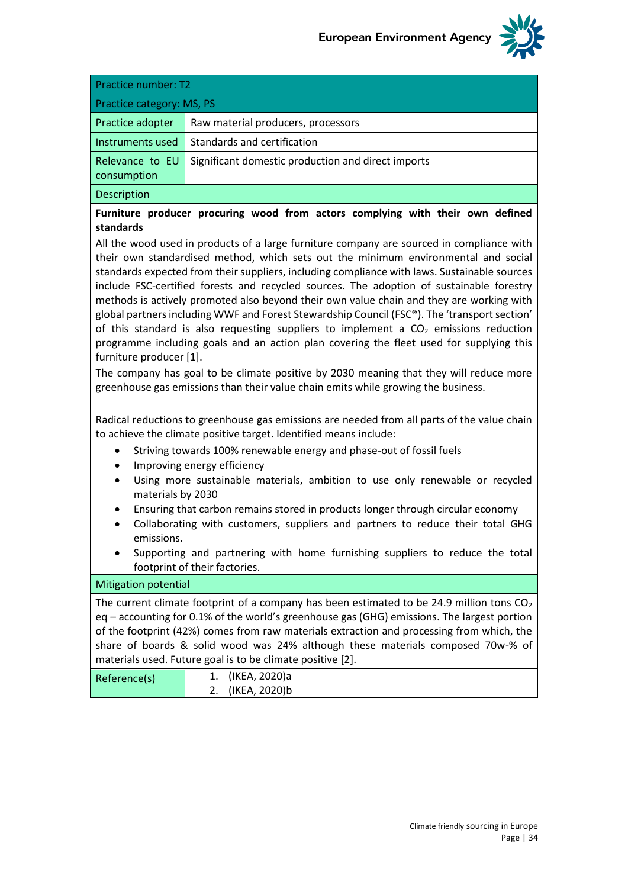| Practice number: T2 | |
|---|---|
| Practice category: MS, PS | |
| Practice adopter | Raw material producers, processors |
| Instruments used | Standards and certification |
| Relevance to EU consumption | Significant domestic production and direct imports |

**Description**

**Furniture producer procuring wood from actors complying with their own defined standards**

All the wood used in products of a large furniture company are sourced in compliance with their own standardised method, which sets out the minimum environmental and social standards expected from their suppliers, including compliance with laws. Sustainable sources include FSC-certified forests and recycled sources. The adoption of sustainable forestry methods is actively promoted also beyond their own value chain and they are working with global partners including WWF and Forest Stewardship Council (FSC®). The 'transport section' of this standard is also requesting suppliers to implement a $CO_2$ emissions reduction programme including goals and an action plan covering the fleet used for supplying this furniture producer [1].

The company has goal to be climate positive by 2030 meaning that they will reduce more greenhouse gas emissions than their value chain emits while growing the business.

Radical reductions to greenhouse gas emissions are needed from all parts of the value chain to achieve the climate positive target. Identified means include:

- Striving towards 100% renewable energy and phase-out of fossil fuels
- Improving energy efficiency
- Using more sustainable materials, ambition to use only renewable or recycled materials by 2030
- Ensuring that carbon remains stored in products longer through circular economy
- Collaborating with customers, suppliers and partners to reduce their total GHG emissions.
- Supporting and partnering with home furnishing suppliers to reduce the total footprint of their factories.

**Mitigation potential**

The current climate footprint of a company has been estimated to be 24.9 million tons $CO_2$ eq – accounting for 0.1% of the world's greenhouse gas (GHG) emissions. The largest portion of the footprint (42%) comes from raw materials extraction and processing from which, the share of boards & solid wood was 24% although these materials composed 70w-% of materials used. Future goal is to be climate positive [2].

| Reference(s) | 1. (IKEA, 2020)a<br>2. (IKEA, 2020)b |
|---|---|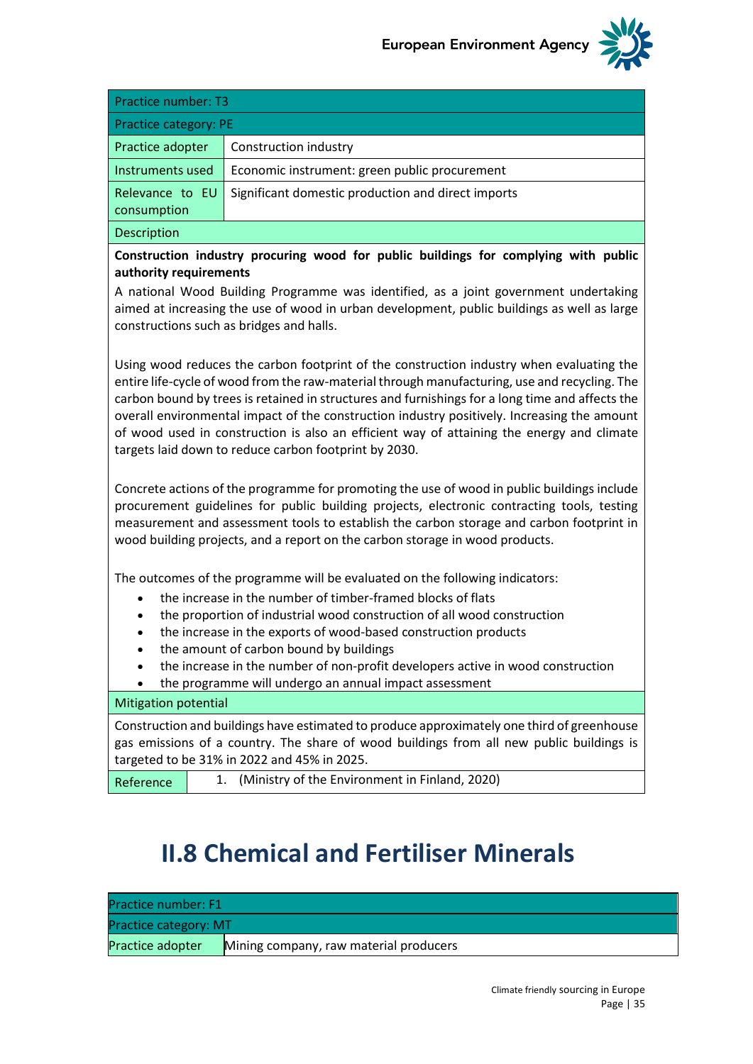| Practice number: T3 | |
|---|---|
| Practice category: PE | |
| Practice adopter | Construction industry |
| Instruments used | Economic instrument: green public procurement |
| Relevance to EU consumption | Significant domestic production and direct imports |

**Description**

**Construction industry procuring wood for public buildings for complying with public authority requirements**

A national Wood Building Programme was identified, as a joint government undertaking aimed at increasing the use of wood in urban development, public buildings as well as large constructions such as bridges and halls.

Using wood reduces the carbon footprint of the construction industry when evaluating the entire life-cycle of wood from the raw-material through manufacturing, use and recycling. The carbon bound by trees is retained in structures and furnishings for a long time and affects the overall environmental impact of the construction industry positively. Increasing the amount of wood used in construction is also an efficient way of attaining the energy and climate targets laid down to reduce carbon footprint by 2030.

Concrete actions of the programme for promoting the use of wood in public buildings include procurement guidelines for public building projects, electronic contracting tools, testing measurement and assessment tools to establish the carbon storage and carbon footprint in wood building projects, and a report on the carbon storage in wood products.

The outcomes of the programme will be evaluated on the following indicators:

- the increase in the number of timber-framed blocks of flats
- the proportion of industrial wood construction of all wood construction
- the increase in the exports of wood-based construction products
- the amount of carbon bound by buildings
- the increase in the number of non-profit developers active in wood construction
- the programme will undergo an annual impact assessment

**Mitigation potential**

Construction and buildings have estimated to produce approximately one third of greenhouse gas emissions of a country. The share of wood buildings from all new public buildings is targeted to be 31% in 2022 and 45% in 2025.

| Reference | 1. (Ministry of the Environment in Finland, 2020) |
|---|---|

# II.8 Chemical and Fertiliser Minerals

| Practice number: F1 | |
|---|---|
| Practice category: MT | |
| Practice adopter | Mining company, raw material producers |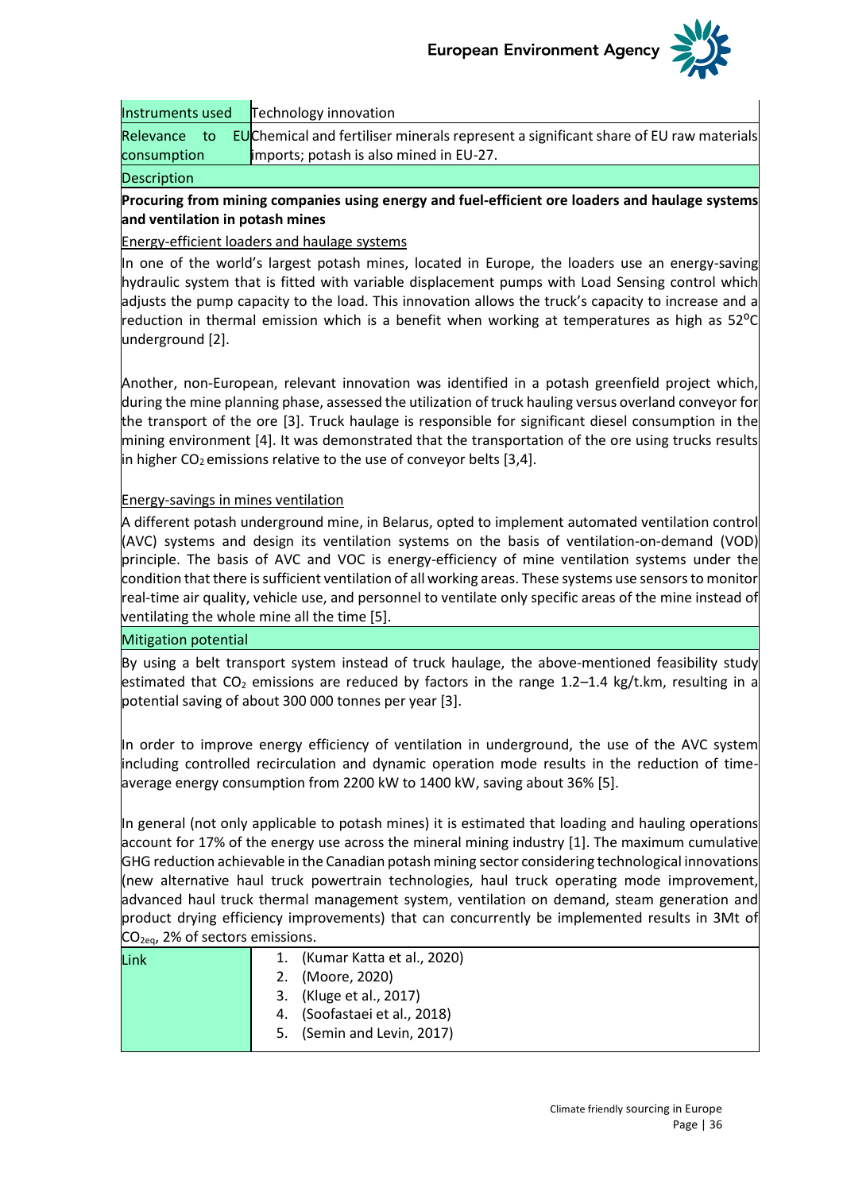| Instruments used | Technology innovation |
|---|---|
| Relevance to EU consumption | Chemical and fertiliser minerals represent a significant share of EU raw materials imports; potash is also mined in EU-27. |

**Description**

**Procuring from mining companies using energy and fuel-efficient ore loaders and haulage systems and ventilation in potash mines**

Energy-efficient loaders and haulage systems

In one of the world's largest potash mines, located in Europe, the loaders use an energy-saving hydraulic system that is fitted with variable displacement pumps with Load Sensing control which adjusts the pump capacity to the load. This innovation allows the truck's capacity to increase and a reduction in thermal emission which is a benefit when working at temperatures as high as 52°C underground [2].

Another, non-European, relevant innovation was identified in a potash greenfield project which, during the mine planning phase, assessed the utilization of truck hauling versus overland conveyor for the transport of the ore [3]. Truck haulage is responsible for significant diesel consumption in the mining environment [4]. It was demonstrated that the transportation of the ore using trucks results in higher $CO_2$ emissions relative to the use of conveyor belts [3,4].

Energy-savings in mines ventilation

A different potash underground mine, in Belarus, opted to implement automated ventilation control (AVC) systems and design its ventilation systems on the basis of ventilation-on-demand (VOD) principle. The basis of AVC and VOC is energy-efficiency of mine ventilation systems under the condition that there is sufficient ventilation of all working areas. These systems use sensors to monitor real-time air quality, vehicle use, and personnel to ventilate only specific areas of the mine instead of ventilating the whole mine all the time [5].

**Mitigation potential**

By using a belt transport system instead of truck haulage, the above-mentioned feasibility study estimated that $CO_2$ emissions are reduced by factors in the range 1.2–1.4 kg/t.km, resulting in a potential saving of about 300 000 tonnes per year [3].

In order to improve energy efficiency of ventilation in underground, the use of the AVC system including controlled recirculation and dynamic operation mode results in the reduction of time-average energy consumption from 2200 kW to 1400 kW, saving about 36% [5].

In general (not only applicable to potash mines) it is estimated that loading and hauling operations account for 17% of the energy use across the mineral mining industry [1]. The maximum cumulative GHG reduction achievable in the Canadian potash mining sector considering technological innovations (new alternative haul truck powertrain technologies, haul truck operating mode improvement, advanced haul truck thermal management system, ventilation on demand, steam generation and product drying efficiency improvements) that can concurrently be implemented results in 3Mt of $CO_{2eq}$, 2% of sectors emissions.

| Link | 1. (Kumar Katta et al., 2020)<br>2. (Moore, 2020)<br>3. (Kluge et al., 2017)<br>4. (Soofastaei et al., 2018)<br>5. (Semin and Levin, 2017) |
|---|---|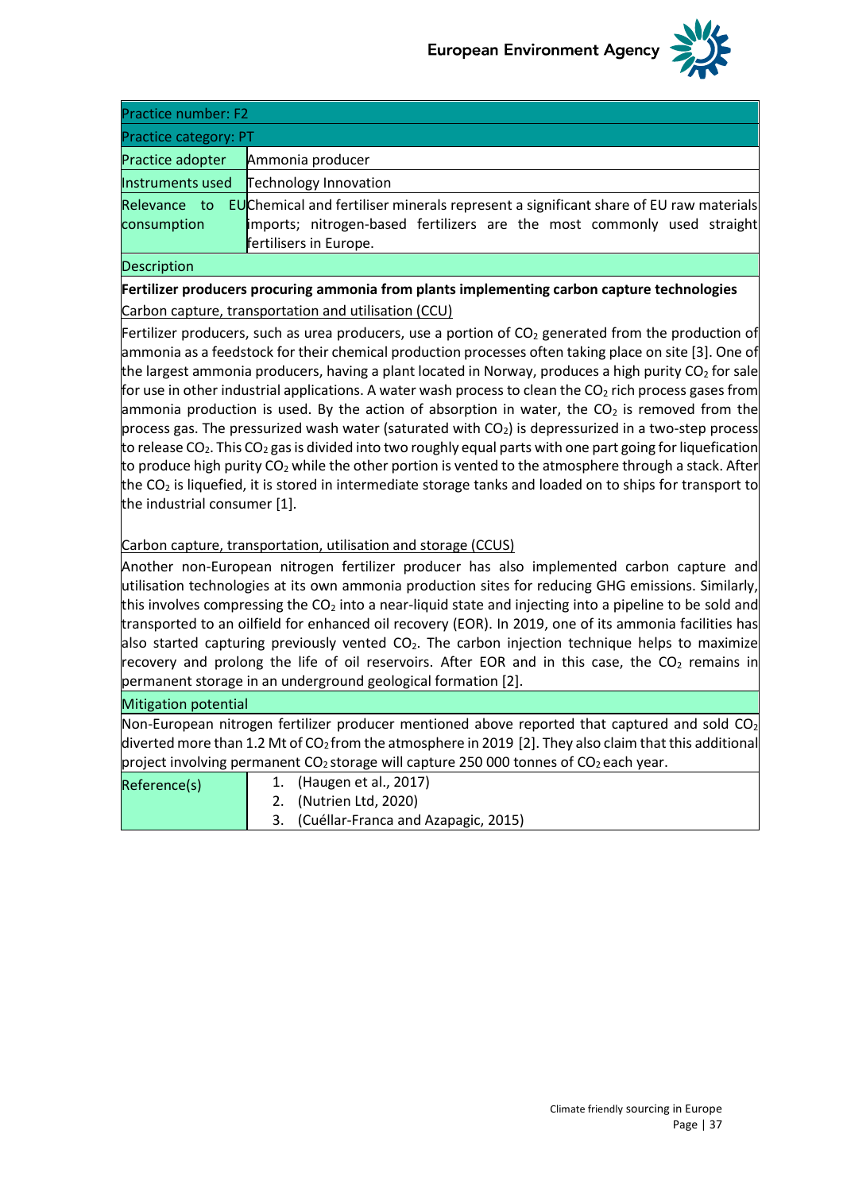| Practice number: F2 | |
|---|---|
| Practice category: PT | |
| Practice adopter | Ammonia producer |
| Instruments used | Technology Innovation |
| Relevance to EU consumption | Chemical and fertiliser minerals represent a significant share of EU raw materials imports; nitrogen-based fertilizers are the most commonly used straight fertilisers in Europe. |

**Description**

**Fertilizer producers procuring ammonia from plants implementing carbon capture technologies**

Carbon capture, transportation and utilisation (CCU)

Fertilizer producers, such as urea producers, use a portion of $CO_2$ generated from the production of ammonia as a feedstock for their chemical production processes often taking place on site [3]. One of the largest ammonia producers, having a plant located in Norway, produces a high purity $CO_2$ for sale for use in other industrial applications. A water wash process to clean the $CO_2$ rich process gases from ammonia production is used. By the action of absorption in water, the $CO_2$ is removed from the process gas. The pressurized wash water (saturated with $CO_2$) is depressurized in a two-step process to release $CO_2$. This $CO_2$ gas is divided into two roughly equal parts with one part going for liquefication to produce high purity $CO_2$ while the other portion is vented to the atmosphere through a stack. After the $CO_2$ is liquefied, it is stored in intermediate storage tanks and loaded on to ships for transport to the industrial consumer [1].

Carbon capture, transportation, utilisation and storage (CCUS)

Another non-European nitrogen fertilizer producer has also implemented carbon capture and utilisation technologies at its own ammonia production sites for reducing GHG emissions. Similarly, this involves compressing the $CO_2$ into a near-liquid state and injecting into a pipeline to be sold and transported to an oilfield for enhanced oil recovery (EOR). In 2019, one of its ammonia facilities has also started capturing previously vented $CO_2$. The carbon injection technique helps to maximize recovery and prolong the life of oil reservoirs. After EOR and in this case, the $CO_2$ remains in permanent storage in an underground geological formation [2].

**Mitigation potential**

Non-European nitrogen fertilizer producer mentioned above reported that captured and sold $CO_2$ diverted more than 1.2 Mt of $CO_2$ from the atmosphere in 2019 [2]. They also claim that this additional project involving permanent $CO_2$ storage will capture 250 000 tonnes of $CO_2$ each year.

| Reference(s) | 1. (Haugen et al., 2017)<br>2. (Nutrien Ltd, 2020)<br>3. (Cuéllar-Franca and Azapagic, 2015) |
|---|---|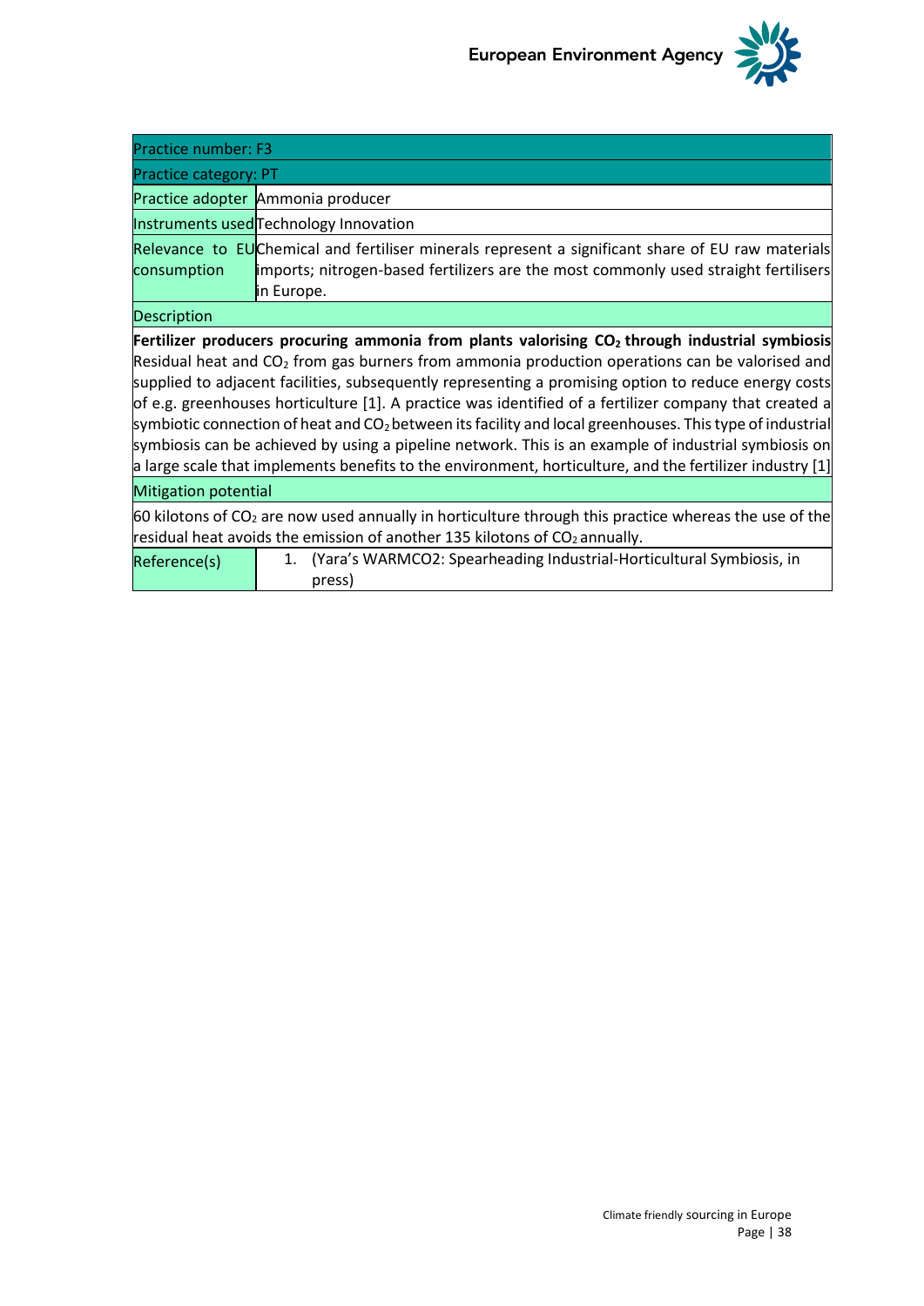| Practice number: F3 | |
|---|---|
| Practice category: PT | |
| Practice adopter | Ammonia producer |
| Instruments used | Technology Innovation |
| Relevance to EU consumption | Chemical and fertiliser minerals represent a significant share of EU raw materials imports; nitrogen-based fertilizers are the most commonly used straight fertilisers in Europe. |
| Description | |
| **Fertilizer producers procuring ammonia from plants valorising $CO_2$ through industrial symbiosis** Residual heat and $CO_2$ from gas burners from ammonia production operations can be valorised and supplied to adjacent facilities, subsequently representing a promising option to reduce energy costs of e.g. greenhouses horticulture [1]. A practice was identified of a fertilizer company that created a symbiotic connection of heat and $CO_2$ between its facility and local greenhouses. This type of industrial symbiosis can be achieved by using a pipeline network. This is an example of industrial symbiosis on a large scale that implements benefits to the environment, horticulture, and the fertilizer industry [1] | |
| Mitigation potential | |
| 60 kilotons of $CO_2$ are now used annually in horticulture through this practice whereas the use of the residual heat avoids the emission of another 135 kilotons of $CO_2$ annually. | |
| Reference(s) | 1. (Yara's WARMCO2: Spearheading Industrial-Horticultural Symbiosis, in press) |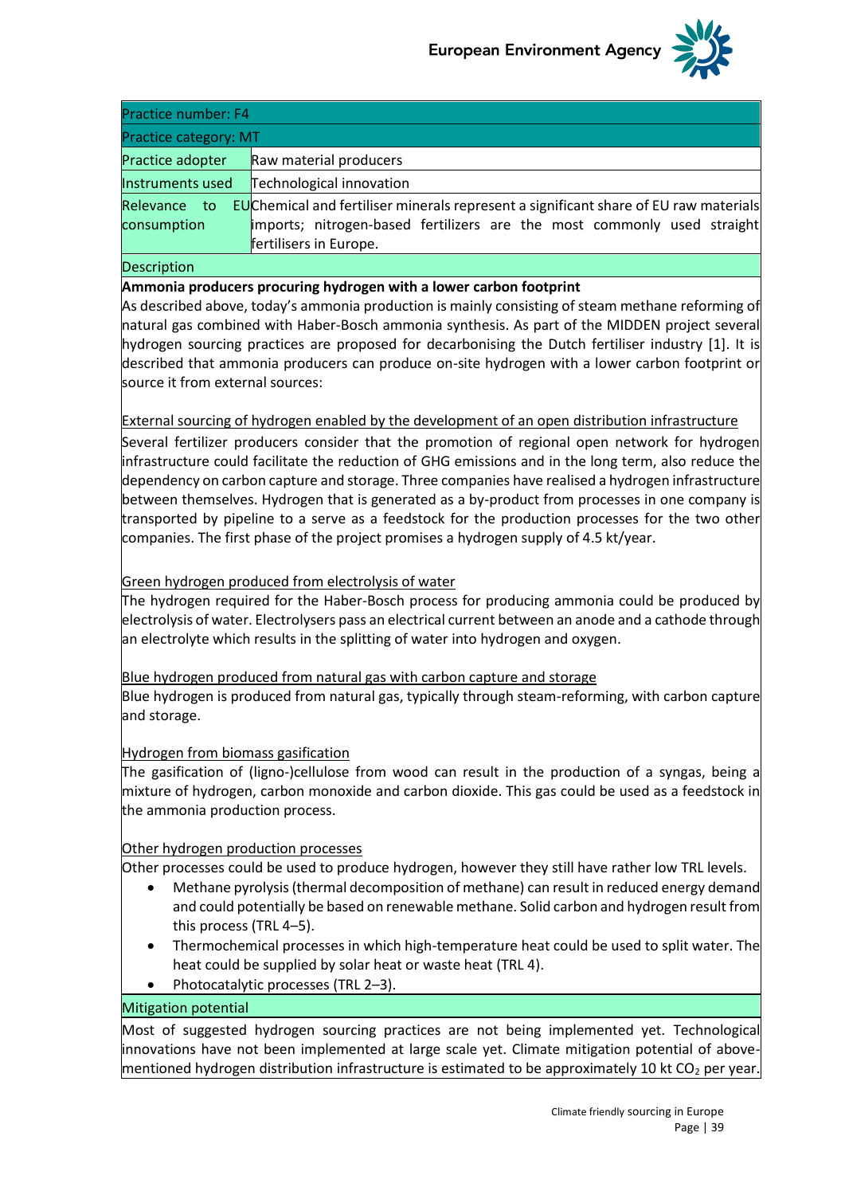| Practice number: F4 | |
|---|---|
| Practice category: MT | |
| Practice adopter | Raw material producers |
| Instruments used | Technological innovation |
| Relevance to EU consumption | Chemical and fertiliser minerals represent a significant share of EU raw materials imports; nitrogen-based fertilizers are the most commonly used straight fertilisers in Europe. |

**Description**

**Ammonia producers procuring hydrogen with a lower carbon footprint**

As described above, today's ammonia production is mainly consisting of steam methane reforming of natural gas combined with Haber-Bosch ammonia synthesis. As part of the MIDDEN project several hydrogen sourcing practices are proposed for decarbonising the Dutch fertiliser industry [1]. It is described that ammonia producers can produce on-site hydrogen with a lower carbon footprint or source it from external sources:

External sourcing of hydrogen enabled by the development of an open distribution infrastructure

Several fertilizer producers consider that the promotion of regional open network for hydrogen infrastructure could facilitate the reduction of GHG emissions and in the long term, also reduce the dependency on carbon capture and storage. Three companies have realised a hydrogen infrastructure between themselves. Hydrogen that is generated as a by-product from processes in one company is transported by pipeline to a serve as a feedstock for the production processes for the two other companies. The first phase of the project promises a hydrogen supply of 4.5 kt/year.

Green hydrogen produced from electrolysis of water

The hydrogen required for the Haber-Bosch process for producing ammonia could be produced by electrolysis of water. Electrolysers pass an electrical current between an anode and a cathode through an electrolyte which results in the splitting of water into hydrogen and oxygen.

Blue hydrogen produced from natural gas with carbon capture and storage

Blue hydrogen is produced from natural gas, typically through steam-reforming, with carbon capture and storage.

Hydrogen from biomass gasification

The gasification of (ligno-)cellulose from wood can result in the production of a syngas, being a mixture of hydrogen, carbon monoxide and carbon dioxide. This gas could be used as a feedstock in the ammonia production process.

Other hydrogen production processes

Other processes could be used to produce hydrogen, however they still have rather low TRL levels.

- Methane pyrolysis (thermal decomposition of methane) can result in reduced energy demand and could potentially be based on renewable methane. Solid carbon and hydrogen result from this process (TRL 4–5).
- Thermochemical processes in which high-temperature heat could be used to split water. The heat could be supplied by solar heat or waste heat (TRL 4).
- Photocatalytic processes (TRL 2–3).

**Mitigation potential**

Most of suggested hydrogen sourcing practices are not being implemented yet. Technological innovations have not been implemented at large scale yet. Climate mitigation potential of above-mentioned hydrogen distribution infrastructure is estimated to be approximately 10 kt $CO_2$ per year.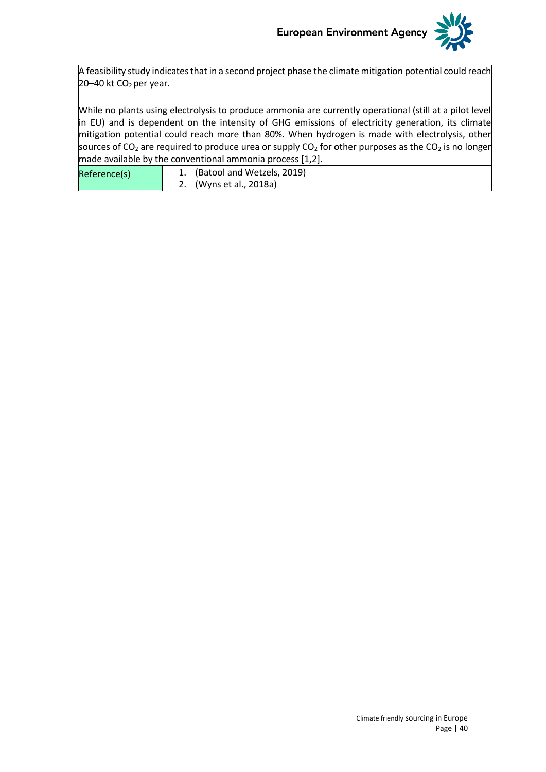A feasibility study indicates that in a second project phase the climate mitigation potential could reach 20–40 kt $CO_2$ per year.

While no plants using electrolysis to produce ammonia are currently operational (still at a pilot level in EU) and is dependent on the intensity of GHG emissions of electricity generation, its climate mitigation potential could reach more than 80%. When hydrogen is made with electrolysis, other sources of $CO_2$ are required to produce urea or supply $CO_2$ for other purposes as the $CO_2$ is no longer made available by the conventional ammonia process [1,2].

| Reference(s) | 1. (Batool and Wetzels, 2019)<br>2. (Wyns et al., 2018a) |
|---|---|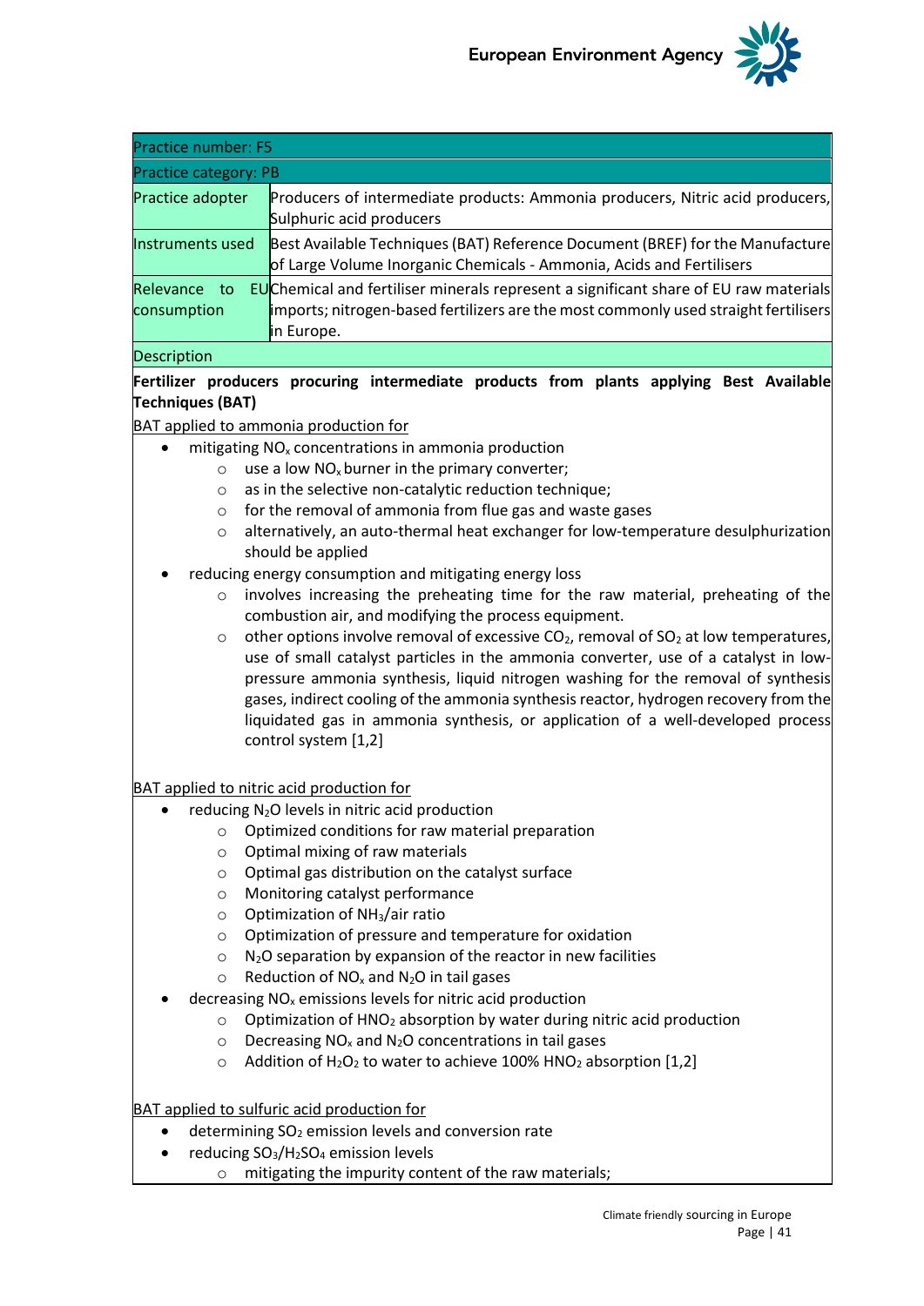| Practice number: F5 | |
|---|---|
| Practice category: PB | |
| Practice adopter | Producers of intermediate products: Ammonia producers, Nitric acid producers, Sulphuric acid producers |
| Instruments used | Best Available Techniques (BAT) Reference Document (BREF) for the Manufacture of Large Volume Inorganic Chemicals - Ammonia, Acids and Fertilisers |
| Relevance to EU consumption | Chemical and fertiliser minerals represent a significant share of EU raw materials imports; nitrogen-based fertilizers are the most commonly used straight fertilisers in Europe. |

Description

**Fertilizer producers procuring intermediate products from plants applying Best Available Techniques (BAT)**

BAT applied to ammonia production for

- mitigating $NO_x$ concentrations in ammonia production
    - use a low $NO_x$ burner in the primary converter;
    - as in the selective non-catalytic reduction technique;
    - for the removal of ammonia from flue gas and waste gases
    - alternatively, an auto-thermal heat exchanger for low-temperature desulphurization should be applied
- reducing energy consumption and mitigating energy loss
    - involves increasing the preheating time for the raw material, preheating of the combustion air, and modifying the process equipment.
    - other options involve removal of excessive $CO_2$, removal of $SO_2$ at low temperatures, use of small catalyst particles in the ammonia converter, use of a catalyst in low-pressure ammonia synthesis, liquid nitrogen washing for the removal of synthesis gases, indirect cooling of the ammonia synthesis reactor, hydrogen recovery from the liquidated gas in ammonia synthesis, or application of a well-developed process control system [1,2]

BAT applied to nitric acid production for

- reducing $N_2O$ levels in nitric acid production
    - Optimized conditions for raw material preparation
    - Optimal mixing of raw materials
    - Optimal gas distribution on the catalyst surface
    - Monitoring catalyst performance
    - Optimization of $NH_3$/air ratio
    - Optimization of pressure and temperature for oxidation
    - $N_2O$ separation by expansion of the reactor in new facilities
    - Reduction of $NO_x$ and $N_2O$ in tail gases
- decreasing $NO_x$ emissions levels for nitric acid production
    - Optimization of $HNO_2$ absorption by water during nitric acid production
    - Decreasing $NO_x$ and $N_2O$ concentrations in tail gases
    - Addition of $H_2O_2$ to water to achieve 100% $HNO_2$ absorption [1,2]

BAT applied to sulfuric acid production for

- determining $SO_2$ emission levels and conversion rate
- reducing $SO_3$/$H_2SO_4$ emission levels
    - mitigating the impurity content of the raw materials;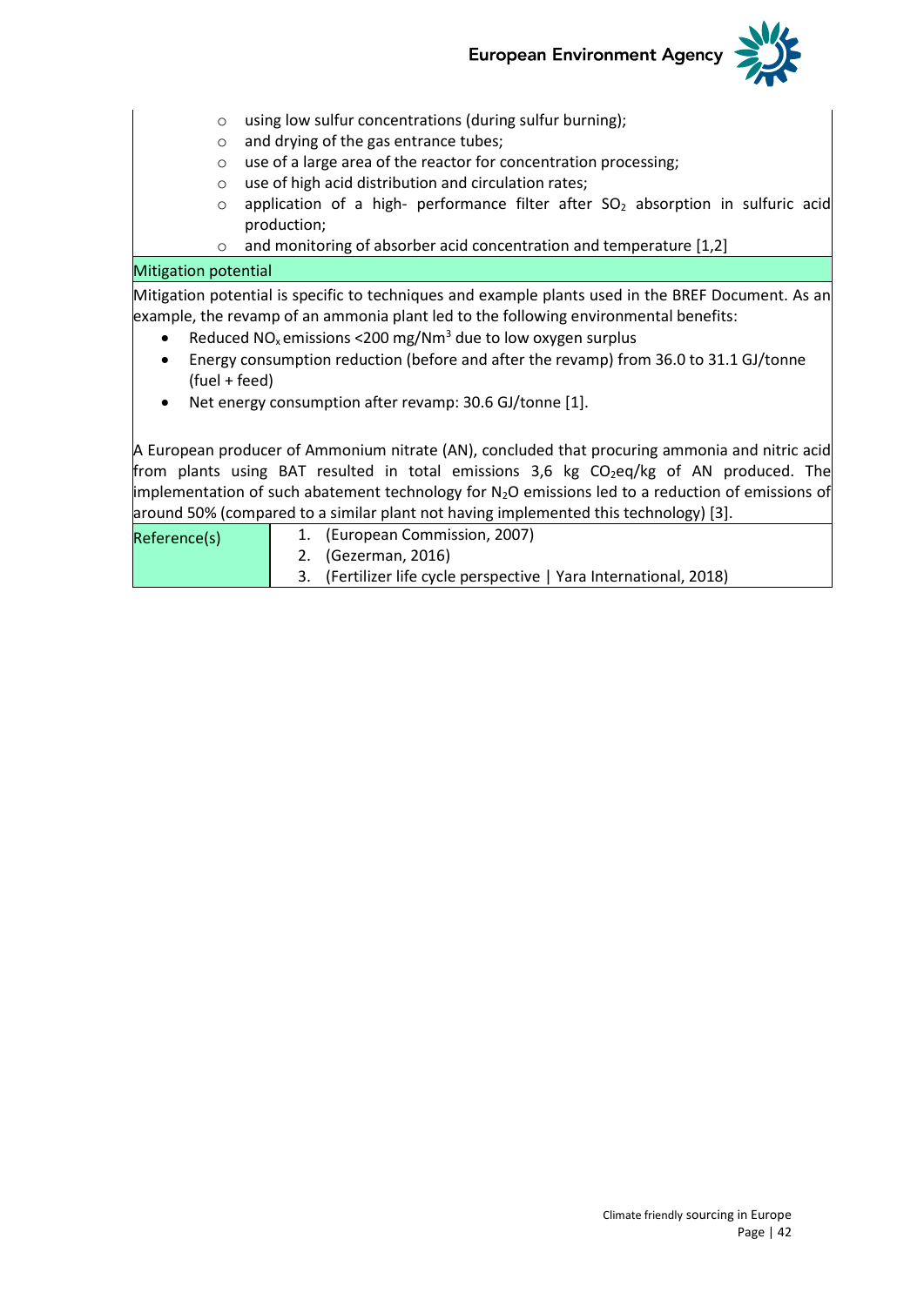- using low sulfur concentrations (during sulfur burning);
- and drying of the gas entrance tubes;
- use of a large area of the reactor for concentration processing;
- use of high acid distribution and circulation rates;
- application of a high- performance filter after $SO_2$ absorption in sulfuric acid production;
- and monitoring of absorber acid concentration and temperature [1,2]

**Mitigation potential**

Mitigation potential is specific to techniques and example plants used in the BREF Document. As an example, the revamp of an ammonia plant led to the following environmental benefits:

- Reduced $NO_x$ emissions <200 mg/Nm$^3$ due to low oxygen surplus
- Energy consumption reduction (before and after the revamp) from 36.0 to 31.1 GJ/tonne (fuel + feed)
- Net energy consumption after revamp: 30.6 GJ/tonne [1].

A European producer of Ammonium nitrate (AN), concluded that procuring ammonia and nitric acid from plants using BAT resulted in total emissions 3,6 kg $CO_2$eq/kg of AN produced. The implementation of such abatement technology for $N_2O$ emissions led to a reduction of emissions of around 50% (compared to a similar plant not having implemented this technology) [3].

| Reference(s) | 1. (European Commission, 2007)<br>2. (Gezerman, 2016)<br>3. (Fertilizer life cycle perspective \| Yara International, 2018) |
|---|---|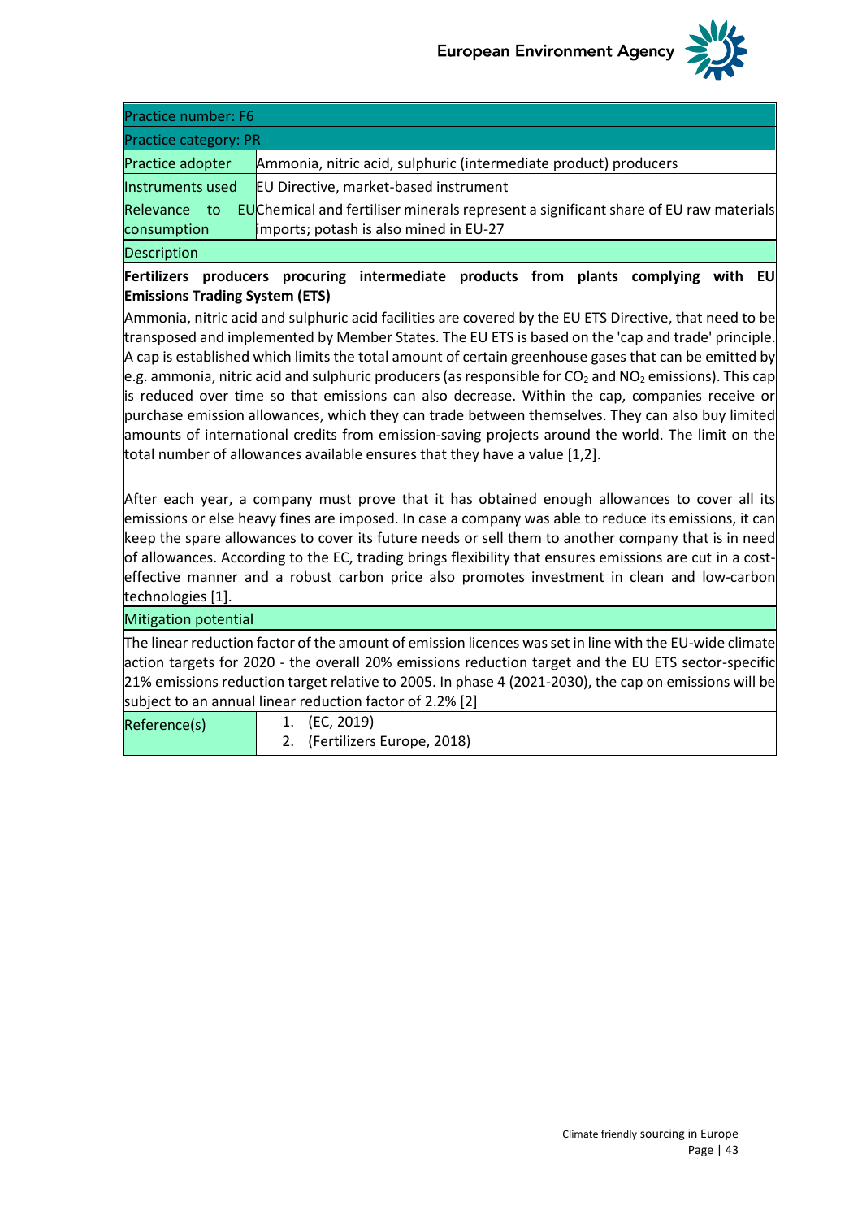| Practice number: F6 | |
|---|---|
| Practice category: PR | |
| Practice adopter | Ammonia, nitric acid, sulphuric (intermediate product) producers |
| Instruments used | EU Directive, market-based instrument |
| Relevance to EU consumption | Chemical and fertiliser minerals represent a significant share of EU raw materials imports; potash is also mined in EU-27 |

**Description**

**Fertilizers producers procuring intermediate products from plants complying with EU Emissions Trading System (ETS)**

Ammonia, nitric acid and sulphuric acid facilities are covered by the EU ETS Directive, that need to be transposed and implemented by Member States. The EU ETS is based on the 'cap and trade' principle. A cap is established which limits the total amount of certain greenhouse gases that can be emitted by e.g. ammonia, nitric acid and sulphuric producers (as responsible for $CO_2$ and $NO_2$ emissions). This cap is reduced over time so that emissions can also decrease. Within the cap, companies receive or purchase emission allowances, which they can trade between themselves. They can also buy limited amounts of international credits from emission-saving projects around the world. The limit on the total number of allowances available ensures that they have a value [1,2].

After each year, a company must prove that it has obtained enough allowances to cover all its emissions or else heavy fines are imposed. In case a company was able to reduce its emissions, it can keep the spare allowances to cover its future needs or sell them to another company that is in need of allowances. According to the EC, trading brings flexibility that ensures emissions are cut in a cost-effective manner and a robust carbon price also promotes investment in clean and low-carbon technologies [1].

**Mitigation potential**

The linear reduction factor of the amount of emission licences was set in line with the EU-wide climate action targets for 2020 - the overall 20% emissions reduction target and the EU ETS sector-specific 21% emissions reduction target relative to 2005. In phase 4 (2021-2030), the cap on emissions will be subject to an annual linear reduction factor of 2.2% [2]

**Reference(s)**

1. (EC, 2019)
2. (Fertilizers Europe, 2018)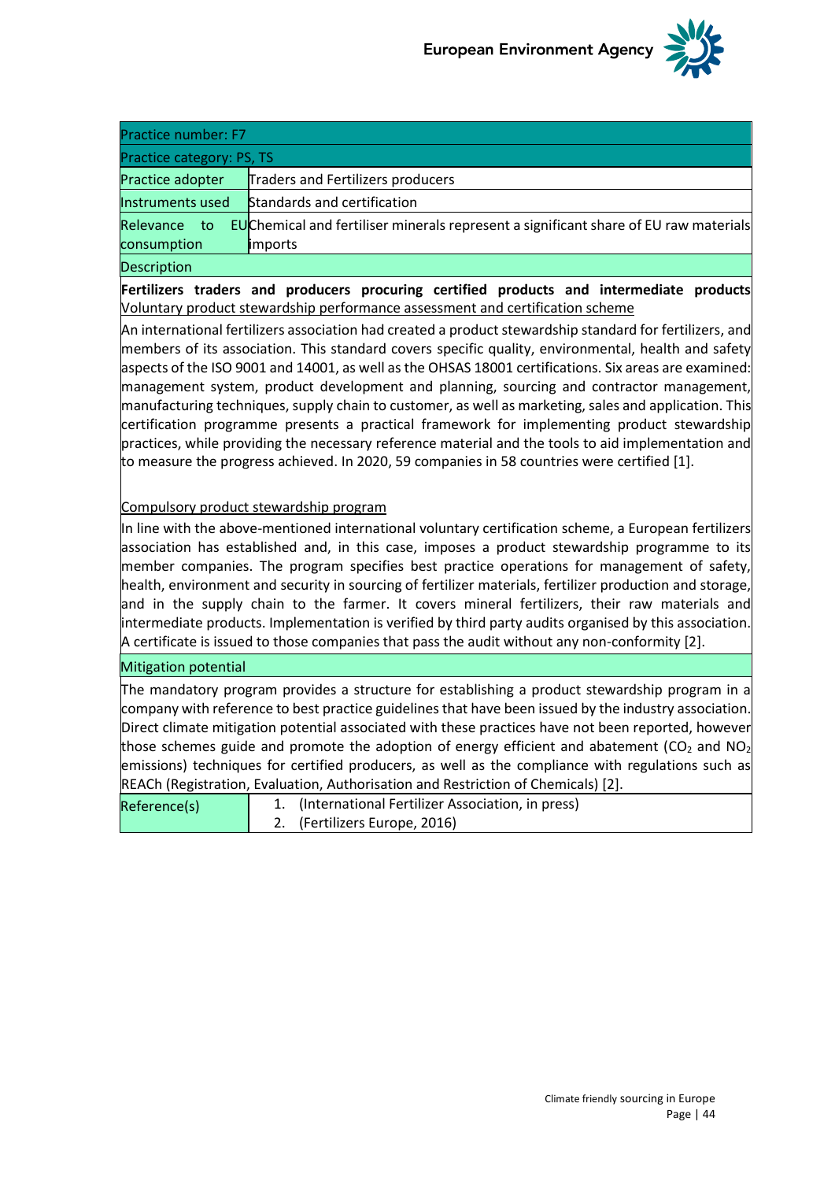| Practice number: F7 | |
|---|---|
| Practice category: PS, TS | |
| Practice adopter | Traders and Fertilizers producers |
| Instruments used | Standards and certification |
| Relevance to EU consumption | Chemical and fertiliser minerals represent a significant share of EU raw materials imports |

**Description**

**Fertilizers traders and producers procuring certified products and intermediate products**

Voluntary product stewardship performance assessment and certification scheme

An international fertilizers association had created a product stewardship standard for fertilizers, and members of its association. This standard covers specific quality, environmental, health and safety aspects of the ISO 9001 and 14001, as well as the OHSAS 18001 certifications. Six areas are examined: management system, product development and planning, sourcing and contractor management, manufacturing techniques, supply chain to customer, as well as marketing, sales and application. This certification programme presents a practical framework for implementing product stewardship practices, while providing the necessary reference material and the tools to aid implementation and to measure the progress achieved. In 2020, 59 companies in 58 countries were certified [1].

Compulsory product stewardship program

In line with the above-mentioned international voluntary certification scheme, a European fertilizers association has established and, in this case, imposes a product stewardship programme to its member companies. The program specifies best practice operations for management of safety, health, environment and security in sourcing of fertilizer materials, fertilizer production and storage, and in the supply chain to the farmer. It covers mineral fertilizers, their raw materials and intermediate products. Implementation is verified by third party audits organised by this association. A certificate is issued to those companies that pass the audit without any non-conformity [2].

**Mitigation potential**

The mandatory program provides a structure for establishing a product stewardship program in a company with reference to best practice guidelines that have been issued by the industry association. Direct climate mitigation potential associated with these practices have not been reported, however those schemes guide and promote the adoption of energy efficient and abatement ($CO_2$ and $NO_2$ emissions) techniques for certified producers, as well as the compliance with regulations such as REACh (Registration, Evaluation, Authorisation and Restriction of Chemicals) [2].

| Reference(s) | 1. (International Fertilizer Association, in press)<br>2. (Fertilizers Europe, 2016) |
|---|---|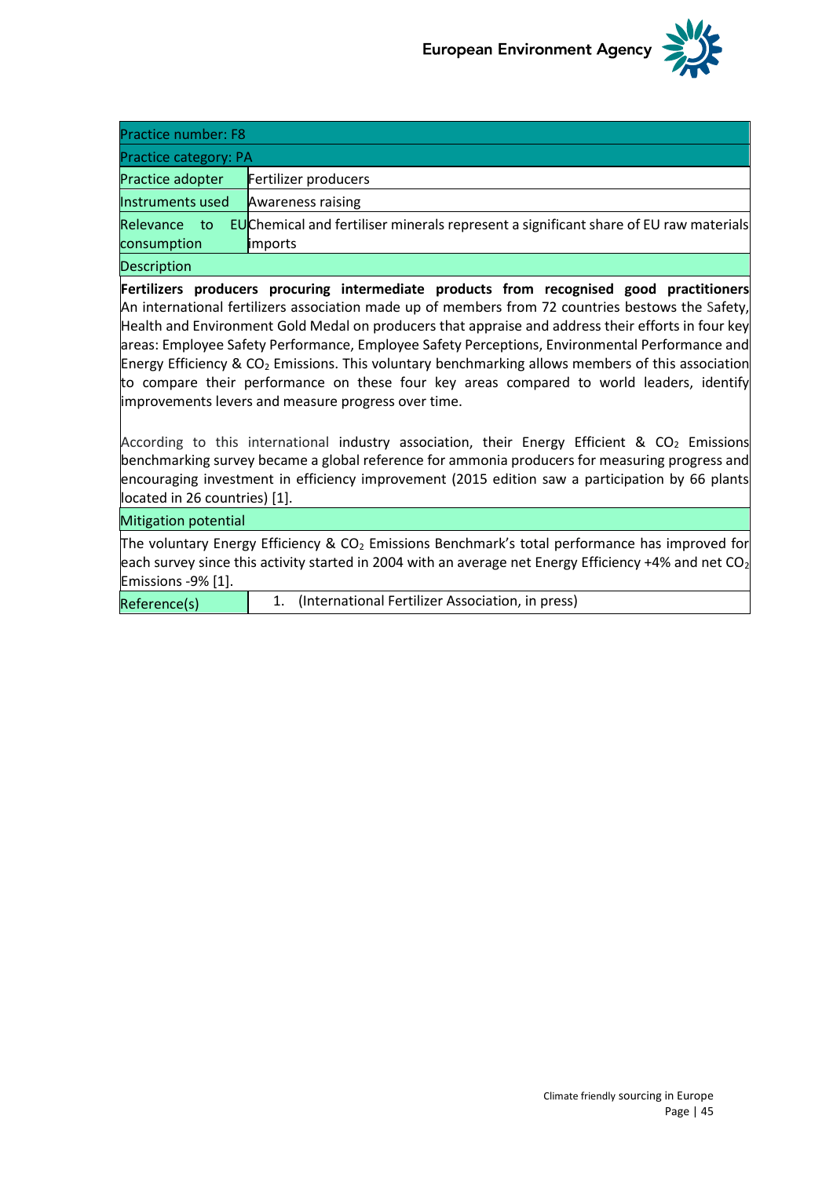| Practice number: F8 | |
|---|---|
| Practice category: PA | |
| Practice adopter | Fertilizer producers |
| Instruments used | Awareness raising |
| Relevance to EU consumption | Chemical and fertiliser minerals represent a significant share of EU raw materials imports |
| Description | |
| **Fertilizers producers procuring intermediate products from recognised good practitioners** An international fertilizers association made up of members from 72 countries bestows the Safety, Health and Environment Gold Medal on producers that appraise and address their efforts in four key areas: Employee Safety Performance, Employee Safety Perceptions, Environmental Performance and Energy Efficiency & $CO_2$ Emissions. This voluntary benchmarking allows members of this association to compare their performance on these four key areas compared to world leaders, identify improvements levers and measure progress over time.<br><br>According to this international industry association, their Energy Efficient & $CO_2$ Emissions benchmarking survey became a global reference for ammonia producers for measuring progress and encouraging investment in efficiency improvement (2015 edition saw a participation by 66 plants located in 26 countries) [1]. | |
| Mitigation potential | |
| The voluntary Energy Efficiency & $CO_2$ Emissions Benchmark's total performance has improved for each survey since this activity started in 2004 with an average net Energy Efficiency +4% and net $CO_2$ Emissions -9% [1]. | |
| Reference(s) | 1. (International Fertilizer Association, in press) |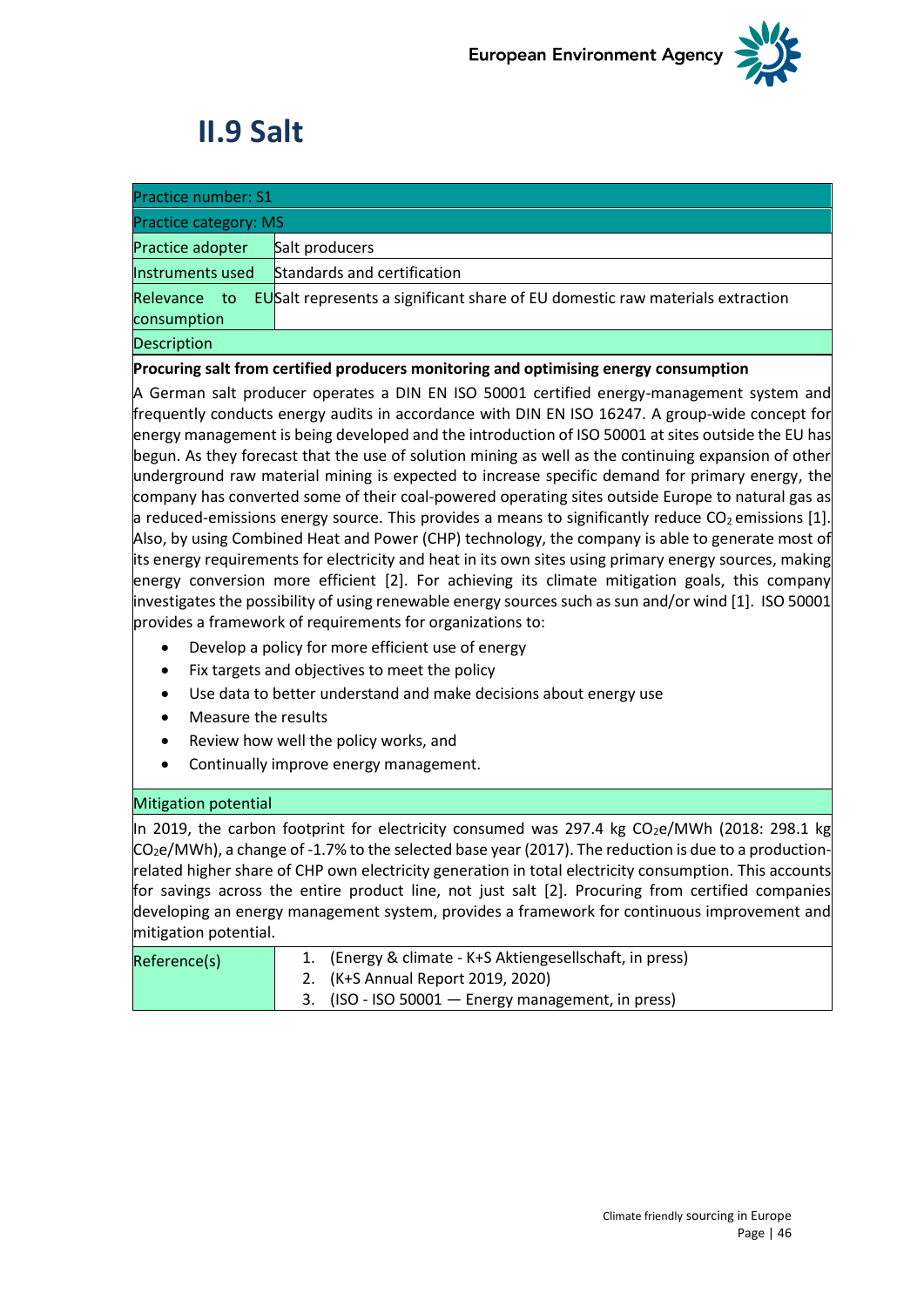## II.9 Salt

| Practice number: S1 | |
|---|---|
| Practice category: MS | |
| Practice adopter | Salt producers |
| Instruments used | Standards and certification |
| Relevance to EU consumption | Salt represents a significant share of EU domestic raw materials extraction |
| Description | |

**Procuring salt from certified producers monitoring and optimising energy consumption**

A German salt producer operates a DIN EN ISO 50001 certified energy-management system and frequently conducts energy audits in accordance with DIN EN ISO 16247. A group-wide concept for energy management is being developed and the introduction of ISO 50001 at sites outside the EU has begun. As they forecast that the use of solution mining as well as the continuing expansion of other underground raw material mining is expected to increase specific demand for primary energy, the company has converted some of their coal-powered operating sites outside Europe to natural gas as a reduced-emissions energy source. This provides a means to significantly reduce $CO_2$ emissions [1]. Also, by using Combined Heat and Power (CHP) technology, the company is able to generate most of its energy requirements for electricity and heat in its own sites using primary energy sources, making energy conversion more efficient [2]. For achieving its climate mitigation goals, this company investigates the possibility of using renewable energy sources such as sun and/or wind [1]. ISO 50001 provides a framework of requirements for organizations to:

- Develop a policy for more efficient use of energy
- Fix targets and objectives to meet the policy
- Use data to better understand and make decisions about energy use
- Measure the results
- Review how well the policy works, and
- Continually improve energy management.

**Mitigation potential**

In 2019, the carbon footprint for electricity consumed was 297.4 kg $CO_2e$/MWh (2018: 298.1 kg $CO_2e$/MWh), a change of -1.7% to the selected base year (2017). The reduction is due to a production-related higher share of CHP own electricity generation in total electricity consumption. This accounts for savings across the entire product line, not just salt [2]. Procuring from certified companies developing an energy management system, provides a framework for continuous improvement and mitigation potential.

| Reference(s) | 1. (Energy & climate - K+S Aktiengesellschaft, in press)<br>2. (K+S Annual Report 2019, 2020)<br>3. (ISO - ISO 50001 — Energy management, in press) |
|---|---|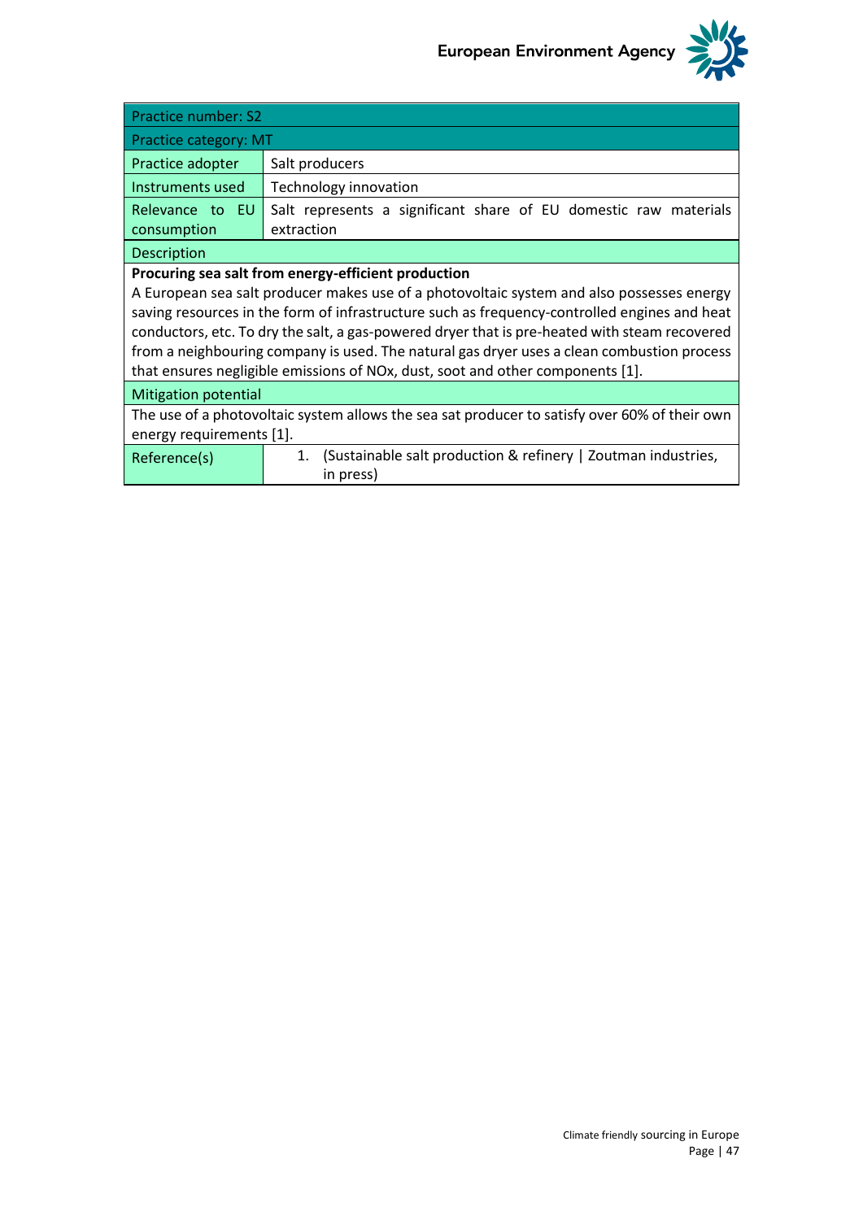| Practice number: S2 | |
|---|---|
| Practice category: MT | |
| Practice adopter | Salt producers |
| Instruments used | Technology innovation |
| Relevance to EU consumption | Salt represents a significant share of EU domestic raw materials extraction |
| Description | |
| **Procuring sea salt from energy-efficient production**<br>A European sea salt producer makes use of a photovoltaic system and also possesses energy saving resources in the form of infrastructure such as frequency-controlled engines and heat conductors, etc. To dry the salt, a gas-powered dryer that is pre-heated with steam recovered from a neighbouring company is used. The natural gas dryer uses a clean combustion process that ensures negligible emissions of NOx, dust, soot and other components [1]. | |
| Mitigation potential | |
| The use of a photovoltaic system allows the sea sat producer to satisfy over 60% of their own energy requirements [1]. | |
| Reference(s) | 1. (Sustainable salt production & refinery \| Zoutman industries, in press) |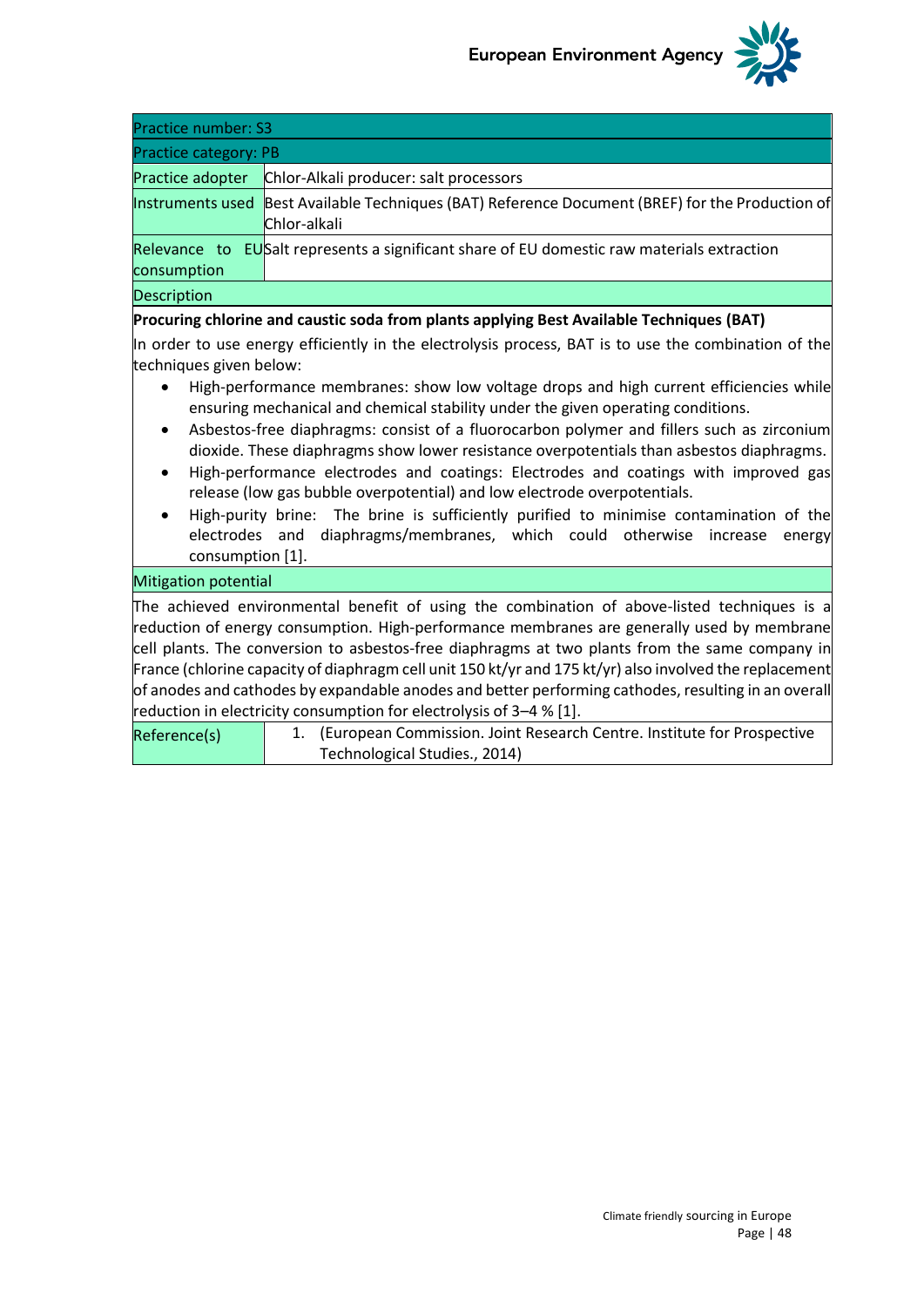| Practice number: S3 | |
|---|---|
| Practice category: PB | |
| Practice adopter | Chlor-Alkali producer: salt processors |
| Instruments used | Best Available Techniques (BAT) Reference Document (BREF) for the Production of Chlor-alkali |
| Relevance to EU consumption | Salt represents a significant share of EU domestic raw materials extraction |

**Description**

**Procuring chlorine and caustic soda from plants applying Best Available Techniques (BAT)**

In order to use energy efficiently in the electrolysis process, BAT is to use the combination of the techniques given below:

- High-performance membranes: show low voltage drops and high current efficiencies while ensuring mechanical and chemical stability under the given operating conditions.
- Asbestos-free diaphragms: consist of a fluorocarbon polymer and fillers such as zirconium dioxide. These diaphragms show lower resistance overpotentials than asbestos diaphragms.
- High-performance electrodes and coatings: Electrodes and coatings with improved gas release (low gas bubble overpotential) and low electrode overpotentials.
- High-purity brine: The brine is sufficiently purified to minimise contamination of the electrodes and diaphragms/membranes, which could otherwise increase energy consumption [1].

**Mitigation potential**

The achieved environmental benefit of using the combination of above-listed techniques is a reduction of energy consumption. High-performance membranes are generally used by membrane cell plants. The conversion to asbestos-free diaphragms at two plants from the same company in France (chlorine capacity of diaphragm cell unit 150 kt/yr and 175 kt/yr) also involved the replacement of anodes and cathodes by expandable anodes and better performing cathodes, resulting in an overall reduction in electricity consumption for electrolysis of 3–4 % [1].

| Reference(s) | 1. (European Commission. Joint Research Centre. Institute for Prospective Technological Studies., 2014) |
|---|---|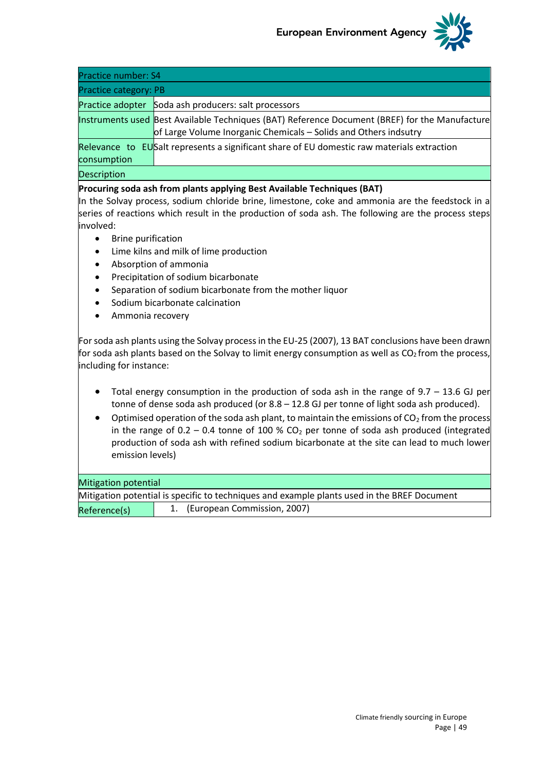| Practice number: S4 | |
|---|---|
| Practice category: PB | |
| Practice adopter | Soda ash producers: salt processors |
| Instruments used | Best Available Techniques (BAT) Reference Document (BREF) for the Manufacture of Large Volume Inorganic Chemicals – Solids and Others indsutry |
| Relevance to EU consumption | Salt represents a significant share of EU domestic raw materials extraction |

**Description**

**Procuring soda ash from plants applying Best Available Techniques (BAT)**

In the Solvay process, sodium chloride brine, limestone, coke and ammonia are the feedstock in a series of reactions which result in the production of soda ash. The following are the process steps involved:

- Brine purification
- Lime kilns and milk of lime production
- Absorption of ammonia
- Precipitation of sodium bicarbonate
- Separation of sodium bicarbonate from the mother liquor
- Sodium bicarbonate calcination
- Ammonia recovery

For soda ash plants using the Solvay process in the EU-25 (2007), 13 BAT conclusions have been drawn for soda ash plants based on the Solvay to limit energy consumption as well as $CO_2$ from the process, including for instance:

- Total energy consumption in the production of soda ash in the range of 9.7 – 13.6 GJ per tonne of dense soda ash produced (or 8.8 – 12.8 GJ per tonne of light soda ash produced).
- Optimised operation of the soda ash plant, to maintain the emissions of $CO_2$ from the process in the range of 0.2 – 0.4 tonne of 100 % $CO_2$ per tonne of soda ash produced (integrated production of soda ash with refined sodium bicarbonate at the site can lead to much lower emission levels)

**Mitigation potential**

Mitigation potential is specific to techniques and example plants used in the BREF Document

| Reference(s) | 1. (European Commission, 2007) |
|---|---|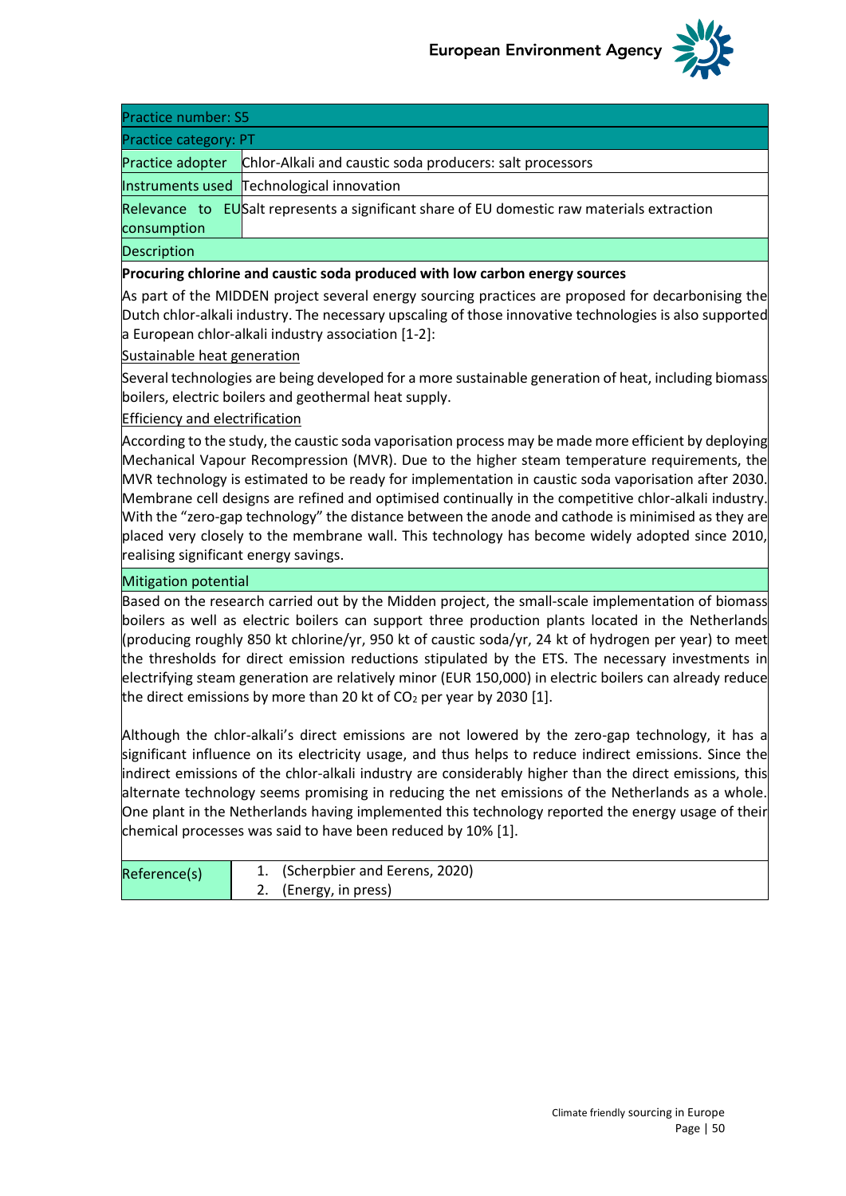| Practice number: S5 | |
|---|---|
| Practice category: PT | |
| Practice adopter | Chlor-Alkali and caustic soda producers: salt processors |
| Instruments used | Technological innovation |
| Relevance to EU consumption | Salt represents a significant share of EU domestic raw materials extraction |

**Description**

**Procuring chlorine and caustic soda produced with low carbon energy sources**

As part of the MIDDEN project several energy sourcing practices are proposed for decarbonising the Dutch chlor-alkali industry. The necessary upscaling of those innovative technologies is also supported a European chlor-alkali industry association [1-2]:

Sustainable heat generation

Several technologies are being developed for a more sustainable generation of heat, including biomass boilers, electric boilers and geothermal heat supply.

Efficiency and electrification

According to the study, the caustic soda vaporisation process may be made more efficient by deploying Mechanical Vapour Recompression (MVR). Due to the higher steam temperature requirements, the MVR technology is estimated to be ready for implementation in caustic soda vaporisation after 2030. Membrane cell designs are refined and optimised continually in the competitive chlor-alkali industry. With the "zero-gap technology" the distance between the anode and cathode is minimised as they are placed very closely to the membrane wall. This technology has become widely adopted since 2010, realising significant energy savings.

**Mitigation potential**

Based on the research carried out by the Midden project, the small-scale implementation of biomass boilers as well as electric boilers can support three production plants located in the Netherlands (producing roughly 850 kt chlorine/yr, 950 kt of caustic soda/yr, 24 kt of hydrogen per year) to meet the thresholds for direct emission reductions stipulated by the ETS. The necessary investments in electrifying steam generation are relatively minor (EUR 150,000) in electric boilers can already reduce the direct emissions by more than 20 kt of $CO_2$ per year by 2030 [1].

Although the chlor-alkali's direct emissions are not lowered by the zero-gap technology, it has a significant influence on its electricity usage, and thus helps to reduce indirect emissions. Since the indirect emissions of the chlor-alkali industry are considerably higher than the direct emissions, this alternate technology seems promising in reducing the net emissions of the Netherlands as a whole. One plant in the Netherlands having implemented this technology reported the energy usage of their chemical processes was said to have been reduced by 10% [1].

| Reference(s) | 1. (Scherpbier and Eerens, 2020)<br>2. (Energy, in press) |
|---|---|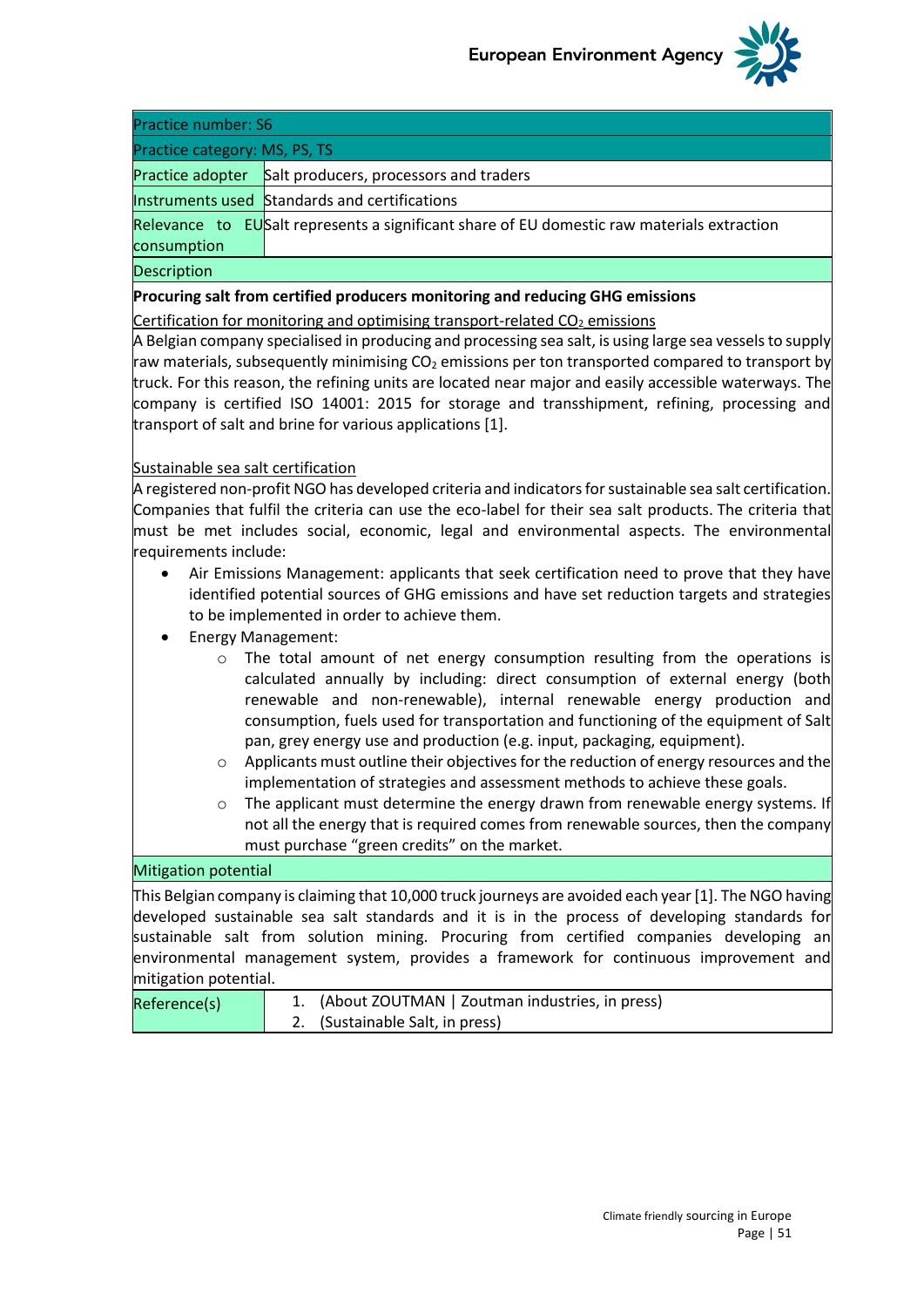| Practice number: S6 | |
|---|---|
| Practice category: MS, PS, TS | |
| Practice adopter | Salt producers, processors and traders |
| Instruments used | Standards and certifications |
| Relevance to EU consumption | Salt represents a significant share of EU domestic raw materials extraction |

**Description**

**Procuring salt from certified producers monitoring and reducing GHG emissions**

Certification for monitoring and optimising transport-related $CO_2$ emissions

A Belgian company specialised in producing and processing sea salt, is using large sea vessels to supply raw materials, subsequently minimising $CO_2$ emissions per ton transported compared to transport by truck. For this reason, the refining units are located near major and easily accessible waterways. The company is certified ISO 14001: 2015 for storage and transshipment, refining, processing and transport of salt and brine for various applications [1].

Sustainable sea salt certification

A registered non-profit NGO has developed criteria and indicators for sustainable sea salt certification. Companies that fulfil the criteria can use the eco-label for their sea salt products. The criteria that must be met includes social, economic, legal and environmental aspects. The environmental requirements include:

- Air Emissions Management: applicants that seek certification need to prove that they have identified potential sources of GHG emissions and have set reduction targets and strategies to be implemented in order to achieve them.
- Energy Management:
  - The total amount of net energy consumption resulting from the operations is calculated annually by including: direct consumption of external energy (both renewable and non-renewable), internal renewable energy production and consumption, fuels used for transportation and functioning of the equipment of Salt pan, grey energy use and production (e.g. input, packaging, equipment).
  - Applicants must outline their objectives for the reduction of energy resources and the implementation of strategies and assessment methods to achieve these goals.
  - The applicant must determine the energy drawn from renewable energy systems. If not all the energy that is required comes from renewable sources, then the company must purchase "green credits" on the market.

**Mitigation potential**

This Belgian company is claiming that 10,000 truck journeys are avoided each year [1]. The NGO having developed sustainable sea salt standards and it is in the process of developing standards for sustainable salt from solution mining. Procuring from certified companies developing an environmental management system, provides a framework for continuous improvement and mitigation potential.

| Reference(s) | 1. (About ZOUTMAN \| Zoutman industries, in press)<br>2. (Sustainable Salt, in press) |
|---|---|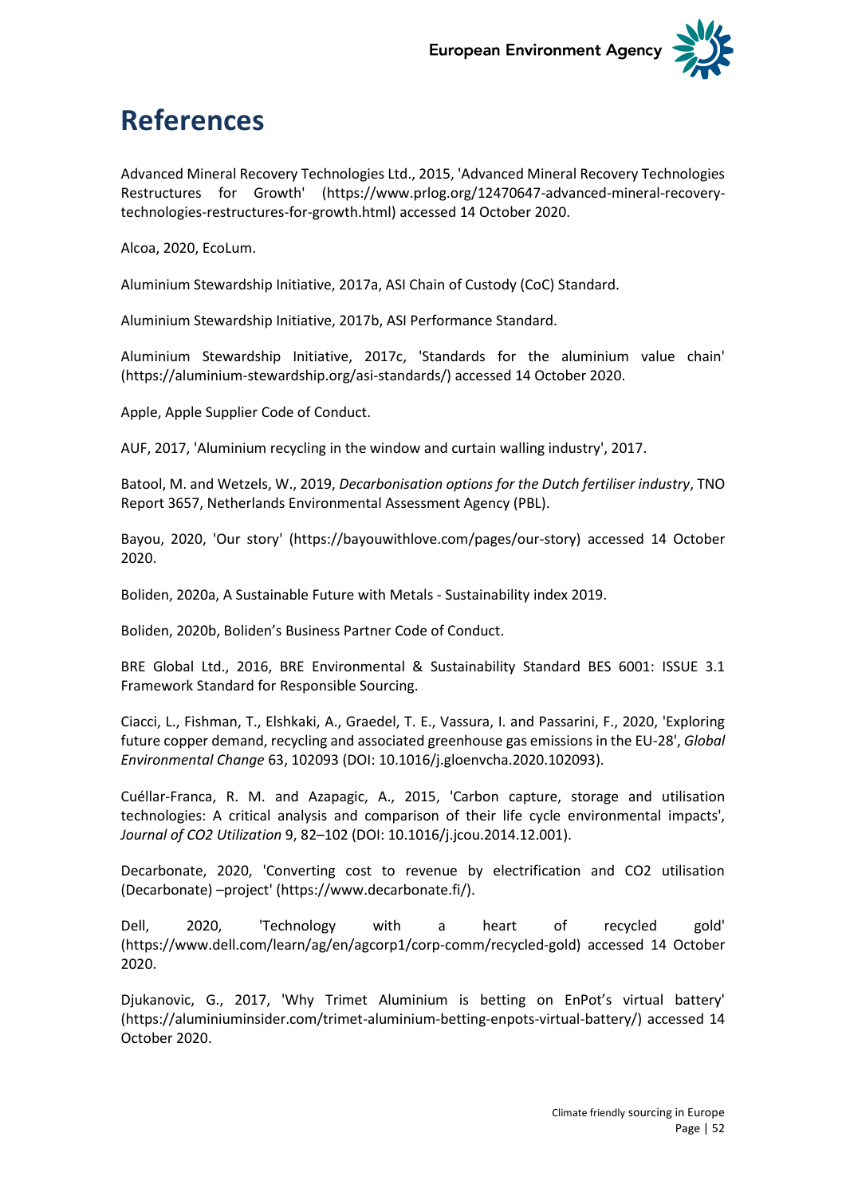# References

Advanced Mineral Recovery Technologies Ltd., 2015, 'Advanced Mineral Recovery Technologies Restructures for Growth' (https://www.prlog.org/12470647-advanced-mineral-recovery-technologies-restructures-for-growth.html) accessed 14 October 2020.

Alcoa, 2020, EcoLum.

Aluminium Stewardship Initiative, 2017a, ASI Chain of Custody (CoC) Standard.

Aluminium Stewardship Initiative, 2017b, ASI Performance Standard.

Aluminium Stewardship Initiative, 2017c, 'Standards for the aluminium value chain' (https://aluminium-stewardship.org/asi-standards/) accessed 14 October 2020.

Apple, Apple Supplier Code of Conduct.

AUF, 2017, 'Aluminium recycling in the window and curtain walling industry', 2017.

Batool, M. and Wetzels, W., 2019, *Decarbonisation options for the Dutch fertiliser industry*, TNO Report 3657, Netherlands Environmental Assessment Agency (PBL).

Bayou, 2020, 'Our story' (https://bayouwithlove.com/pages/our-story) accessed 14 October 2020.

Boliden, 2020a, A Sustainable Future with Metals - Sustainability index 2019.

Boliden, 2020b, Boliden's Business Partner Code of Conduct.

BRE Global Ltd., 2016, BRE Environmental & Sustainability Standard BES 6001: ISSUE 3.1 Framework Standard for Responsible Sourcing.

Ciacci, L., Fishman, T., Elshkaki, A., Graedel, T. E., Vassura, I. and Passarini, F., 2020, 'Exploring future copper demand, recycling and associated greenhouse gas emissions in the EU-28', *Global Environmental Change* 63, 102093 (DOI: 10.1016/j.gloenvcha.2020.102093).

Cuéllar-Franca, R. M. and Azapagic, A., 2015, 'Carbon capture, storage and utilisation technologies: A critical analysis and comparison of their life cycle environmental impacts', *Journal of CO2 Utilization* 9, 82–102 (DOI: 10.1016/j.jcou.2014.12.001).

Decarbonate, 2020, 'Converting cost to revenue by electrification and CO2 utilisation (Decarbonate) –project' (https://www.decarbonate.fi/).

Dell, 2020, 'Technology with a heart of recycled gold' (https://www.dell.com/learn/ag/en/agcorp1/corp-comm/recycled-gold) accessed 14 October 2020.

Djukanovic, G., 2017, 'Why Trimet Aluminium is betting on EnPot's virtual battery' (https://aluminiuminsider.com/trimet-aluminium-betting-enpots-virtual-battery/) accessed 14 October 2020.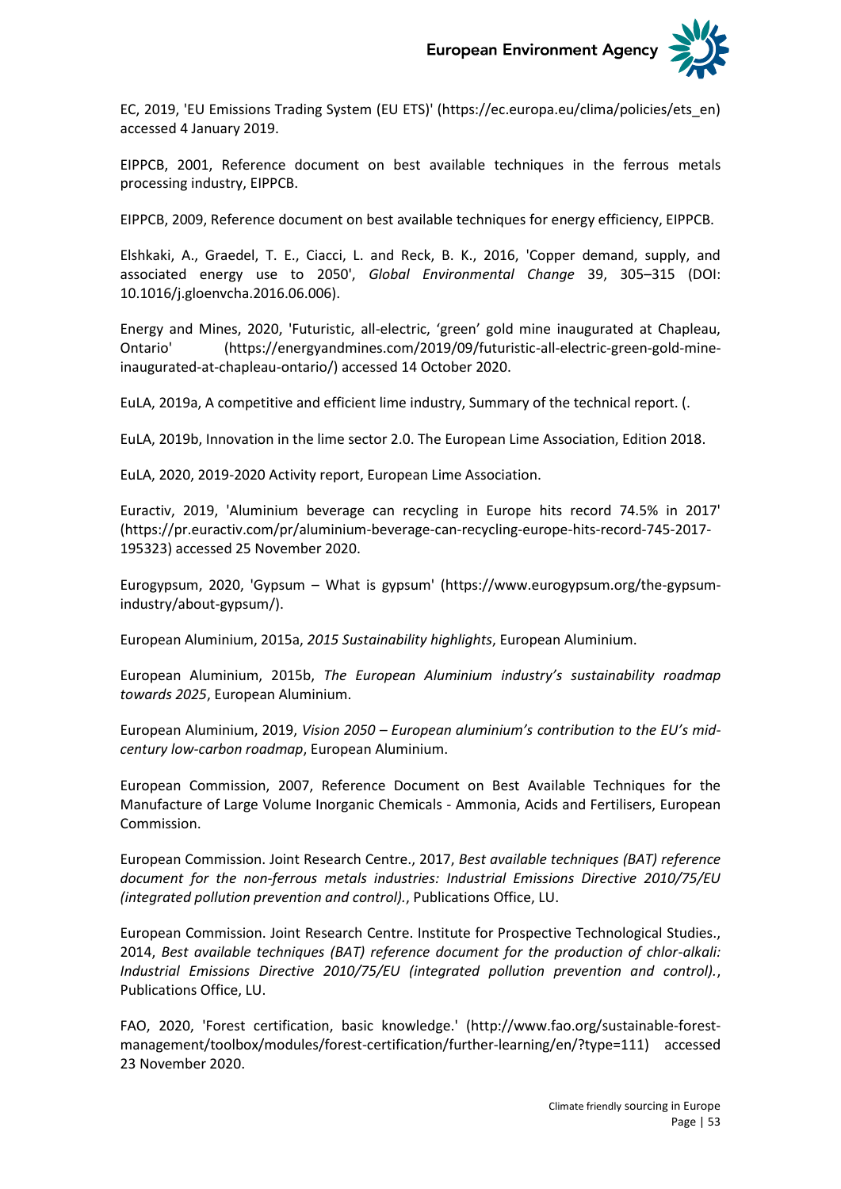EC, 2019, 'EU Emissions Trading System (EU ETS)' (https://ec.europa.eu/clima/policies/ets_en) accessed 4 January 2019.

EIPPCB, 2001, Reference document on best available techniques in the ferrous metals processing industry, EIPPCB.

EIPPCB, 2009, Reference document on best available techniques for energy efficiency, EIPPCB.

Elshkaki, A., Graedel, T. E., Ciacci, L. and Reck, B. K., 2016, 'Copper demand, supply, and associated energy use to 2050', *Global Environmental Change* 39, 305–315 (DOI: 10.1016/j.gloenvcha.2016.06.006).

Energy and Mines, 2020, 'Futuristic, all-electric, 'green' gold mine inaugurated at Chapleau, Ontario' (https://energyandmines.com/2019/09/futuristic-all-electric-green-gold-mine-inaugurated-at-chapleau-ontario/) accessed 14 October 2020.

EuLA, 2019a, A competitive and efficient lime industry, Summary of the technical report. (.

EuLA, 2019b, Innovation in the lime sector 2.0. The European Lime Association, Edition 2018.

EuLA, 2020, 2019-2020 Activity report, European Lime Association.

Euractiv, 2019, 'Aluminium beverage can recycling in Europe hits record 74.5% in 2017' (https://pr.euractiv.com/pr/aluminium-beverage-can-recycling-europe-hits-record-745-2017-195323) accessed 25 November 2020.

Eurogypsum, 2020, 'Gypsum – What is gypsum' (https://www.eurogypsum.org/the-gypsum-industry/about-gypsum/).

European Aluminium, 2015a, *2015 Sustainability highlights*, European Aluminium.

European Aluminium, 2015b, *The European Aluminium industry's sustainability roadmap towards 2025*, European Aluminium.

European Aluminium, 2019, *Vision 2050 – European aluminium's contribution to the EU's mid-century low-carbon roadmap*, European Aluminium.

European Commission, 2007, Reference Document on Best Available Techniques for the Manufacture of Large Volume Inorganic Chemicals - Ammonia, Acids and Fertilisers, European Commission.

European Commission. Joint Research Centre., 2017, *Best available techniques (BAT) reference document for the non-ferrous metals industries: Industrial Emissions Directive 2010/75/EU (integrated pollution prevention and control).*, Publications Office, LU.

European Commission. Joint Research Centre. Institute for Prospective Technological Studies., 2014, *Best available techniques (BAT) reference document for the production of chlor-alkali: Industrial Emissions Directive 2010/75/EU (integrated pollution prevention and control).*, Publications Office, LU.

FAO, 2020, 'Forest certification, basic knowledge.' (http://www.fao.org/sustainable-forest-management/toolbox/modules/forest-certification/further-learning/en/?type=111) accessed 23 November 2020.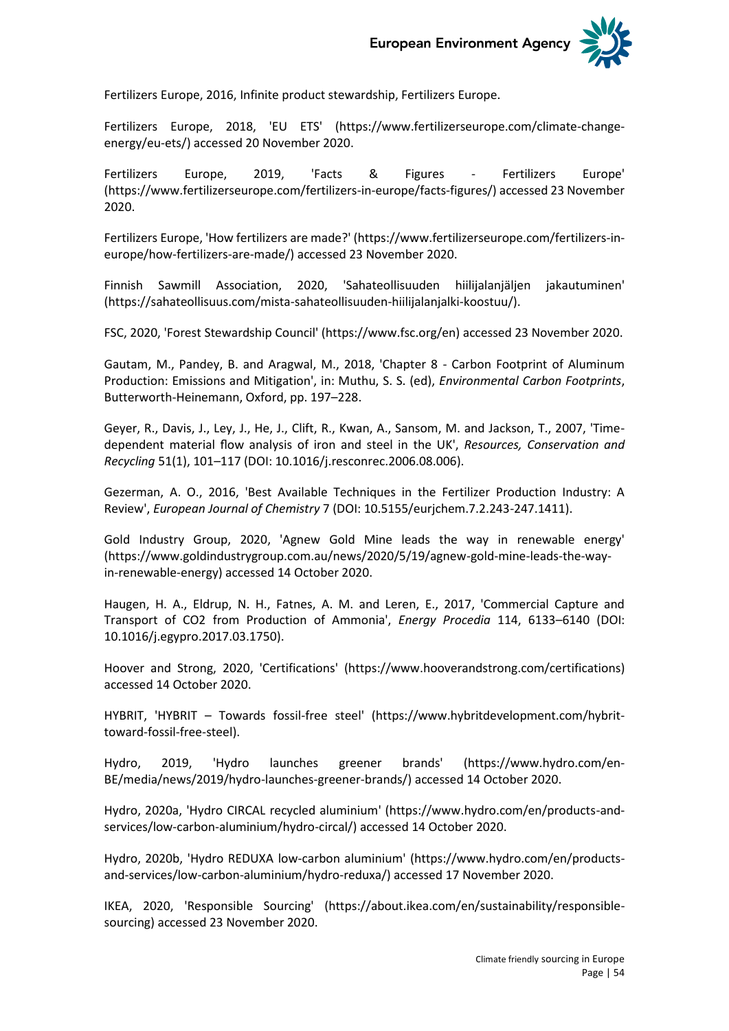Fertilizers Europe, 2016, Infinite product stewardship, Fertilizers Europe.

Fertilizers Europe, 2018, 'EU ETS' (https://www.fertilizerseurope.com/climate-change-energy/eu-ets/) accessed 20 November 2020.

Fertilizers Europe, 2019, 'Facts & Figures - Fertilizers Europe' (https://www.fertilizerseurope.com/fertilizers-in-europe/facts-figures/) accessed 23 November 2020.

Fertilizers Europe, 'How fertilizers are made?' (https://www.fertilizerseurope.com/fertilizers-in-europe/how-fertilizers-are-made/) accessed 23 November 2020.

Finnish Sawmill Association, 2020, 'Sahateollisuuden hiilijalanjäljen jakautuminen' (https://sahateollisuus.com/mista-sahateollisuuden-hiilijalanjalki-koostuu/).

FSC, 2020, 'Forest Stewardship Council' (https://www.fsc.org/en) accessed 23 November 2020.

Gautam, M., Pandey, B. and Aragwal, M., 2018, 'Chapter 8 - Carbon Footprint of Aluminum Production: Emissions and Mitigation', in: Muthu, S. S. (ed), *Environmental Carbon Footprints*, Butterworth-Heinemann, Oxford, pp. 197–228.

Geyer, R., Davis, J., Ley, J., He, J., Clift, R., Kwan, A., Sansom, M. and Jackson, T., 2007, 'Time-dependent material flow analysis of iron and steel in the UK', *Resources, Conservation and Recycling* 51(1), 101–117 (DOI: 10.1016/j.resconrec.2006.08.006).

Gezerman, A. O., 2016, 'Best Available Techniques in the Fertilizer Production Industry: A Review', *European Journal of Chemistry* 7 (DOI: 10.5155/eurjchem.7.2.243-247.1411).

Gold Industry Group, 2020, 'Agnew Gold Mine leads the way in renewable energy' (https://www.goldindustrygroup.com.au/news/2020/5/19/agnew-gold-mine-leads-the-way-in-renewable-energy) accessed 14 October 2020.

Haugen, H. A., Eldrup, N. H., Fatnes, A. M. and Leren, E., 2017, 'Commercial Capture and Transport of CO2 from Production of Ammonia', *Energy Procedia* 114, 6133–6140 (DOI: 10.1016/j.egypro.2017.03.1750).

Hoover and Strong, 2020, 'Certifications' (https://www.hooverandstrong.com/certifications) accessed 14 October 2020.

HYBRIT, 'HYBRIT – Towards fossil-free steel' (https://www.hybritdevelopment.com/hybrit-toward-fossil-free-steel).

Hydro, 2019, 'Hydro launches greener brands' (https://www.hydro.com/en-BE/media/news/2019/hydro-launches-greener-brands/) accessed 14 October 2020.

Hydro, 2020a, 'Hydro CIRCAL recycled aluminium' (https://www.hydro.com/en/products-and-services/low-carbon-aluminium/hydro-circal/) accessed 14 October 2020.

Hydro, 2020b, 'Hydro REDUXA low-carbon aluminium' (https://www.hydro.com/en/products-and-services/low-carbon-aluminium/hydro-reduxa/) accessed 17 November 2020.

IKEA, 2020, 'Responsible Sourcing' (https://about.ikea.com/en/sustainability/responsible-sourcing) accessed 23 November 2020.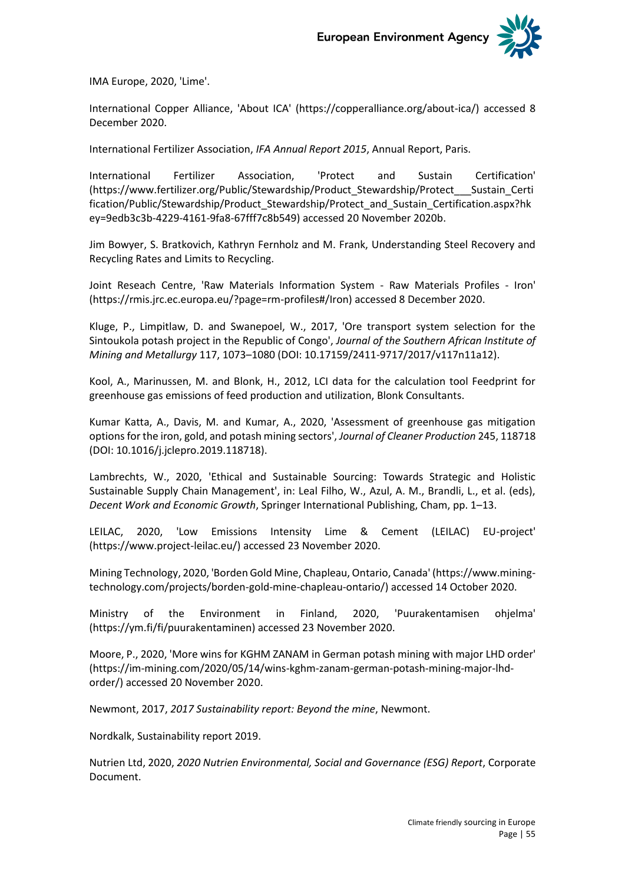IMA Europe, 2020, 'Lime'.

International Copper Alliance, 'About ICA' (https://copperalliance.org/about-ica/) accessed 8 December 2020.

International Fertilizer Association, *IFA Annual Report 2015*, Annual Report, Paris.

International Fertilizer Association, 'Protect and Sustain Certification' (https://www.fertilizer.org/Public/Stewardship/Product_Stewardship/Protect___Sustain_Certification/Public/Stewardship/Product_Stewardship/Protect_and_Sustain_Certification.aspx?hkey=9edb3c3b-4229-4161-9fa8-67fff7c8b549) accessed 20 November 2020b.

Jim Bowyer, S. Bratkovich, Kathryn Fernholz and M. Frank, Understanding Steel Recovery and Recycling Rates and Limits to Recycling.

Joint Reseach Centre, 'Raw Materials Information System - Raw Materials Profiles - Iron' (https://rmis.jrc.ec.europa.eu/?page=rm-profiles#/Iron) accessed 8 December 2020.

Kluge, P., Limpitlaw, D. and Swanepoel, W., 2017, 'Ore transport system selection for the Sintoukola potash project in the Republic of Congo', *Journal of the Southern African Institute of Mining and Metallurgy* 117, 1073–1080 (DOI: 10.17159/2411-9717/2017/v117n11a12).

Kool, A., Marinussen, M. and Blonk, H., 2012, LCI data for the calculation tool Feedprint for greenhouse gas emissions of feed production and utilization, Blonk Consultants.

Kumar Katta, A., Davis, M. and Kumar, A., 2020, 'Assessment of greenhouse gas mitigation options for the iron, gold, and potash mining sectors', *Journal of Cleaner Production* 245, 118718 (DOI: 10.1016/j.jclepro.2019.118718).

Lambrechts, W., 2020, 'Ethical and Sustainable Sourcing: Towards Strategic and Holistic Sustainable Supply Chain Management', in: Leal Filho, W., Azul, A. M., Brandli, L., et al. (eds), *Decent Work and Economic Growth*, Springer International Publishing, Cham, pp. 1–13.

LEILAC, 2020, 'Low Emissions Intensity Lime & Cement (LEILAC) EU-project' (https://www.project-leilac.eu/) accessed 23 November 2020.

Mining Technology, 2020, 'Borden Gold Mine, Chapleau, Ontario, Canada' (https://www.mining-technology.com/projects/borden-gold-mine-chapleau-ontario/) accessed 14 October 2020.

Ministry of the Environment in Finland, 2020, 'Puurakentamisen ohjelma' (https://ym.fi/fi/puurakentaminen) accessed 23 November 2020.

Moore, P., 2020, 'More wins for KGHM ZANAM in German potash mining with major LHD order' (https://im-mining.com/2020/05/14/wins-kghm-zanam-german-potash-mining-major-lhd-order/) accessed 20 November 2020.

Newmont, 2017, *2017 Sustainability report: Beyond the mine*, Newmont.

Nordkalk, Sustainability report 2019.

Nutrien Ltd, 2020, *2020 Nutrien Environmental, Social and Governance (ESG) Report*, Corporate Document.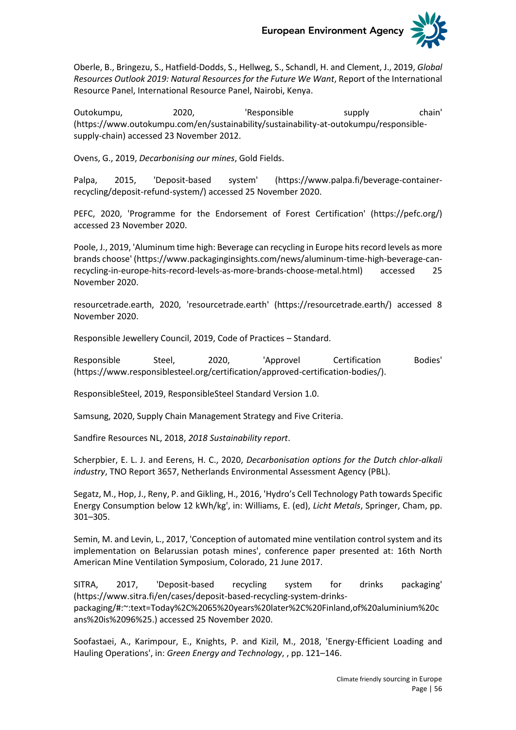Oberle, B., Bringezu, S., Hatfield-Dodds, S., Hellweg, S., Schandl, H. and Clement, J., 2019, *Global Resources Outlook 2019: Natural Resources for the Future We Want*, Report of the International Resource Panel, International Resource Panel, Nairobi, Kenya.

Outokumpu, 2020, 'Responsible supply chain' (https://www.outokumpu.com/en/sustainability/sustainability-at-outokumpu/responsible-supply-chain) accessed 23 November 2012.

Ovens, G., 2019, *Decarbonising our mines*, Gold Fields.

Palpa, 2015, 'Deposit-based system' (https://www.palpa.fi/beverage-container-recycling/deposit-refund-system/) accessed 25 November 2020.

PEFC, 2020, 'Programme for the Endorsement of Forest Certification' (https://pefc.org/) accessed 23 November 2020.

Poole, J., 2019, 'Aluminum time high: Beverage can recycling in Europe hits record levels as more brands choose' (https://www.packaginginsights.com/news/aluminum-time-high-beverage-can-recycling-in-europe-hits-record-levels-as-more-brands-choose-metal.html) accessed 25 November 2020.

resourcetrade.earth, 2020, 'resourcetrade.earth' (https://resourcetrade.earth/) accessed 8 November 2020.

Responsible Jewellery Council, 2019, Code of Practices – Standard.

Responsible Steel, 2020, 'Approvel Certification Bodies' (https://www.responsiblesteel.org/certification/approved-certification-bodies/).

ResponsibleSteel, 2019, ResponsibleSteel Standard Version 1.0.

Samsung, 2020, Supply Chain Management Strategy and Five Criteria.

Sandfire Resources NL, 2018, *2018 Sustainability report*.

Scherpbier, E. L. J. and Eerens, H. C., 2020, *Decarbonisation options for the Dutch chlor-alkali industry*, TNO Report 3657, Netherlands Environmental Assessment Agency (PBL).

Segatz, M., Hop, J., Reny, P. and Gikling, H., 2016, 'Hydro's Cell Technology Path towards Specific Energy Consumption below 12 kWh/kg', in: Williams, E. (ed), *Licht Metals*, Springer, Cham, pp. 301–305.

Semin, M. and Levin, L., 2017, 'Conception of automated mine ventilation control system and its implementation on Belarussian potash mines', conference paper presented at: 16th North American Mine Ventilation Symposium, Colorado, 21 June 2017.

SITRA, 2017, 'Deposit-based recycling system for drinks packaging' (https://www.sitra.fi/en/cases/deposit-based-recycling-system-drinks-packaging/#:~:text=Today%2C%2065%20years%20later%2C%20Finland,of%20aluminium%20cans%20is%2096%25.) accessed 25 November 2020.

Soofastaei, A., Karimpour, E., Knights, P. and Kizil, M., 2018, 'Energy-Efficient Loading and Hauling Operations', in: *Green Energy and Technology*, , pp. 121–146.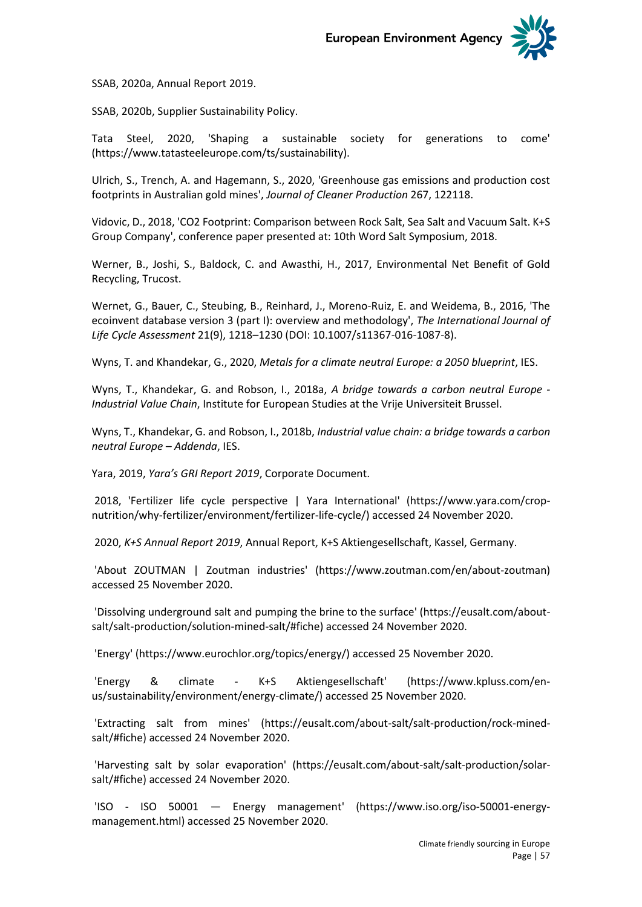SSAB, 2020a, Annual Report 2019.

SSAB, 2020b, Supplier Sustainability Policy.

Tata Steel, 2020, 'Shaping a sustainable society for generations to come' (https://www.tatasteeleurope.com/ts/sustainability).

Ulrich, S., Trench, A. and Hagemann, S., 2020, 'Greenhouse gas emissions and production cost footprints in Australian gold mines', *Journal of Cleaner Production* 267, 122118.

Vidovic, D., 2018, 'CO2 Footprint: Comparison between Rock Salt, Sea Salt and Vacuum Salt. K+S Group Company', conference paper presented at: 10th Word Salt Symposium, 2018.

Werner, B., Joshi, S., Baldock, C. and Awasthi, H., 2017, Environmental Net Benefit of Gold Recycling, Trucost.

Wernet, G., Bauer, C., Steubing, B., Reinhard, J., Moreno-Ruiz, E. and Weidema, B., 2016, 'The ecoinvent database version 3 (part I): overview and methodology', *The International Journal of Life Cycle Assessment* 21(9), 1218–1230 (DOI: 10.1007/s11367-016-1087-8).

Wyns, T. and Khandekar, G., 2020, *Metals for a climate neutral Europe: a 2050 blueprint*, IES.

Wyns, T., Khandekar, G. and Robson, I., 2018a, *A bridge towards a carbon neutral Europe - Industrial Value Chain*, Institute for European Studies at the Vrije Universiteit Brussel.

Wyns, T., Khandekar, G. and Robson, I., 2018b, *Industrial value chain: a bridge towards a carbon neutral Europe – Addenda*, IES.

Yara, 2019, *Yara's GRI Report 2019*, Corporate Document.

2018, 'Fertilizer life cycle perspective | Yara International' (https://www.yara.com/crop-nutrition/why-fertilizer/environment/fertilizer-life-cycle/) accessed 24 November 2020.

2020, *K+S Annual Report 2019*, Annual Report, K+S Aktiengesellschaft, Kassel, Germany.

'About ZOUTMAN | Zoutman industries' (https://www.zoutman.com/en/about-zoutman) accessed 25 November 2020.

'Dissolving underground salt and pumping the brine to the surface' (https://eusalt.com/about-salt/salt-production/solution-mined-salt/#fiche) accessed 24 November 2020.

'Energy' (https://www.eurochlor.org/topics/energy/) accessed 25 November 2020.

'Energy & climate - K+S Aktiengesellschaft' (https://www.kpluss.com/en-us/sustainability/environment/energy-climate/) accessed 25 November 2020.

'Extracting salt from mines' (https://eusalt.com/about-salt/salt-production/rock-mined-salt/#fiche) accessed 24 November 2020.

'Harvesting salt by solar evaporation' (https://eusalt.com/about-salt/salt-production/solar-salt/#fiche) accessed 24 November 2020.

'ISO - ISO 50001 — Energy management' (https://www.iso.org/iso-50001-energy-management.html) accessed 25 November 2020.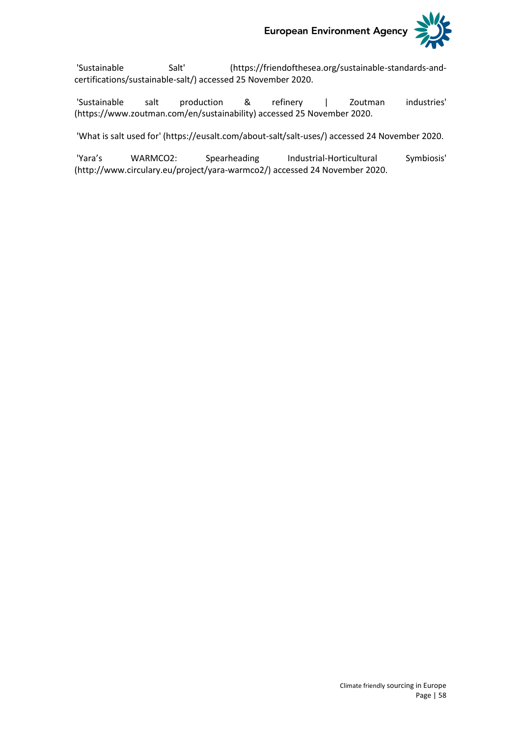'Sustainable Salt' (https://friendofthesea.org/sustainable-standards-and-certifications/sustainable-salt/) accessed 25 November 2020.

'Sustainable salt production & refinery | Zoutman industries' (https://www.zoutman.com/en/sustainability) accessed 25 November 2020.

'What is salt used for' (https://eusalt.com/about-salt/salt-uses/) accessed 24 November 2020.

'Yara's WARMCO2: Spearheading Industrial-Horticultural Symbiosis' (http://www.circulary.eu/project/yara-warmco2/) accessed 24 November 2020.